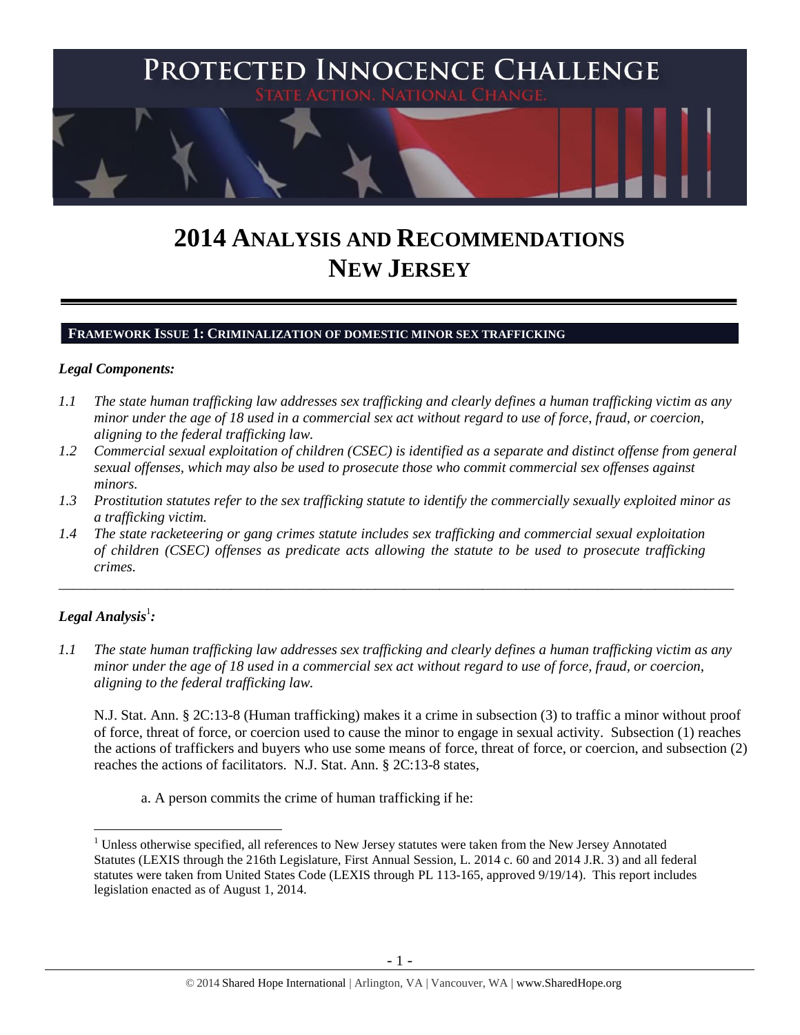# PROTECTED INNOCENCE CHALLENGE

STATE ACTION. NATIONAL CHANGE.

# 2014 ANALYSIS AND RECOMMENDATIONS
# NEW JERSEY

## FRAMEWORK ISSUE 1: CRIMINALIZATION OF DOMESTIC MINOR SEX TRAFFICKING

### *Legal Components:*

*1.1 The state human trafficking law addresses sex trafficking and clearly defines a human trafficking victim as any minor under the age of 18 used in a commercial sex act without regard to use of force, fraud, or coercion, aligning to the federal trafficking law.*

*1.2 Commercial sexual exploitation of children (CSEC) is identified as a separate and distinct offense from general sexual offenses, which may also be used to prosecute those who commit commercial sex offenses against minors.*

*1.3 Prostitution statutes refer to the sex trafficking statute to identify the commercially sexually exploited minor as a trafficking victim.*

*1.4 The state racketeering or gang crimes statute includes sex trafficking and commercial sexual exploitation of children (CSEC) offenses as predicate acts allowing the statute to be used to prosecute trafficking crimes.*

---

### *Legal Analysis*[1]*:*

*1.1 The state human trafficking law addresses sex trafficking and clearly defines a human trafficking victim as any minor under the age of 18 used in a commercial sex act without regard to use of force, fraud, or coercion, aligning to the federal trafficking law.*

N.J. Stat. Ann. § 2C:13-8 (Human trafficking) makes it a crime in subsection (3) to traffic a minor without proof of force, threat of force, or coercion used to cause the minor to engage in sexual activity. Subsection (1) reaches the actions of traffickers and buyers who use some means of force, threat of force, or coercion, and subsection (2) reaches the actions of facilitators. N.J. Stat. Ann. § 2C:13-8 states,

a. A person commits the crime of human trafficking if he:

[1] Unless otherwise specified, all references to New Jersey statutes were taken from the New Jersey Annotated Statutes (LEXIS through the 216th Legislature, First Annual Session, L. 2014 c. 60 and 2014 J.R. 3) and all federal statutes were taken from United States Code (LEXIS through PL 113-165, approved 9/19/14). This report includes legislation enacted as of August 1, 2014.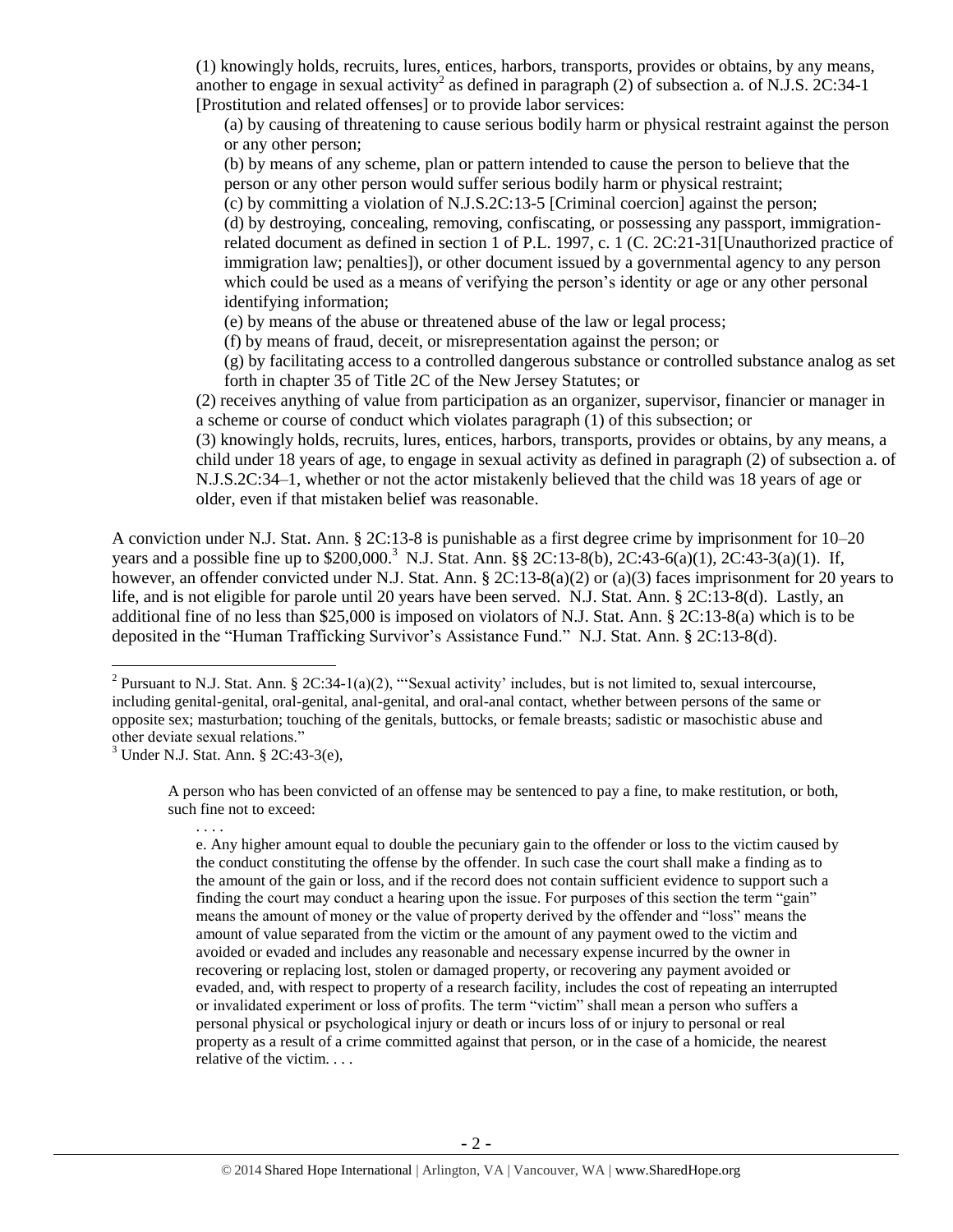(1) knowingly holds, recruits, lures, entices, harbors, transports, provides or obtains, by any means, another to engage in sexual activity[2] as defined in paragraph (2) of subsection a. of N.J.S. 2C:34-1 [Prostitution and related offenses] or to provide labor services:

(a) by causing of threatening to cause serious bodily harm or physical restraint against the person or any other person;

(b) by means of any scheme, plan or pattern intended to cause the person to believe that the person or any other person would suffer serious bodily harm or physical restraint;

(c) by committing a violation of N.J.S.2C:13-5 [Criminal coercion] against the person;

(d) by destroying, concealing, removing, confiscating, or possessing any passport, immigration-related document as defined in section 1 of P.L. 1997, c. 1 (C. 2C:21-31[Unauthorized practice of immigration law; penalties]), or other document issued by a governmental agency to any person which could be used as a means of verifying the person's identity or age or any other personal identifying information;

(e) by means of the abuse or threatened abuse of the law or legal process;

(f) by means of fraud, deceit, or misrepresentation against the person; or

(g) by facilitating access to a controlled dangerous substance or controlled substance analog as set forth in chapter 35 of Title 2C of the New Jersey Statutes; or

(2) receives anything of value from participation as an organizer, supervisor, financier or manager in a scheme or course of conduct which violates paragraph (1) of this subsection; or

(3) knowingly holds, recruits, lures, entices, harbors, transports, provides or obtains, by any means, a child under 18 years of age, to engage in sexual activity as defined in paragraph (2) of subsection a. of N.J.S.2C:34–1, whether or not the actor mistakenly believed that the child was 18 years of age or older, even if that mistaken belief was reasonable.

A conviction under N.J. Stat. Ann. § 2C:13-8 is punishable as a first degree crime by imprisonment for 10–20 years and a possible fine up to $200,000.[3] N.J. Stat. Ann. §§ 2C:13-8(b), 2C:43-6(a)(1), 2C:43-3(a)(1). If, however, an offender convicted under N.J. Stat. Ann. § 2C:13-8(a)(2) or (a)(3) faces imprisonment for 20 years to life, and is not eligible for parole until 20 years have been served. N.J. Stat. Ann. § 2C:13-8(d). Lastly, an additional fine of no less than $25,000 is imposed on violators of N.J. Stat. Ann. § 2C:13-8(a) which is to be deposited in the "Human Trafficking Survivor's Assistance Fund." N.J. Stat. Ann. § 2C:13-8(d).

[2] Pursuant to N.J. Stat. Ann. § 2C:34-1(a)(2), "'Sexual activity' includes, but is not limited to, sexual intercourse, including genital-genital, oral-genital, anal-genital, and oral-anal contact, whether between persons of the same or opposite sex; masturbation; touching of the genitals, buttocks, or female breasts; sadistic or masochistic abuse and other deviate sexual relations."

[3] Under N.J. Stat. Ann. § 2C:43-3(e),

> A person who has been convicted of an offense may be sentenced to pay a fine, to make restitution, or both, such fine not to exceed:
>
> . . . .
>
> e. Any higher amount equal to double the pecuniary gain to the offender or loss to the victim caused by the conduct constituting the offense by the offender. In such case the court shall make a finding as to the amount of the gain or loss, and if the record does not contain sufficient evidence to support such a finding the court may conduct a hearing upon the issue. For purposes of this section the term "gain" means the amount of money or the value of property derived by the offender and "loss" means the amount of value separated from the victim or the amount of any payment owed to the victim and avoided or evaded and includes any reasonable and necessary expense incurred by the owner in recovering or replacing lost, stolen or damaged property, or recovering any payment avoided or evaded, and, with respect to property of a research facility, includes the cost of repeating an interrupted or invalidated experiment or loss of profits. The term "victim" shall mean a person who suffers a personal physical or psychological injury or death or incurs loss of or injury to personal or real property as a result of a crime committed against that person, or in the case of a homicide, the nearest relative of the victim. . . .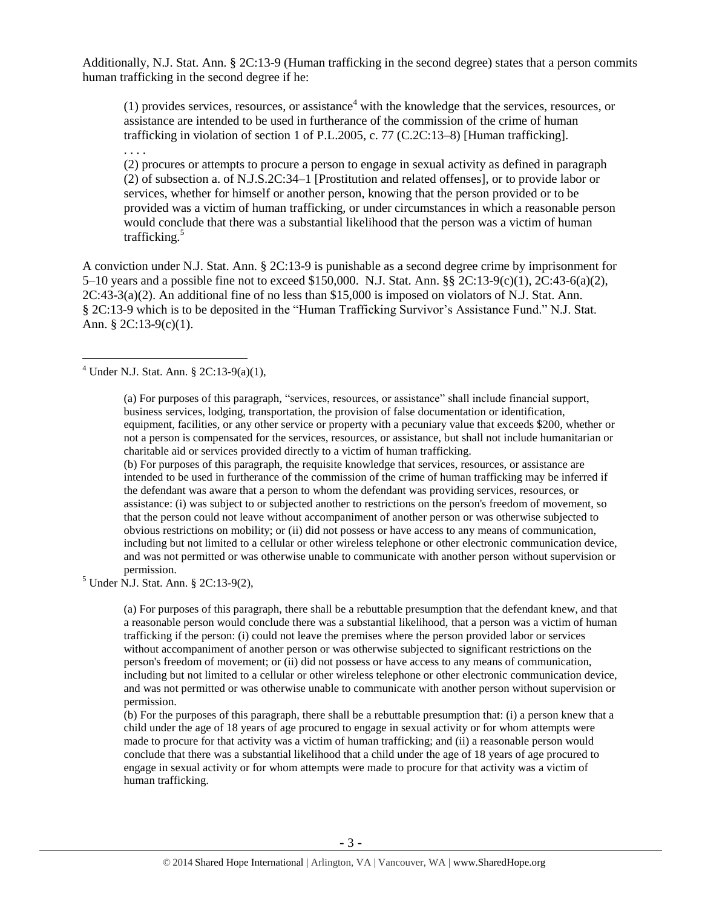Additionally, N.J. Stat. Ann. § 2C:13-9 (Human trafficking in the second degree) states that a person commits human trafficking in the second degree if he:

> (1) provides services, resources, or assistance[4] with the knowledge that the services, resources, or assistance are intended to be used in furtherance of the commission of the crime of human trafficking in violation of section 1 of P.L.2005, c. 77 (C.2C:13–8) [Human trafficking].
>
> . . . .
>
> (2) procures or attempts to procure a person to engage in sexual activity as defined in paragraph (2) of subsection a. of N.J.S.2C:34–1 [Prostitution and related offenses], or to provide labor or services, whether for himself or another person, knowing that the person provided or to be provided was a victim of human trafficking, or under circumstances in which a reasonable person would conclude that there was a substantial likelihood that the person was a victim of human trafficking.[5]

A conviction under N.J. Stat. Ann. § 2C:13-9 is punishable as a second degree crime by imprisonment for 5–10 years and a possible fine not to exceed $150,000. N.J. Stat. Ann. §§ 2C:13-9(c)(1), 2C:43-6(a)(2), 2C:43-3(a)(2). An additional fine of no less than $15,000 is imposed on violators of N.J. Stat. Ann. § 2C:13-9 which is to be deposited in the "Human Trafficking Survivor's Assistance Fund." N.J. Stat. Ann. § 2C:13-9(c)(1).

---

[4] Under N.J. Stat. Ann. § 2C:13-9(a)(1),

> (a) For purposes of this paragraph, "services, resources, or assistance" shall include financial support, business services, lodging, transportation, the provision of false documentation or identification, equipment, facilities, or any other service or property with a pecuniary value that exceeds $200, whether or not a person is compensated for the services, resources, or assistance, but shall not include humanitarian or charitable aid or services provided directly to a victim of human trafficking.
>
> (b) For purposes of this paragraph, the requisite knowledge that services, resources, or assistance are intended to be used in furtherance of the commission of the crime of human trafficking may be inferred if the defendant was aware that a person to whom the defendant was providing services, resources, or assistance: (i) was subject to or subjected another to restrictions on the person's freedom of movement, so that the person could not leave without accompaniment of another person or was otherwise subjected to obvious restrictions on mobility; or (ii) did not possess or have access to any means of communication, including but not limited to a cellular or other wireless telephone or other electronic communication device, and was not permitted or was otherwise unable to communicate with another person without supervision or permission.

[5] Under N.J. Stat. Ann. § 2C:13-9(2),

> (a) For purposes of this paragraph, there shall be a rebuttable presumption that the defendant knew, and that a reasonable person would conclude there was a substantial likelihood, that a person was a victim of human trafficking if the person: (i) could not leave the premises where the person provided labor or services without accompaniment of another person or was otherwise subjected to significant restrictions on the person's freedom of movement; or (ii) did not possess or have access to any means of communication, including but not limited to a cellular or other wireless telephone or other electronic communication device, and was not permitted or was otherwise unable to communicate with another person without supervision or permission.
>
> (b) For the purposes of this paragraph, there shall be a rebuttable presumption that: (i) a person knew that a child under the age of 18 years of age procured to engage in sexual activity or for whom attempts were made to procure for that activity was a victim of human trafficking; and (ii) a reasonable person would conclude that there was a substantial likelihood that a child under the age of 18 years of age procured to engage in sexual activity or for whom attempts were made to procure for that activity was a victim of human trafficking.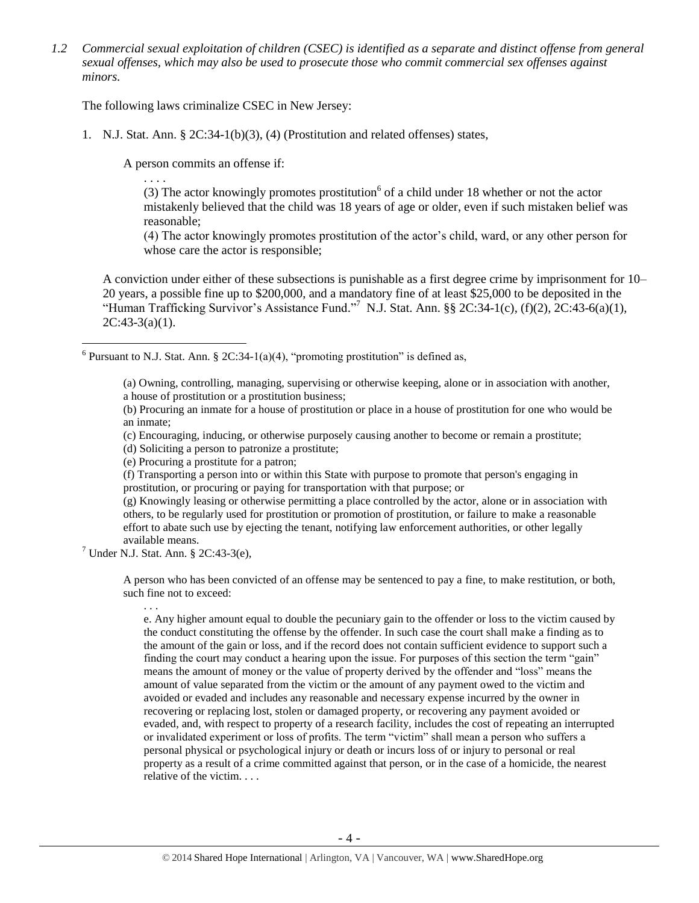*1.2 Commercial sexual exploitation of children (CSEC) is identified as a separate and distinct offense from general sexual offenses, which may also be used to prosecute those who commit commercial sex offenses against minors.*

The following laws criminalize CSEC in New Jersey:

1. N.J. Stat. Ann. § 2C:34-1(b)(3), (4) (Prostitution and related offenses) states,

   A person commits an offense if:

   . . . .

   (3) The actor knowingly promotes prostitution[6] of a child under 18 whether or not the actor mistakenly believed that the child was 18 years of age or older, even if such mistaken belief was reasonable;

   (4) The actor knowingly promotes prostitution of the actor's child, ward, or any other person for whose care the actor is responsible;

   A conviction under either of these subsections is punishable as a first degree crime by imprisonment for 10–20 years, a possible fine up to $200,000, and a mandatory fine of at least $25,000 to be deposited in the "Human Trafficking Survivor's Assistance Fund."[7] N.J. Stat. Ann. §§ 2C:34-1(c), (f)(2), 2C:43-6(a)(1), 2C:43-3(a)(1).

---

[6] Pursuant to N.J. Stat. Ann. § 2C:34-1(a)(4), "promoting prostitution" is defined as,

(a) Owning, controlling, managing, supervising or otherwise keeping, alone or in association with another, a house of prostitution or a prostitution business;

(b) Procuring an inmate for a house of prostitution or place in a house of prostitution for one who would be an inmate;

(c) Encouraging, inducing, or otherwise purposely causing another to become or remain a prostitute;

(d) Soliciting a person to patronize a prostitute;

(e) Procuring a prostitute for a patron;

(f) Transporting a person into or within this State with purpose to promote that person's engaging in prostitution, or procuring or paying for transportation with that purpose; or

(g) Knowingly leasing or otherwise permitting a place controlled by the actor, alone or in association with others, to be regularly used for prostitution or promotion of prostitution, or failure to make a reasonable effort to abate such use by ejecting the tenant, notifying law enforcement authorities, or other legally available means.

[7] Under N.J. Stat. Ann. § 2C:43-3(e),

A person who has been convicted of an offense may be sentenced to pay a fine, to make restitution, or both, such fine not to exceed:

. . .

e. Any higher amount equal to double the pecuniary gain to the offender or loss to the victim caused by the conduct constituting the offense by the offender. In such case the court shall make a finding as to the amount of the gain or loss, and if the record does not contain sufficient evidence to support such a finding the court may conduct a hearing upon the issue. For purposes of this section the term "gain" means the amount of money or the value of property derived by the offender and "loss" means the amount of value separated from the victim or the amount of any payment owed to the victim and avoided or evaded and includes any reasonable and necessary expense incurred by the owner in recovering or replacing lost, stolen or damaged property, or recovering any payment avoided or evaded, and, with respect to property of a research facility, includes the cost of repeating an interrupted or invalidated experiment or loss of profits. The term "victim" shall mean a person who suffers a personal physical or psychological injury or death or incurs loss of or injury to personal or real property as a result of a crime committed against that person, or in the case of a homicide, the nearest relative of the victim. . . .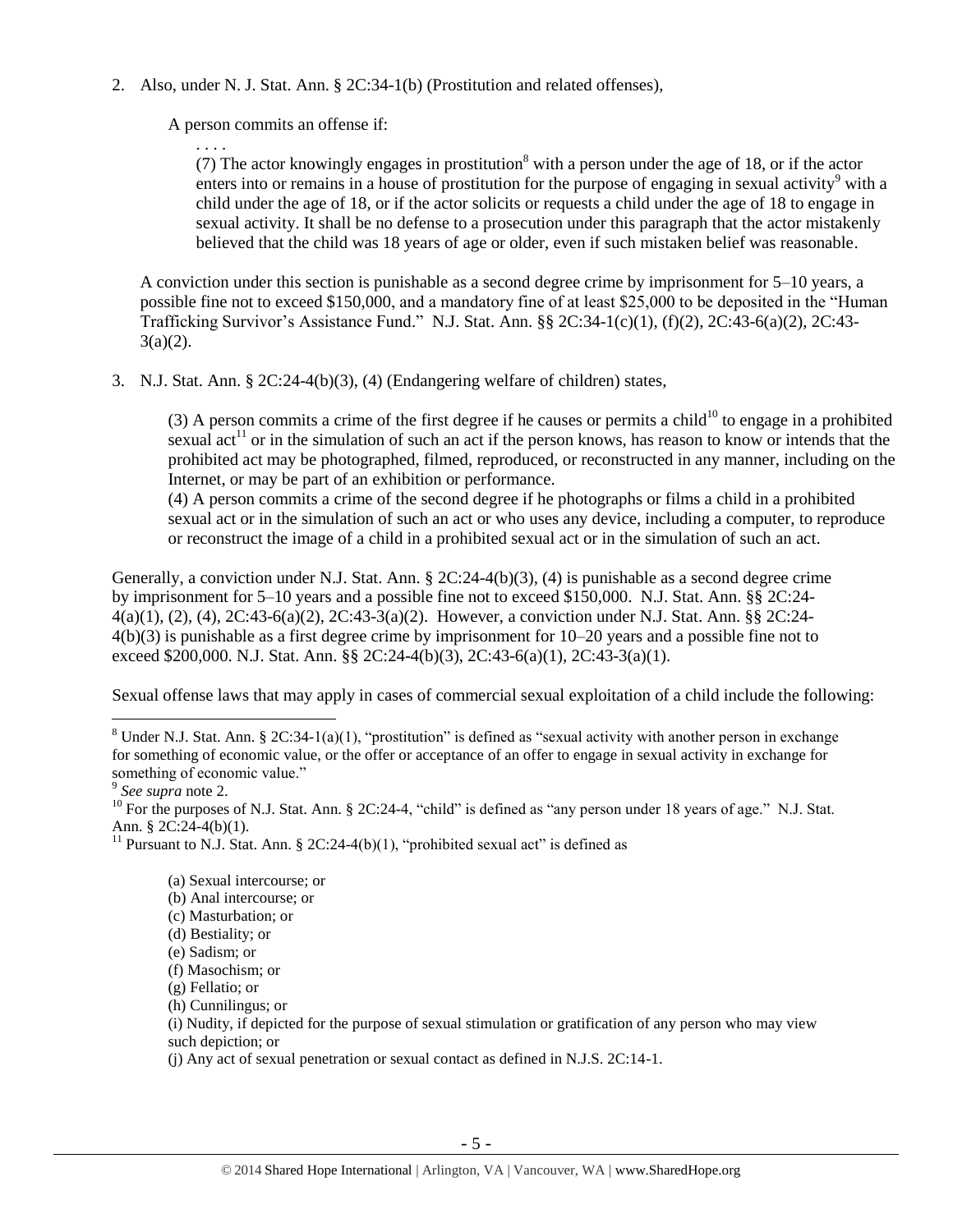2. Also, under N. J. Stat. Ann. § 2C:34-1(b) (Prostitution and related offenses),

   A person commits an offense if:

   > . . . .
   > (7) The actor knowingly engages in prostitution[8] with a person under the age of 18, or if the actor enters into or remains in a house of prostitution for the purpose of engaging in sexual activity[9] with a child under the age of 18, or if the actor solicits or requests a child under the age of 18 to engage in sexual activity. It shall be no defense to a prosecution under this paragraph that the actor mistakenly believed that the child was 18 years of age or older, even if such mistaken belief was reasonable.

   A conviction under this section is punishable as a second degree crime by imprisonment for 5–10 years, a possible fine not to exceed $150,000, and a mandatory fine of at least $25,000 to be deposited in the "Human Trafficking Survivor's Assistance Fund." N.J. Stat. Ann. §§ 2C:34-1(c)(1), (f)(2), 2C:43-6(a)(2), 2C:43-3(a)(2).

3. N.J. Stat. Ann. § 2C:24-4(b)(3), (4) (Endangering welfare of children) states,

   > (3) A person commits a crime of the first degree if he causes or permits a child[10] to engage in a prohibited sexual act[11] or in the simulation of such an act if the person knows, has reason to know or intends that the prohibited act may be photographed, filmed, reproduced, or reconstructed in any manner, including on the Internet, or may be part of an exhibition or performance.
   > (4) A person commits a crime of the second degree if he photographs or films a child in a prohibited sexual act or in the simulation of such an act or who uses any device, including a computer, to reproduce or reconstruct the image of a child in a prohibited sexual act or in the simulation of such an act.

Generally, a conviction under N.J. Stat. Ann. § 2C:24-4(b)(3), (4) is punishable as a second degree crime by imprisonment for 5–10 years and a possible fine not to exceed $150,000. N.J. Stat. Ann. §§ 2C:24-4(a)(1), (2), (4), 2C:43-6(a)(2), 2C:43-3(a)(2). However, a conviction under N.J. Stat. Ann. §§ 2C:24-4(b)(3) is punishable as a first degree crime by imprisonment for 10–20 years and a possible fine not to exceed $200,000. N.J. Stat. Ann. §§ 2C:24-4(b)(3), 2C:43-6(a)(1), 2C:43-3(a)(1).

Sexual offense laws that may apply in cases of commercial sexual exploitation of a child include the following:

---

[8] Under N.J. Stat. Ann. § 2C:34-1(a)(1), "prostitution" is defined as "sexual activity with another person in exchange for something of economic value, or the offer or acceptance of an offer to engage in sexual activity in exchange for something of economic value."

[9] *See supra* note 2.

[10] For the purposes of N.J. Stat. Ann. § 2C:24-4, "child" is defined as "any person under 18 years of age." N.J. Stat. Ann. § 2C:24-4(b)(1).

[11] Pursuant to N.J. Stat. Ann. § 2C:24-4(b)(1), "prohibited sexual act" is defined as

> (a) Sexual intercourse; or
> (b) Anal intercourse; or
> (c) Masturbation; or
> (d) Bestiality; or
> (e) Sadism; or
> (f) Masochism; or
> (g) Fellatio; or
> (h) Cunnilingus; or
> (i) Nudity, if depicted for the purpose of sexual stimulation or gratification of any person who may view such depiction; or
> (j) Any act of sexual penetration or sexual contact as defined in N.J.S. 2C:14-1.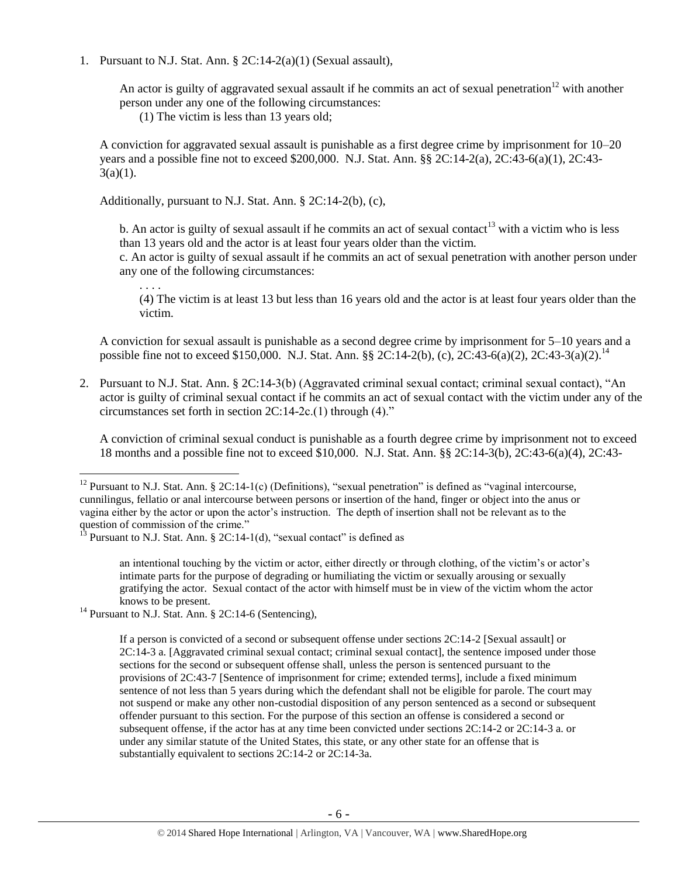1. Pursuant to N.J. Stat. Ann. § 2C:14-2(a)(1) (Sexual assault),

   > An actor is guilty of aggravated sexual assault if he commits an act of sexual penetration[12] with another person under any one of the following circumstances:
   >
   > (1) The victim is less than 13 years old;

   A conviction for aggravated sexual assault is punishable as a first degree crime by imprisonment for 10–20 years and a possible fine not to exceed $200,000. N.J. Stat. Ann. §§ 2C:14-2(a), 2C:43-6(a)(1), 2C:43-3(a)(1).

   Additionally, pursuant to N.J. Stat. Ann. § 2C:14-2(b), (c),

   > b. An actor is guilty of sexual assault if he commits an act of sexual contact[13] with a victim who is less than 13 years old and the actor is at least four years older than the victim.
   >
   > c. An actor is guilty of sexual assault if he commits an act of sexual penetration with another person under any one of the following circumstances:
   >
   > . . . .
   >
   > (4) The victim is at least 13 but less than 16 years old and the actor is at least four years older than the victim.

   A conviction for sexual assault is punishable as a second degree crime by imprisonment for 5–10 years and a possible fine not to exceed $150,000. N.J. Stat. Ann. §§ 2C:14-2(b), (c), 2C:43-6(a)(2), 2C:43-3(a)(2).[14]

2. Pursuant to N.J. Stat. Ann. § 2C:14-3(b) (Aggravated criminal sexual contact; criminal sexual contact), "An actor is guilty of criminal sexual contact if he commits an act of sexual contact with the victim under any of the circumstances set forth in section 2C:14-2c.(1) through (4)."

   A conviction of criminal sexual conduct is punishable as a fourth degree crime by imprisonment not to exceed 18 months and a possible fine not to exceed $10,000. N.J. Stat. Ann. §§ 2C:14-3(b), 2C:43-6(a)(4), 2C:43-

---

[12] Pursuant to N.J. Stat. Ann. § 2C:14-1(c) (Definitions), "sexual penetration" is defined as "vaginal intercourse, cunnilingus, fellatio or anal intercourse between persons or insertion of the hand, finger or object into the anus or vagina either by the actor or upon the actor's instruction. The depth of insertion shall not be relevant as to the question of commission of the crime."

[13] Pursuant to N.J. Stat. Ann. § 2C:14-1(d), "sexual contact" is defined as

> an intentional touching by the victim or actor, either directly or through clothing, of the victim's or actor's intimate parts for the purpose of degrading or humiliating the victim or sexually arousing or sexually gratifying the actor. Sexual contact of the actor with himself must be in view of the victim whom the actor knows to be present.

[14] Pursuant to N.J. Stat. Ann. § 2C:14-6 (Sentencing),

> If a person is convicted of a second or subsequent offense under sections 2C:14-2 [Sexual assault] or 2C:14-3 a. [Aggravated criminal sexual contact; criminal sexual contact], the sentence imposed under those sections for the second or subsequent offense shall, unless the person is sentenced pursuant to the provisions of 2C:43-7 [Sentence of imprisonment for crime; extended terms], include a fixed minimum sentence of not less than 5 years during which the defendant shall not be eligible for parole. The court may not suspend or make any other non-custodial disposition of any person sentenced as a second or subsequent offender pursuant to this section. For the purpose of this section an offense is considered a second or subsequent offense, if the actor has at any time been convicted under sections 2C:14-2 or 2C:14-3 a. or under any similar statute of the United States, this state, or any other state for an offense that is substantially equivalent to sections 2C:14-2 or 2C:14-3a.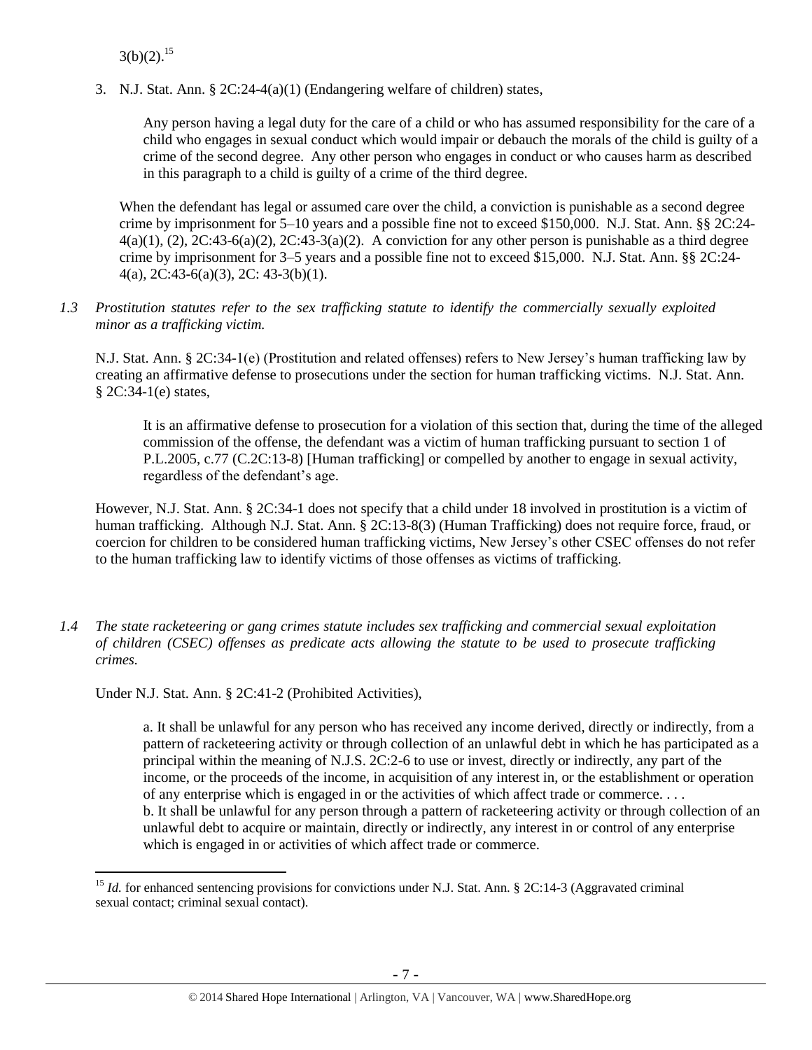3(b)(2).[15]

3. N.J. Stat. Ann. § 2C:24-4(a)(1) (Endangering welfare of children) states,

 > Any person having a legal duty for the care of a child or who has assumed responsibility for the care of a child who engages in sexual conduct which would impair or debauch the morals of the child is guilty of a crime of the second degree. Any other person who engages in conduct or who causes harm as described in this paragraph to a child is guilty of a crime of the third degree.

 When the defendant has legal or assumed care over the child, a conviction is punishable as a second degree crime by imprisonment for 5–10 years and a possible fine not to exceed $150,000. N.J. Stat. Ann. §§ 2C:24-4(a)(1), (2), 2C:43-6(a)(2), 2C:43-3(a)(2). A conviction for any other person is punishable as a third degree crime by imprisonment for 3–5 years and a possible fine not to exceed $15,000. N.J. Stat. Ann. §§ 2C:24-4(a), 2C:43-6(a)(3), 2C: 43-3(b)(1).

*1.3 Prostitution statutes refer to the sex trafficking statute to identify the commercially sexually exploited minor as a trafficking victim.*

N.J. Stat. Ann. § 2C:34-1(e) (Prostitution and related offenses) refers to New Jersey's human trafficking law by creating an affirmative defense to prosecutions under the section for human trafficking victims. N.J. Stat. Ann. § 2C:34-1(e) states,

> It is an affirmative defense to prosecution for a violation of this section that, during the time of the alleged commission of the offense, the defendant was a victim of human trafficking pursuant to section 1 of P.L.2005, c.77 (C.2C:13-8) [Human trafficking] or compelled by another to engage in sexual activity, regardless of the defendant's age.

However, N.J. Stat. Ann. § 2C:34-1 does not specify that a child under 18 involved in prostitution is a victim of human trafficking. Although N.J. Stat. Ann. § 2C:13-8(3) (Human Trafficking) does not require force, fraud, or coercion for children to be considered human trafficking victims, New Jersey's other CSEC offenses do not refer to the human trafficking law to identify victims of those offenses as victims of trafficking.

*1.4 The state racketeering or gang crimes statute includes sex trafficking and commercial sexual exploitation of children (CSEC) offenses as predicate acts allowing the statute to be used to prosecute trafficking crimes.*

Under N.J. Stat. Ann. § 2C:41-2 (Prohibited Activities),

> a. It shall be unlawful for any person who has received any income derived, directly or indirectly, from a pattern of racketeering activity or through collection of an unlawful debt in which he has participated as a principal within the meaning of N.J.S. 2C:2-6 to use or invest, directly or indirectly, any part of the income, or the proceeds of the income, in acquisition of any interest in, or the establishment or operation of any enterprise which is engaged in or the activities of which affect trade or commerce. . . .
> b. It shall be unlawful for any person through a pattern of racketeering activity or through collection of an unlawful debt to acquire or maintain, directly or indirectly, any interest in or control of any enterprise which is engaged in or activities of which affect trade or commerce.

---

[15] *Id.* for enhanced sentencing provisions for convictions under N.J. Stat. Ann. § 2C:14-3 (Aggravated criminal sexual contact; criminal sexual contact).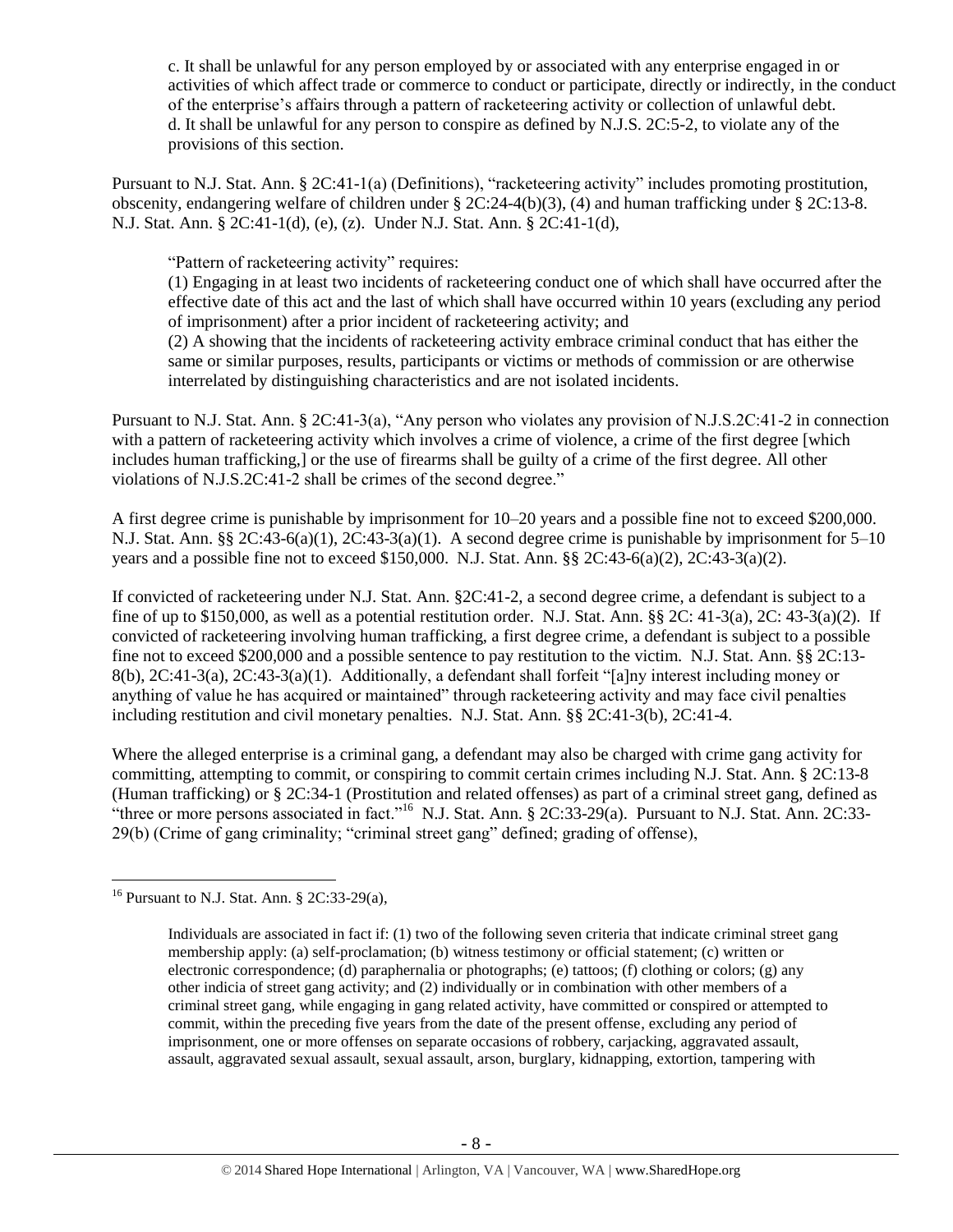> c. It shall be unlawful for any person employed by or associated with any enterprise engaged in or activities of which affect trade or commerce to conduct or participate, directly or indirectly, in the conduct of the enterprise's affairs through a pattern of racketeering activity or collection of unlawful debt.
> d. It shall be unlawful for any person to conspire as defined by N.J.S. 2C:5-2, to violate any of the provisions of this section.

Pursuant to N.J. Stat. Ann. § 2C:41-1(a) (Definitions), "racketeering activity" includes promoting prostitution, obscenity, endangering welfare of children under § 2C:24-4(b)(3), (4) and human trafficking under § 2C:13-8. N.J. Stat. Ann. § 2C:41-1(d), (e), (z). Under N.J. Stat. Ann. § 2C:41-1(d),

> "Pattern of racketeering activity" requires:
> (1) Engaging in at least two incidents of racketeering conduct one of which shall have occurred after the effective date of this act and the last of which shall have occurred within 10 years (excluding any period of imprisonment) after a prior incident of racketeering activity; and
> (2) A showing that the incidents of racketeering activity embrace criminal conduct that has either the same or similar purposes, results, participants or victims or methods of commission or are otherwise interrelated by distinguishing characteristics and are not isolated incidents.

Pursuant to N.J. Stat. Ann. § 2C:41-3(a), "Any person who violates any provision of N.J.S.2C:41-2 in connection with a pattern of racketeering activity which involves a crime of violence, a crime of the first degree [which includes human trafficking,] or the use of firearms shall be guilty of a crime of the first degree. All other violations of N.J.S.2C:41-2 shall be crimes of the second degree."

A first degree crime is punishable by imprisonment for 10–20 years and a possible fine not to exceed $200,000. N.J. Stat. Ann. §§ 2C:43-6(a)(1), 2C:43-3(a)(1). A second degree crime is punishable by imprisonment for 5–10 years and a possible fine not to exceed $150,000. N.J. Stat. Ann. §§ 2C:43-6(a)(2), 2C:43-3(a)(2).

If convicted of racketeering under N.J. Stat. Ann. §2C:41-2, a second degree crime, a defendant is subject to a fine of up to $150,000, as well as a potential restitution order. N.J. Stat. Ann. §§ 2C: 41-3(a), 2C: 43-3(a)(2). If convicted of racketeering involving human trafficking, a first degree crime, a defendant is subject to a possible fine not to exceed $200,000 and a possible sentence to pay restitution to the victim. N.J. Stat. Ann. §§ 2C:13-8(b), 2C:41-3(a), 2C:43-3(a)(1). Additionally, a defendant shall forfeit "[a]ny interest including money or anything of value he has acquired or maintained" through racketeering activity and may face civil penalties including restitution and civil monetary penalties. N.J. Stat. Ann. §§ 2C:41-3(b), 2C:41-4.

Where the alleged enterprise is a criminal gang, a defendant may also be charged with crime gang activity for committing, attempting to commit, or conspiring to commit certain crimes including N.J. Stat. Ann. § 2C:13-8 (Human trafficking) or § 2C:34-1 (Prostitution and related offenses) as part of a criminal street gang, defined as "three or more persons associated in fact."[16] N.J. Stat. Ann. § 2C:33-29(a). Pursuant to N.J. Stat. Ann. 2C:33-29(b) (Crime of gang criminality; "criminal street gang" defined; grading of offense),

---

[16] Pursuant to N.J. Stat. Ann. § 2C:33-29(a),

> Individuals are associated in fact if: (1) two of the following seven criteria that indicate criminal street gang membership apply: (a) self-proclamation; (b) witness testimony or official statement; (c) written or electronic correspondence; (d) paraphernalia or photographs; (e) tattoos; (f) clothing or colors; (g) any other indicia of street gang activity; and (2) individually or in combination with other members of a criminal street gang, while engaging in gang related activity, have committed or conspired or attempted to commit, within the preceding five years from the date of the present offense, excluding any period of imprisonment, one or more offenses on separate occasions of robbery, carjacking, aggravated assault, assault, aggravated sexual assault, sexual assault, arson, burglary, kidnapping, extortion, tampering with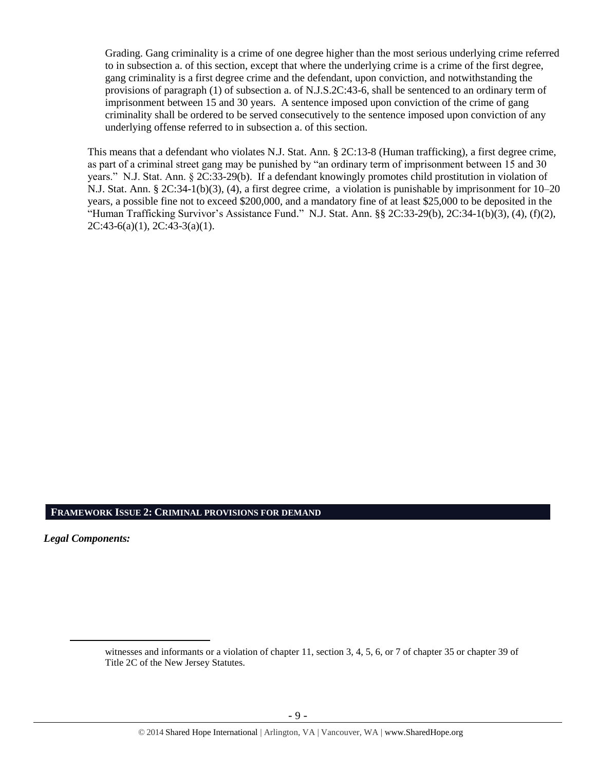> Grading. Gang criminality is a crime of one degree higher than the most serious underlying crime referred to in subsection a. of this section, except that where the underlying crime is a crime of the first degree, gang criminality is a first degree crime and the defendant, upon conviction, and notwithstanding the provisions of paragraph (1) of subsection a. of N.J.S.2C:43-6, shall be sentenced to an ordinary term of imprisonment between 15 and 30 years. A sentence imposed upon conviction of the crime of gang criminality shall be ordered to be served consecutively to the sentence imposed upon conviction of any underlying offense referred to in subsection a. of this section.

This means that a defendant who violates N.J. Stat. Ann. § 2C:13-8 (Human trafficking), a first degree crime, as part of a criminal street gang may be punished by "an ordinary term of imprisonment between 15 and 30 years." N.J. Stat. Ann. § 2C:33-29(b). If a defendant knowingly promotes child prostitution in violation of N.J. Stat. Ann. § 2C:34-1(b)(3), (4), a first degree crime, a violation is punishable by imprisonment for 10–20 years, a possible fine not to exceed $200,000, and a mandatory fine of at least $25,000 to be deposited in the "Human Trafficking Survivor's Assistance Fund." N.J. Stat. Ann. §§ 2C:33-29(b), 2C:34-1(b)(3), (4), (f)(2), 2C:43-6(a)(1), 2C:43-3(a)(1).

## FRAMEWORK ISSUE 2: CRIMINAL PROVISIONS FOR DEMAND

***Legal Components:***

---

witnesses and informants or a violation of chapter 11, section 3, 4, 5, 6, or 7 of chapter 35 or chapter 39 of Title 2C of the New Jersey Statutes.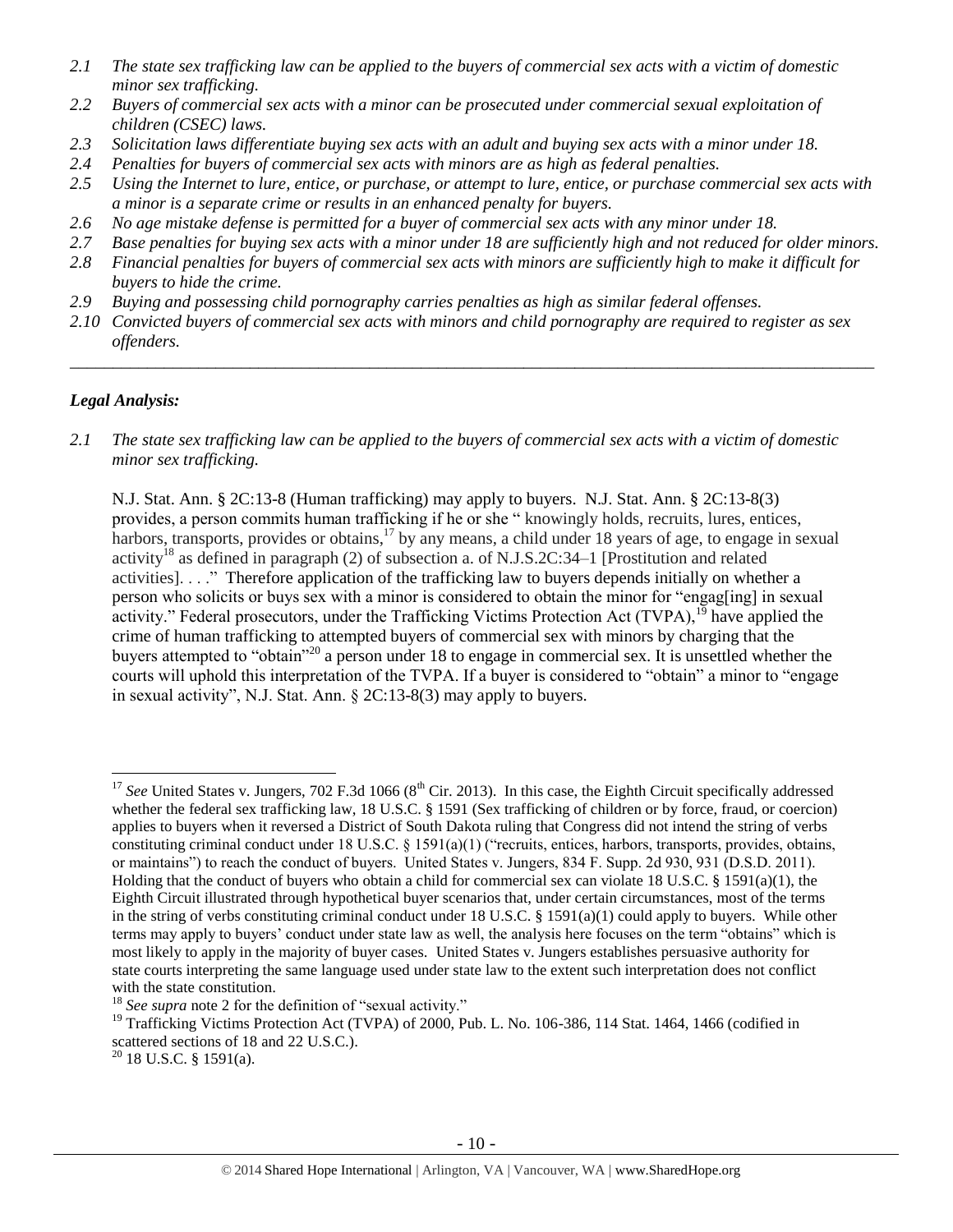*2.1 The state sex trafficking law can be applied to the buyers of commercial sex acts with a victim of domestic minor sex trafficking.*

*2.2 Buyers of commercial sex acts with a minor can be prosecuted under commercial sexual exploitation of children (CSEC) laws.*

*2.3 Solicitation laws differentiate buying sex acts with an adult and buying sex acts with a minor under 18.*

*2.4 Penalties for buyers of commercial sex acts with minors are as high as federal penalties.*

*2.5 Using the Internet to lure, entice, or purchase, or attempt to lure, entice, or purchase commercial sex acts with a minor is a separate crime or results in an enhanced penalty for buyers.*

*2.6 No age mistake defense is permitted for a buyer of commercial sex acts with any minor under 18.*

*2.7 Base penalties for buying sex acts with a minor under 18 are sufficiently high and not reduced for older minors.*

*2.8 Financial penalties for buyers of commercial sex acts with minors are sufficiently high to make it difficult for buyers to hide the crime.*

*2.9 Buying and possessing child pornography carries penalties as high as similar federal offenses.*

*2.10 Convicted buyers of commercial sex acts with minors and child pornography are required to register as sex offenders.*

---

## *Legal Analysis:*

*2.1 The state sex trafficking law can be applied to the buyers of commercial sex acts with a victim of domestic minor sex trafficking.*

N.J. Stat. Ann. § 2C:13-8 (Human trafficking) may apply to buyers. N.J. Stat. Ann. § 2C:13-8(3) provides, a person commits human trafficking if he or she " knowingly holds, recruits, lures, entices, harbors, transports, provides or obtains,[17] by any means, a child under 18 years of age, to engage in sexual activity[18] as defined in paragraph (2) of subsection a. of N.J.S.2C:34–1 [Prostitution and related activities]. . . ." Therefore application of the trafficking law to buyers depends initially on whether a person who solicits or buys sex with a minor is considered to obtain the minor for "engag[ing] in sexual activity." Federal prosecutors, under the Trafficking Victims Protection Act (TVPA),[19] have applied the crime of human trafficking to attempted buyers of commercial sex with minors by charging that the buyers attempted to "obtain"[20] a person under 18 to engage in commercial sex. It is unsettled whether the courts will uphold this interpretation of the TVPA. If a buyer is considered to "obtain" a minor to "engage in sexual activity", N.J. Stat. Ann. § 2C:13-8(3) may apply to buyers.

---

[17] *See* United States v. Jungers, 702 F.3d 1066 (8th Cir. 2013). In this case, the Eighth Circuit specifically addressed whether the federal sex trafficking law, 18 U.S.C. § 1591 (Sex trafficking of children or by force, fraud, or coercion) applies to buyers when it reversed a District of South Dakota ruling that Congress did not intend the string of verbs constituting criminal conduct under 18 U.S.C. § 1591(a)(1) ("recruits, entices, harbors, transports, provides, obtains, or maintains") to reach the conduct of buyers. United States v. Jungers, 834 F. Supp. 2d 930, 931 (D.S.D. 2011). Holding that the conduct of buyers who obtain a child for commercial sex can violate 18 U.S.C. § 1591(a)(1), the Eighth Circuit illustrated through hypothetical buyer scenarios that, under certain circumstances, most of the terms in the string of verbs constituting criminal conduct under 18 U.S.C. § 1591(a)(1) could apply to buyers. While other terms may apply to buyers' conduct under state law as well, the analysis here focuses on the term "obtains" which is most likely to apply in the majority of buyer cases. United States v. Jungers establishes persuasive authority for state courts interpreting the same language used under state law to the extent such interpretation does not conflict with the state constitution.

[18] *See supra* note 2 for the definition of "sexual activity."

[19] Trafficking Victims Protection Act (TVPA) of 2000, Pub. L. No. 106-386, 114 Stat. 1464, 1466 (codified in scattered sections of 18 and 22 U.S.C.).

[20] 18 U.S.C. § 1591(a).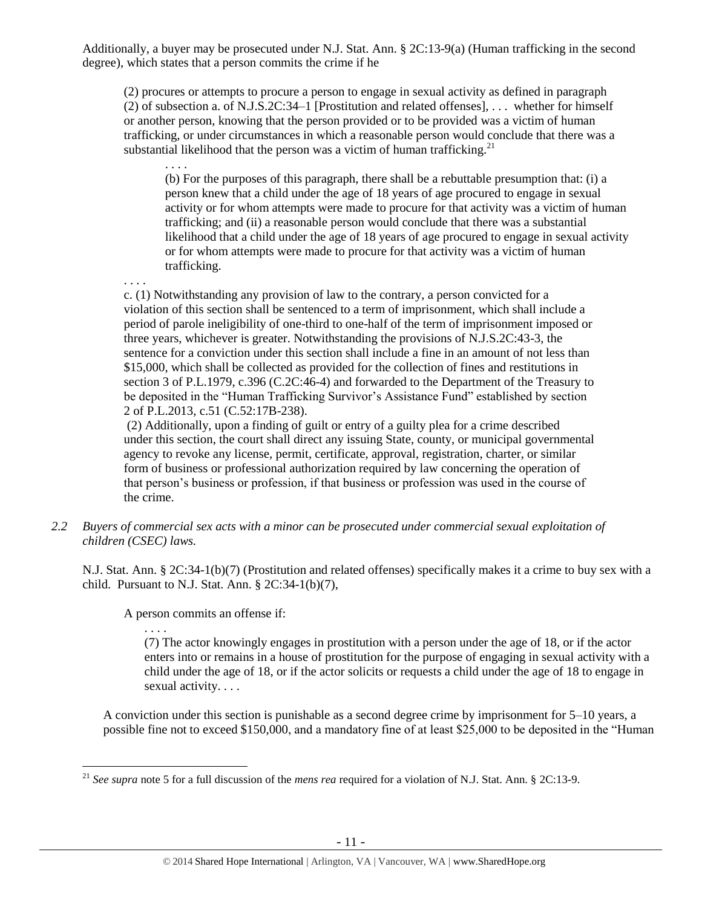Additionally, a buyer may be prosecuted under N.J. Stat. Ann. § 2C:13-9(a) (Human trafficking in the second degree), which states that a person commits the crime if he

> (2) procures or attempts to procure a person to engage in sexual activity as defined in paragraph (2) of subsection a. of N.J.S.2C:34–1 [Prostitution and related offenses], . . . whether for himself or another person, knowing that the person provided or to be provided was a victim of human trafficking, or under circumstances in which a reasonable person would conclude that there was a substantial likelihood that the person was a victim of human trafficking.[21]
>
> > . . . .
> >
> > (b) For the purposes of this paragraph, there shall be a rebuttable presumption that: (i) a person knew that a child under the age of 18 years of age procured to engage in sexual activity or for whom attempts were made to procure for that activity was a victim of human trafficking; and (ii) a reasonable person would conclude that there was a substantial likelihood that a child under the age of 18 years of age procured to engage in sexual activity or for whom attempts were made to procure for that activity was a victim of human trafficking.
>
> . . . .
>
> c. (1) Notwithstanding any provision of law to the contrary, a person convicted for a violation of this section shall be sentenced to a term of imprisonment, which shall include a period of parole ineligibility of one-third to one-half of the term of imprisonment imposed or three years, whichever is greater. Notwithstanding the provisions of N.J.S.2C:43-3, the sentence for a conviction under this section shall include a fine in an amount of not less than $15,000, which shall be collected as provided for the collection of fines and restitutions in section 3 of P.L.1979, c.396 (C.2C:46-4) and forwarded to the Department of the Treasury to be deposited in the "Human Trafficking Survivor's Assistance Fund" established by section 2 of P.L.2013, c.51 (C.52:17B-238).
>
> (2) Additionally, upon a finding of guilt or entry of a guilty plea for a crime described under this section, the court shall direct any issuing State, county, or municipal governmental agency to revoke any license, permit, certificate, approval, registration, charter, or similar form of business or professional authorization required by law concerning the operation of that person's business or profession, if that business or profession was used in the course of the crime.

*2.2 Buyers of commercial sex acts with a minor can be prosecuted under commercial sexual exploitation of children (CSEC) laws.*

N.J. Stat. Ann. § 2C:34-1(b)(7) (Prostitution and related offenses) specifically makes it a crime to buy sex with a child. Pursuant to N.J. Stat. Ann. § 2C:34-1(b)(7),

> A person commits an offense if:
>
> . . . .
>
> (7) The actor knowingly engages in prostitution with a person under the age of 18, or if the actor enters into or remains in a house of prostitution for the purpose of engaging in sexual activity with a child under the age of 18, or if the actor solicits or requests a child under the age of 18 to engage in sexual activity. . . .

A conviction under this section is punishable as a second degree crime by imprisonment for 5–10 years, a possible fine not to exceed $150,000, and a mandatory fine of at least $25,000 to be deposited in the "Human

---

[21] *See supra* note 5 for a full discussion of the *mens rea* required for a violation of N.J. Stat. Ann. § 2C:13-9.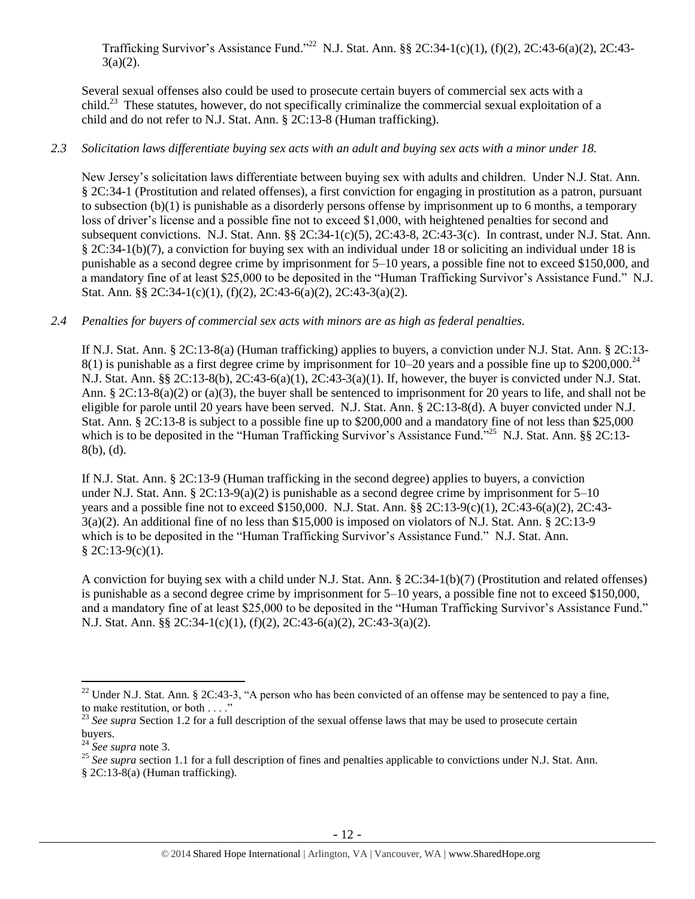Trafficking Survivor's Assistance Fund."[22] N.J. Stat. Ann. §§ 2C:34-1(c)(1), (f)(2), 2C:43-6(a)(2), 2C:43-3(a)(2).

Several sexual offenses also could be used to prosecute certain buyers of commercial sex acts with a child.[23] These statutes, however, do not specifically criminalize the commercial sexual exploitation of a child and do not refer to N.J. Stat. Ann. § 2C:13-8 (Human trafficking).

*2.3 Solicitation laws differentiate buying sex acts with an adult and buying sex acts with a minor under 18.*

New Jersey's solicitation laws differentiate between buying sex with adults and children. Under N.J. Stat. Ann. § 2C:34-1 (Prostitution and related offenses), a first conviction for engaging in prostitution as a patron, pursuant to subsection (b)(1) is punishable as a disorderly persons offense by imprisonment up to 6 months, a temporary loss of driver's license and a possible fine not to exceed $1,000, with heightened penalties for second and subsequent convictions. N.J. Stat. Ann. §§ 2C:34-1(c)(5), 2C:43-8, 2C:43-3(c). In contrast, under N.J. Stat. Ann. § 2C:34-1(b)(7), a conviction for buying sex with an individual under 18 or soliciting an individual under 18 is punishable as a second degree crime by imprisonment for 5–10 years, a possible fine not to exceed $150,000, and a mandatory fine of at least $25,000 to be deposited in the "Human Trafficking Survivor's Assistance Fund." N.J. Stat. Ann. §§ 2C:34-1(c)(1), (f)(2), 2C:43-6(a)(2), 2C:43-3(a)(2).

*2.4 Penalties for buyers of commercial sex acts with minors are as high as federal penalties.*

If N.J. Stat. Ann. § 2C:13-8(a) (Human trafficking) applies to buyers, a conviction under N.J. Stat. Ann. § 2C:13-8(1) is punishable as a first degree crime by imprisonment for 10–20 years and a possible fine up to $200,000.[24] N.J. Stat. Ann. §§ 2C:13-8(b), 2C:43-6(a)(1), 2C:43-3(a)(1). If, however, the buyer is convicted under N.J. Stat. Ann. § 2C:13-8(a)(2) or (a)(3), the buyer shall be sentenced to imprisonment for 20 years to life, and shall not be eligible for parole until 20 years have been served. N.J. Stat. Ann. § 2C:13-8(d). A buyer convicted under N.J. Stat. Ann. § 2C:13-8 is subject to a possible fine up to $200,000 and a mandatory fine of not less than $25,000 which is to be deposited in the "Human Trafficking Survivor's Assistance Fund."[25] N.J. Stat. Ann. §§ 2C:13-8(b), (d).

If N.J. Stat. Ann. § 2C:13-9 (Human trafficking in the second degree) applies to buyers, a conviction under N.J. Stat. Ann. § 2C:13-9(a)(2) is punishable as a second degree crime by imprisonment for 5–10 years and a possible fine not to exceed $150,000. N.J. Stat. Ann. §§ 2C:13-9(c)(1), 2C:43-6(a)(2), 2C:43-3(a)(2). An additional fine of no less than $15,000 is imposed on violators of N.J. Stat. Ann. § 2C:13-9 which is to be deposited in the "Human Trafficking Survivor's Assistance Fund." N.J. Stat. Ann. § 2C:13-9(c)(1).

A conviction for buying sex with a child under N.J. Stat. Ann. § 2C:34-1(b)(7) (Prostitution and related offenses) is punishable as a second degree crime by imprisonment for 5–10 years, a possible fine not to exceed $150,000, and a mandatory fine of at least $25,000 to be deposited in the "Human Trafficking Survivor's Assistance Fund." N.J. Stat. Ann. §§ 2C:34-1(c)(1), (f)(2), 2C:43-6(a)(2), 2C:43-3(a)(2).

---

[22] Under N.J. Stat. Ann. § 2C:43-3, "A person who has been convicted of an offense may be sentenced to pay a fine, to make restitution, or both . . . ."

[23] *See supra* Section 1.2 for a full description of the sexual offense laws that may be used to prosecute certain buyers.

[24] *See supra* note 3.

[25] *See supra* section 1.1 for a full description of fines and penalties applicable to convictions under N.J. Stat. Ann. § 2C:13-8(a) (Human trafficking).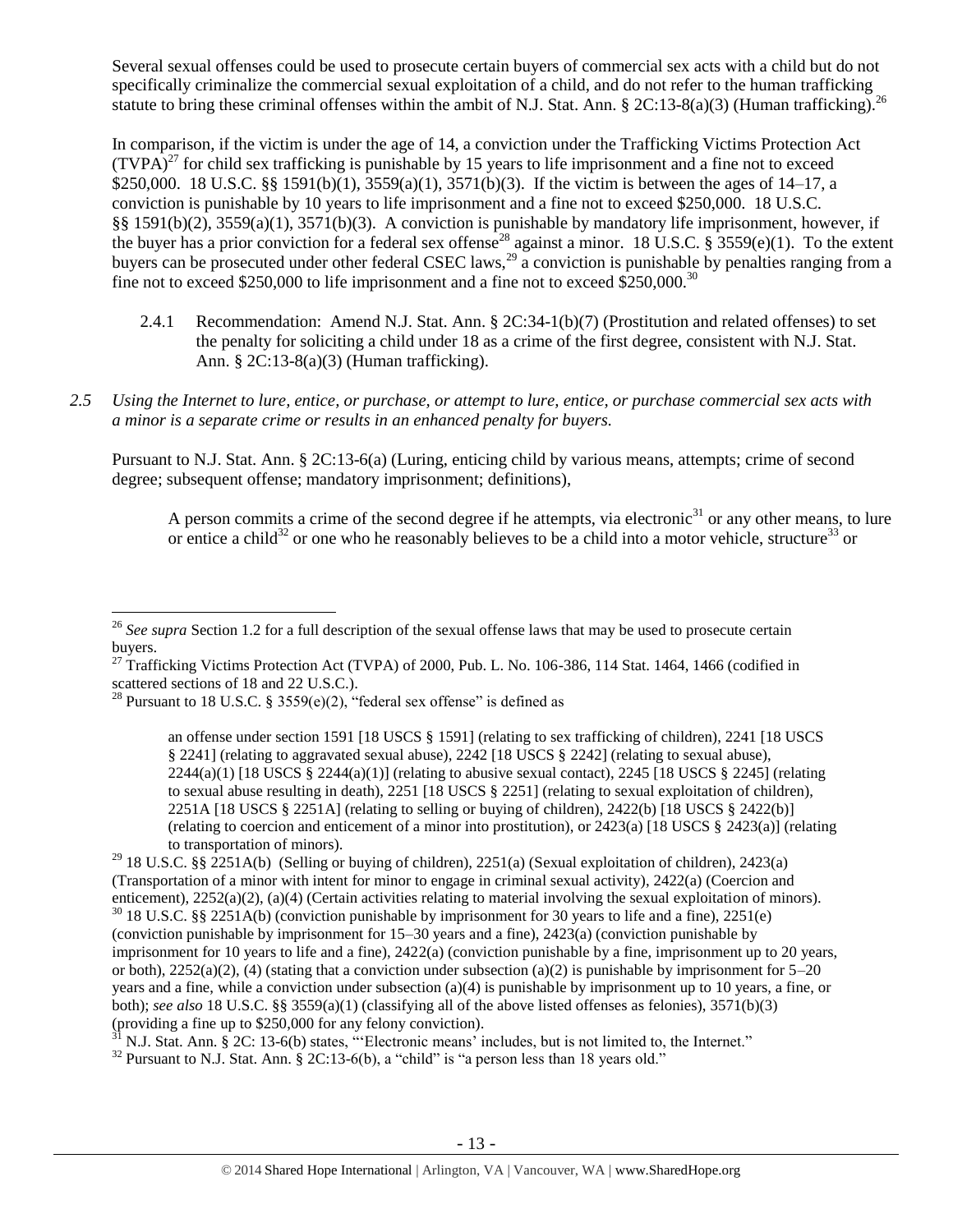Several sexual offenses could be used to prosecute certain buyers of commercial sex acts with a child but do not specifically criminalize the commercial sexual exploitation of a child, and do not refer to the human trafficking statute to bring these criminal offenses within the ambit of N.J. Stat. Ann. § 2C:13-8(a)(3) (Human trafficking).[26]

In comparison, if the victim is under the age of 14, a conviction under the Trafficking Victims Protection Act (TVPA)[27] for child sex trafficking is punishable by 15 years to life imprisonment and a fine not to exceed $250,000. 18 U.S.C. §§ 1591(b)(1), 3559(a)(1), 3571(b)(3). If the victim is between the ages of 14–17, a conviction is punishable by 10 years to life imprisonment and a fine not to exceed $250,000. 18 U.S.C. §§ 1591(b)(2), 3559(a)(1), 3571(b)(3). A conviction is punishable by mandatory life imprisonment, however, if the buyer has a prior conviction for a federal sex offense[28] against a minor. 18 U.S.C. § 3559(e)(1). To the extent buyers can be prosecuted under other federal CSEC laws,[29] a conviction is punishable by penalties ranging from a fine not to exceed $250,000 to life imprisonment and a fine not to exceed $250,000.[30]

2.4.1 Recommendation: Amend N.J. Stat. Ann. § 2C:34-1(b)(7) (Prostitution and related offenses) to set the penalty for soliciting a child under 18 as a crime of the first degree, consistent with N.J. Stat. Ann. § 2C:13-8(a)(3) (Human trafficking).

*2.5 Using the Internet to lure, entice, or purchase, or attempt to lure, entice, or purchase commercial sex acts with a minor is a separate crime or results in an enhanced penalty for buyers.*

Pursuant to N.J. Stat. Ann. § 2C:13-6(a) (Luring, enticing child by various means, attempts; crime of second degree; subsequent offense; mandatory imprisonment; definitions),

> A person commits a crime of the second degree if he attempts, via electronic[31] or any other means, to lure or entice a child[32] or one who he reasonably believes to be a child into a motor vehicle, structure[33] or

---

[26] *See supra* Section 1.2 for a full description of the sexual offense laws that may be used to prosecute certain buyers.

[27] Trafficking Victims Protection Act (TVPA) of 2000, Pub. L. No. 106-386, 114 Stat. 1464, 1466 (codified in scattered sections of 18 and 22 U.S.C.).

[28] Pursuant to 18 U.S.C. § 3559(e)(2), "federal sex offense" is defined as

> an offense under section 1591 [18 USCS § 1591] (relating to sex trafficking of children), 2241 [18 USCS § 2241] (relating to aggravated sexual abuse), 2242 [18 USCS § 2242] (relating to sexual abuse), 2244(a)(1) [18 USCS § 2244(a)(1)] (relating to abusive sexual contact), 2245 [18 USCS § 2245] (relating to sexual abuse resulting in death), 2251 [18 USCS § 2251] (relating to sexual exploitation of children), 2251A [18 USCS § 2251A] (relating to selling or buying of children), 2422(b) [18 USCS § 2422(b)] (relating to coercion and enticement of a minor into prostitution), or 2423(a) [18 USCS § 2423(a)] (relating to transportation of minors).

[29] 18 U.S.C. §§ 2251A(b) (Selling or buying of children), 2251(a) (Sexual exploitation of children), 2423(a) (Transportation of a minor with intent for minor to engage in criminal sexual activity), 2422(a) (Coercion and enticement), 2252(a)(2), (a)(4) (Certain activities relating to material involving the sexual exploitation of minors).

[30] 18 U.S.C. §§ 2251A(b) (conviction punishable by imprisonment for 30 years to life and a fine), 2251(e) (conviction punishable by imprisonment for 15–30 years and a fine), 2423(a) (conviction punishable by imprisonment for 10 years to life and a fine), 2422(a) (conviction punishable by a fine, imprisonment up to 20 years, or both), 2252(a)(2), (4) (stating that a conviction under subsection (a)(2) is punishable by imprisonment for 5–20 years and a fine, while a conviction under subsection (a)(4) is punishable by imprisonment up to 10 years, a fine, or both); *see also* 18 U.S.C. §§ 3559(a)(1) (classifying all of the above listed offenses as felonies), 3571(b)(3) (providing a fine up to $250,000 for any felony conviction).

[31] N.J. Stat. Ann. § 2C: 13-6(b) states, "'Electronic means' includes, but is not limited to, the Internet."

[32] Pursuant to N.J. Stat. Ann. § 2C:13-6(b), a "child" is "a person less than 18 years old."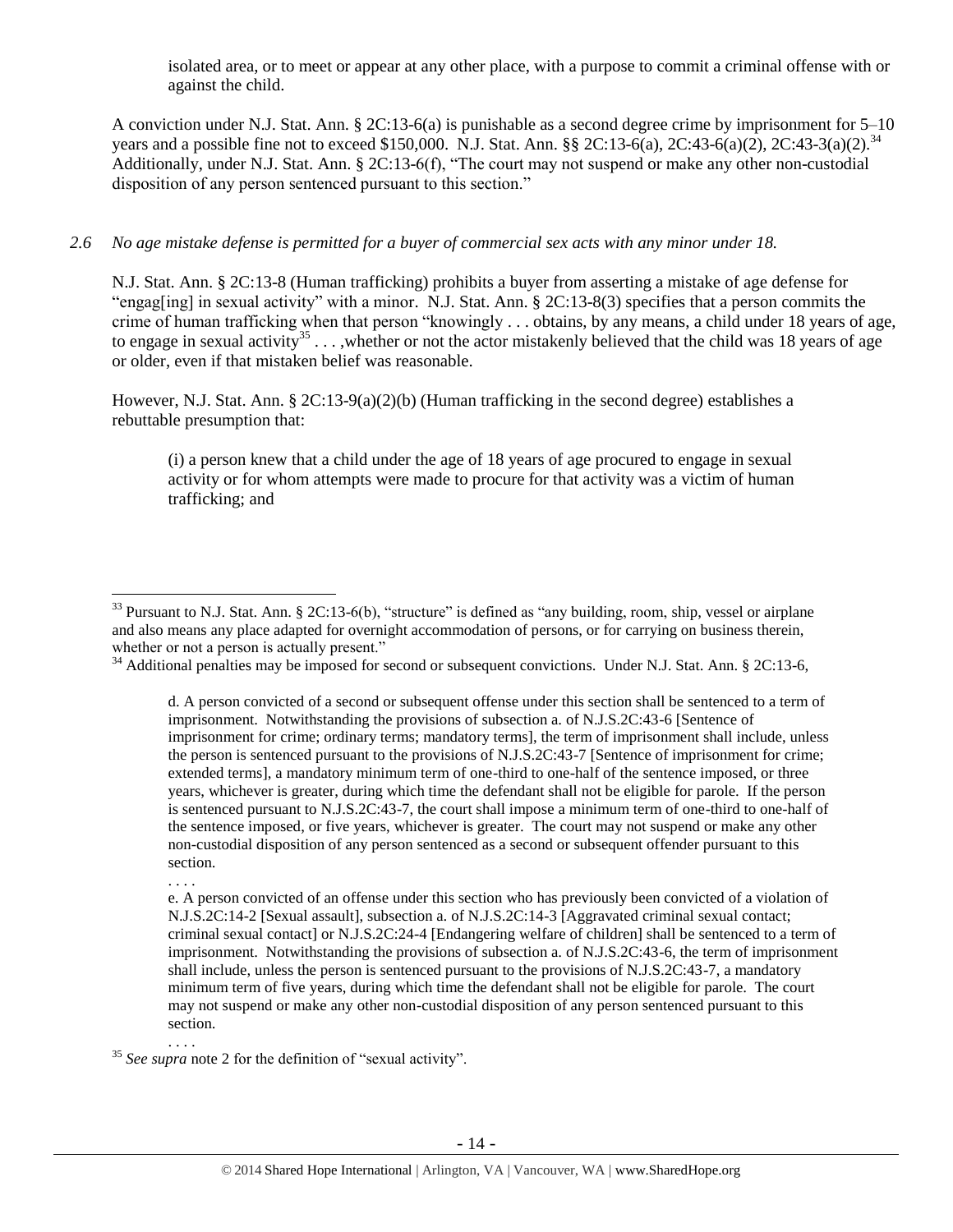isolated area, or to meet or appear at any other place, with a purpose to commit a criminal offense with or against the child.

A conviction under N.J. Stat. Ann. § 2C:13-6(a) is punishable as a second degree crime by imprisonment for 5–10 years and a possible fine not to exceed $150,000. N.J. Stat. Ann. §§ 2C:13-6(a), 2C:43-6(a)(2), 2C:43-3(a)(2).[34] Additionally, under N.J. Stat. Ann. § 2C:13-6(f), "The court may not suspend or make any other non-custodial disposition of any person sentenced pursuant to this section."

*2.6 No age mistake defense is permitted for a buyer of commercial sex acts with any minor under 18.*

N.J. Stat. Ann. § 2C:13-8 (Human trafficking) prohibits a buyer from asserting a mistake of age defense for "engag[ing] in sexual activity" with a minor. N.J. Stat. Ann. § 2C:13-8(3) specifies that a person commits the crime of human trafficking when that person "knowingly . . . obtains, by any means, a child under 18 years of age, to engage in sexual activity[35] . . . ,whether or not the actor mistakenly believed that the child was 18 years of age or older, even if that mistaken belief was reasonable.

However, N.J. Stat. Ann. § 2C:13-9(a)(2)(b) (Human trafficking in the second degree) establishes a rebuttable presumption that:

> (i) a person knew that a child under the age of 18 years of age procured to engage in sexual activity or for whom attempts were made to procure for that activity was a victim of human trafficking; and

---

[33] Pursuant to N.J. Stat. Ann. § 2C:13-6(b), "structure" is defined as "any building, room, ship, vessel or airplane and also means any place adapted for overnight accommodation of persons, or for carrying on business therein, whether or not a person is actually present."

[34] Additional penalties may be imposed for second or subsequent convictions. Under N.J. Stat. Ann. § 2C:13-6,

> d. A person convicted of a second or subsequent offense under this section shall be sentenced to a term of imprisonment. Notwithstanding the provisions of subsection a. of N.J.S.2C:43-6 [Sentence of imprisonment for crime; ordinary terms; mandatory terms], the term of imprisonment shall include, unless the person is sentenced pursuant to the provisions of N.J.S.2C:43-7 [Sentence of imprisonment for crime; extended terms], a mandatory minimum term of one-third to one-half of the sentence imposed, or three years, whichever is greater, during which time the defendant shall not be eligible for parole. If the person is sentenced pursuant to N.J.S.2C:43-7, the court shall impose a minimum term of one-third to one-half of the sentence imposed, or five years, whichever is greater. The court may not suspend or make any other non-custodial disposition of any person sentenced as a second or subsequent offender pursuant to this section.
>
> . . . .
>
> e. A person convicted of an offense under this section who has previously been convicted of a violation of N.J.S.2C:14-2 [Sexual assault], subsection a. of N.J.S.2C:14-3 [Aggravated criminal sexual contact; criminal sexual contact] or N.J.S.2C:24-4 [Endangering welfare of children] shall be sentenced to a term of imprisonment. Notwithstanding the provisions of subsection a. of N.J.S.2C:43-6, the term of imprisonment shall include, unless the person is sentenced pursuant to the provisions of N.J.S.2C:43-7, a mandatory minimum term of five years, during which time the defendant shall not be eligible for parole. The court may not suspend or make any other non-custodial disposition of any person sentenced pursuant to this section.
>
> . . . .

[35] *See supra* note 2 for the definition of "sexual activity".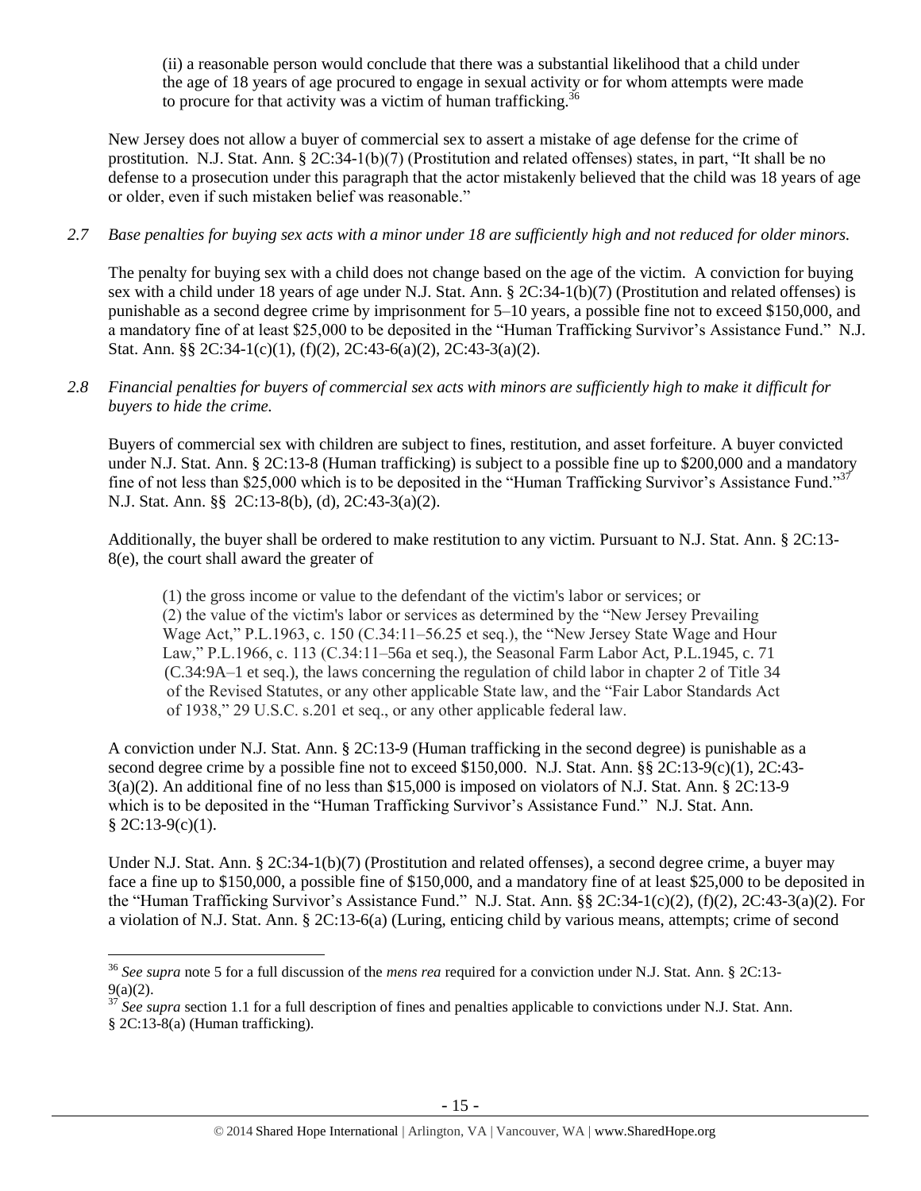(ii) a reasonable person would conclude that there was a substantial likelihood that a child under the age of 18 years of age procured to engage in sexual activity or for whom attempts were made to procure for that activity was a victim of human trafficking.[36]

New Jersey does not allow a buyer of commercial sex to assert a mistake of age defense for the crime of prostitution. N.J. Stat. Ann. § 2C:34-1(b)(7) (Prostitution and related offenses) states, in part, "It shall be no defense to a prosecution under this paragraph that the actor mistakenly believed that the child was 18 years of age or older, even if such mistaken belief was reasonable."

*2.7 Base penalties for buying sex acts with a minor under 18 are sufficiently high and not reduced for older minors.*

The penalty for buying sex with a child does not change based on the age of the victim. A conviction for buying sex with a child under 18 years of age under N.J. Stat. Ann. § 2C:34-1(b)(7) (Prostitution and related offenses) is punishable as a second degree crime by imprisonment for 5–10 years, a possible fine not to exceed $150,000, and a mandatory fine of at least $25,000 to be deposited in the "Human Trafficking Survivor's Assistance Fund." N.J. Stat. Ann. §§ 2C:34-1(c)(1), (f)(2), 2C:43-6(a)(2), 2C:43-3(a)(2).

*2.8 Financial penalties for buyers of commercial sex acts with minors are sufficiently high to make it difficult for buyers to hide the crime.*

Buyers of commercial sex with children are subject to fines, restitution, and asset forfeiture. A buyer convicted under N.J. Stat. Ann. § 2C:13-8 (Human trafficking) is subject to a possible fine up to $200,000 and a mandatory fine of not less than $25,000 which is to be deposited in the "Human Trafficking Survivor's Assistance Fund."[37] N.J. Stat. Ann. §§ 2C:13-8(b), (d), 2C:43-3(a)(2).

Additionally, the buyer shall be ordered to make restitution to any victim. Pursuant to N.J. Stat. Ann. § 2C:13-8(e), the court shall award the greater of

> (1) the gross income or value to the defendant of the victim's labor or services; or
> (2) the value of the victim's labor or services as determined by the "New Jersey Prevailing Wage Act," P.L.1963, c. 150 (C.34:11–56.25 et seq.), the "New Jersey State Wage and Hour Law," P.L.1966, c. 113 (C.34:11–56a et seq.), the Seasonal Farm Labor Act, P.L.1945, c. 71 (C.34:9A–1 et seq.), the laws concerning the regulation of child labor in chapter 2 of Title 34 of the Revised Statutes, or any other applicable State law, and the "Fair Labor Standards Act of 1938," 29 U.S.C. s.201 et seq., or any other applicable federal law.

A conviction under N.J. Stat. Ann. § 2C:13-9 (Human trafficking in the second degree) is punishable as a second degree crime by a possible fine not to exceed $150,000. N.J. Stat. Ann. §§ 2C:13-9(c)(1), 2C:43-3(a)(2). An additional fine of no less than $15,000 is imposed on violators of N.J. Stat. Ann. § 2C:13-9 which is to be deposited in the "Human Trafficking Survivor's Assistance Fund." N.J. Stat. Ann. § 2C:13-9(c)(1).

Under N.J. Stat. Ann. § 2C:34-1(b)(7) (Prostitution and related offenses), a second degree crime, a buyer may face a fine up to $150,000, a possible fine of $150,000, and a mandatory fine of at least $25,000 to be deposited in the "Human Trafficking Survivor's Assistance Fund." N.J. Stat. Ann. §§ 2C:34-1(c)(2), (f)(2), 2C:43-3(a)(2). For a violation of N.J. Stat. Ann. § 2C:13-6(a) (Luring, enticing child by various means, attempts; crime of second

---

[36] *See supra* note 5 for a full discussion of the *mens rea* required for a conviction under N.J. Stat. Ann. § 2C:13-9(a)(2).

[37] *See supra* section 1.1 for a full description of fines and penalties applicable to convictions under N.J. Stat. Ann. § 2C:13-8(a) (Human trafficking).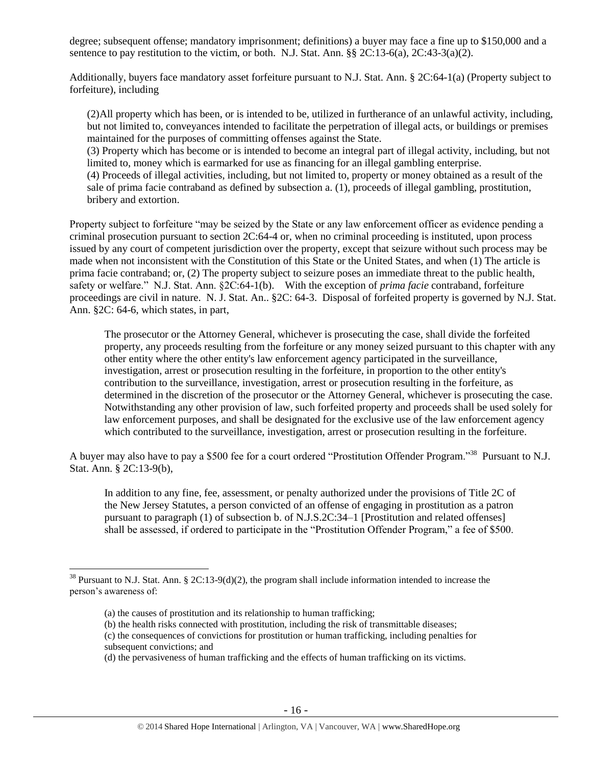degree; subsequent offense; mandatory imprisonment; definitions) a buyer may face a fine up to $150,000 and a sentence to pay restitution to the victim, or both. N.J. Stat. Ann. §§ 2C:13-6(a), 2C:43-3(a)(2).

Additionally, buyers face mandatory asset forfeiture pursuant to N.J. Stat. Ann. § 2C:64-1(a) (Property subject to forfeiture), including

> (2)All property which has been, or is intended to be, utilized in furtherance of an unlawful activity, including, but not limited to, conveyances intended to facilitate the perpetration of illegal acts, or buildings or premises maintained for the purposes of committing offenses against the State.
> (3) Property which has become or is intended to become an integral part of illegal activity, including, but not limited to, money which is earmarked for use as financing for an illegal gambling enterprise.
> (4) Proceeds of illegal activities, including, but not limited to, property or money obtained as a result of the sale of prima facie contraband as defined by subsection a. (1), proceeds of illegal gambling, prostitution, bribery and extortion.

Property subject to forfeiture "may be seized by the State or any law enforcement officer as evidence pending a criminal prosecution pursuant to section 2C:64-4 or, when no criminal proceeding is instituted, upon process issued by any court of competent jurisdiction over the property, except that seizure without such process may be made when not inconsistent with the Constitution of this State or the United States, and when (1) The article is prima facie contraband; or, (2) The property subject to seizure poses an immediate threat to the public health, safety or welfare." N.J. Stat. Ann. §2C:64-1(b). With the exception of *prima facie* contraband, forfeiture proceedings are civil in nature. N. J. Stat. An.. §2C: 64-3. Disposal of forfeited property is governed by N.J. Stat. Ann. §2C: 64-6, which states, in part,

> The prosecutor or the Attorney General, whichever is prosecuting the case, shall divide the forfeited property, any proceeds resulting from the forfeiture or any money seized pursuant to this chapter with any other entity where the other entity's law enforcement agency participated in the surveillance, investigation, arrest or prosecution resulting in the forfeiture, in proportion to the other entity's contribution to the surveillance, investigation, arrest or prosecution resulting in the forfeiture, as determined in the discretion of the prosecutor or the Attorney General, whichever is prosecuting the case. Notwithstanding any other provision of law, such forfeited property and proceeds shall be used solely for law enforcement purposes, and shall be designated for the exclusive use of the law enforcement agency which contributed to the surveillance, investigation, arrest or prosecution resulting in the forfeiture.

A buyer may also have to pay a $500 fee for a court ordered "Prostitution Offender Program."[38] Pursuant to N.J. Stat. Ann. § 2C:13-9(b),

> In addition to any fine, fee, assessment, or penalty authorized under the provisions of Title 2C of the New Jersey Statutes, a person convicted of an offense of engaging in prostitution as a patron pursuant to paragraph (1) of subsection b. of N.J.S.2C:34–1 [Prostitution and related offenses] shall be assessed, if ordered to participate in the "Prostitution Offender Program," a fee of $500.

---

[38] Pursuant to N.J. Stat. Ann. § 2C:13-9(d)(2), the program shall include information intended to increase the person's awareness of:

> (a) the causes of prostitution and its relationship to human trafficking;
> (b) the health risks connected with prostitution, including the risk of transmittable diseases;
> (c) the consequences of convictions for prostitution or human trafficking, including penalties for subsequent convictions; and
> (d) the pervasiveness of human trafficking and the effects of human trafficking on its victims.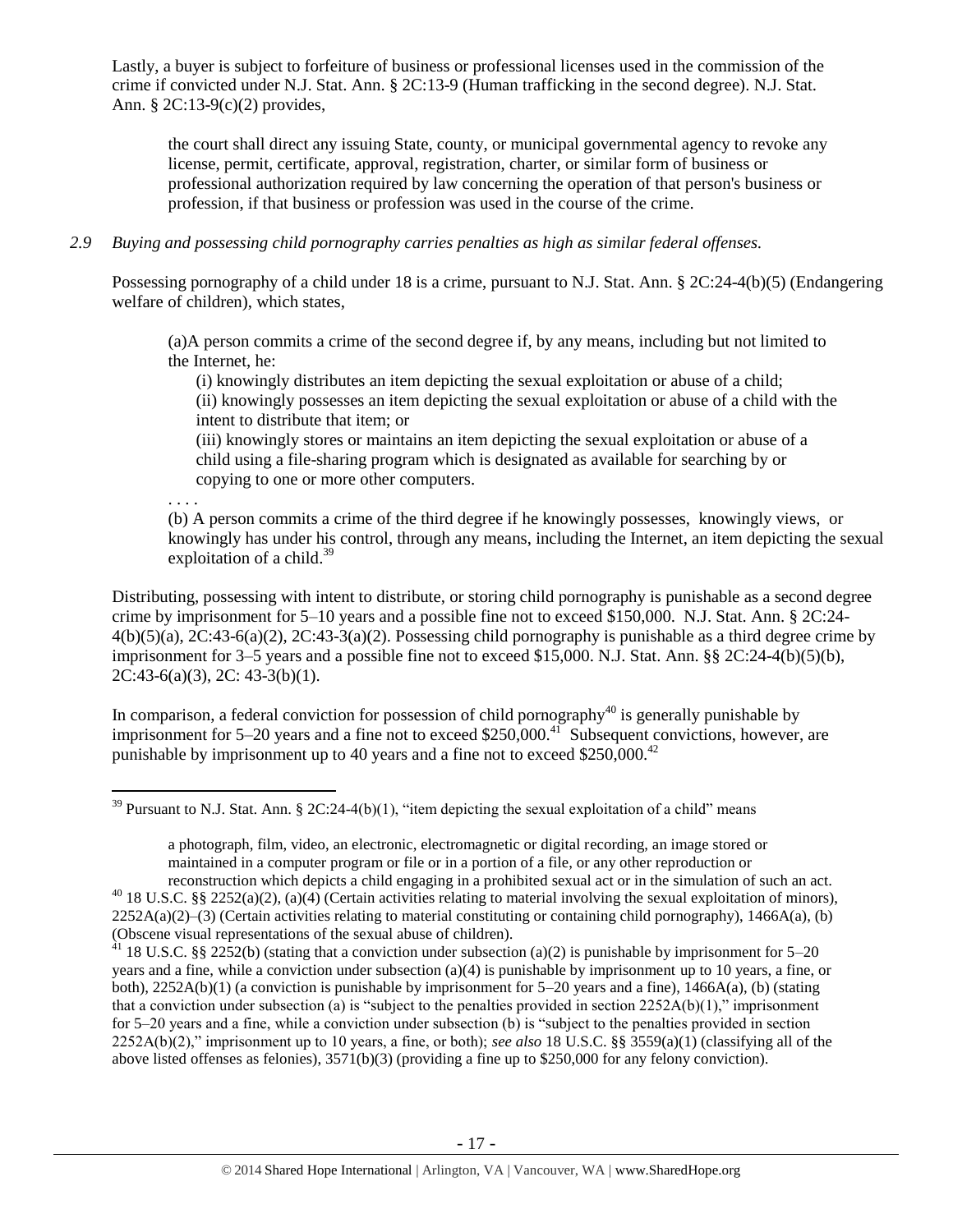Lastly, a buyer is subject to forfeiture of business or professional licenses used in the commission of the crime if convicted under N.J. Stat. Ann. § 2C:13-9 (Human trafficking in the second degree). N.J. Stat. Ann. § 2C:13-9(c)(2) provides,

> the court shall direct any issuing State, county, or municipal governmental agency to revoke any license, permit, certificate, approval, registration, charter, or similar form of business or professional authorization required by law concerning the operation of that person's business or profession, if that business or profession was used in the course of the crime.

*2.9 Buying and possessing child pornography carries penalties as high as similar federal offenses.*

Possessing pornography of a child under 18 is a crime, pursuant to N.J. Stat. Ann. § 2C:24-4(b)(5) (Endangering welfare of children), which states,

> (a)A person commits a crime of the second degree if, by any means, including but not limited to the Internet, he:
>
> (i) knowingly distributes an item depicting the sexual exploitation or abuse of a child;
> (ii) knowingly possesses an item depicting the sexual exploitation or abuse of a child with the intent to distribute that item; or
> (iii) knowingly stores or maintains an item depicting the sexual exploitation or abuse of a child using a file-sharing program which is designated as available for searching by or copying to one or more other computers.
>
> . . . .
>
> (b) A person commits a crime of the third degree if he knowingly possesses, knowingly views, or knowingly has under his control, through any means, including the Internet, an item depicting the sexual exploitation of a child.[39]

Distributing, possessing with intent to distribute, or storing child pornography is punishable as a second degree crime by imprisonment for 5–10 years and a possible fine not to exceed $150,000. N.J. Stat. Ann. § 2C:24-4(b)(5)(a), 2C:43-6(a)(2), 2C:43-3(a)(2). Possessing child pornography is punishable as a third degree crime by imprisonment for 3–5 years and a possible fine not to exceed $15,000. N.J. Stat. Ann. §§ 2C:24-4(b)(5)(b), 2C:43-6(a)(3), 2C: 43-3(b)(1).

In comparison, a federal conviction for possession of child pornography[40] is generally punishable by imprisonment for 5–20 years and a fine not to exceed $250,000.[41] Subsequent convictions, however, are punishable by imprisonment up to 40 years and a fine not to exceed $250,000.[42]

---

[39] Pursuant to N.J. Stat. Ann. § 2C:24-4(b)(1), "item depicting the sexual exploitation of a child" means

> a photograph, film, video, an electronic, electromagnetic or digital recording, an image stored or maintained in a computer program or file or in a portion of a file, or any other reproduction or reconstruction which depicts a child engaging in a prohibited sexual act or in the simulation of such an act.

[40] 18 U.S.C. §§ 2252(a)(2), (a)(4) (Certain activities relating to material involving the sexual exploitation of minors), 2252A(a)(2)–(3) (Certain activities relating to material constituting or containing child pornography), 1466A(a), (b) (Obscene visual representations of the sexual abuse of children).

[41] 18 U.S.C. §§ 2252(b) (stating that a conviction under subsection (a)(2) is punishable by imprisonment for 5–20 years and a fine, while a conviction under subsection (a)(4) is punishable by imprisonment up to 10 years, a fine, or both), 2252A(b)(1) (a conviction is punishable by imprisonment for 5–20 years and a fine), 1466A(a), (b) (stating that a conviction under subsection (a) is "subject to the penalties provided in section 2252A(b)(1)," imprisonment for 5–20 years and a fine, while a conviction under subsection (b) is "subject to the penalties provided in section 2252A(b)(2)," imprisonment up to 10 years, a fine, or both); *see also* 18 U.S.C. §§ 3559(a)(1) (classifying all of the above listed offenses as felonies), 3571(b)(3) (providing a fine up to $250,000 for any felony conviction).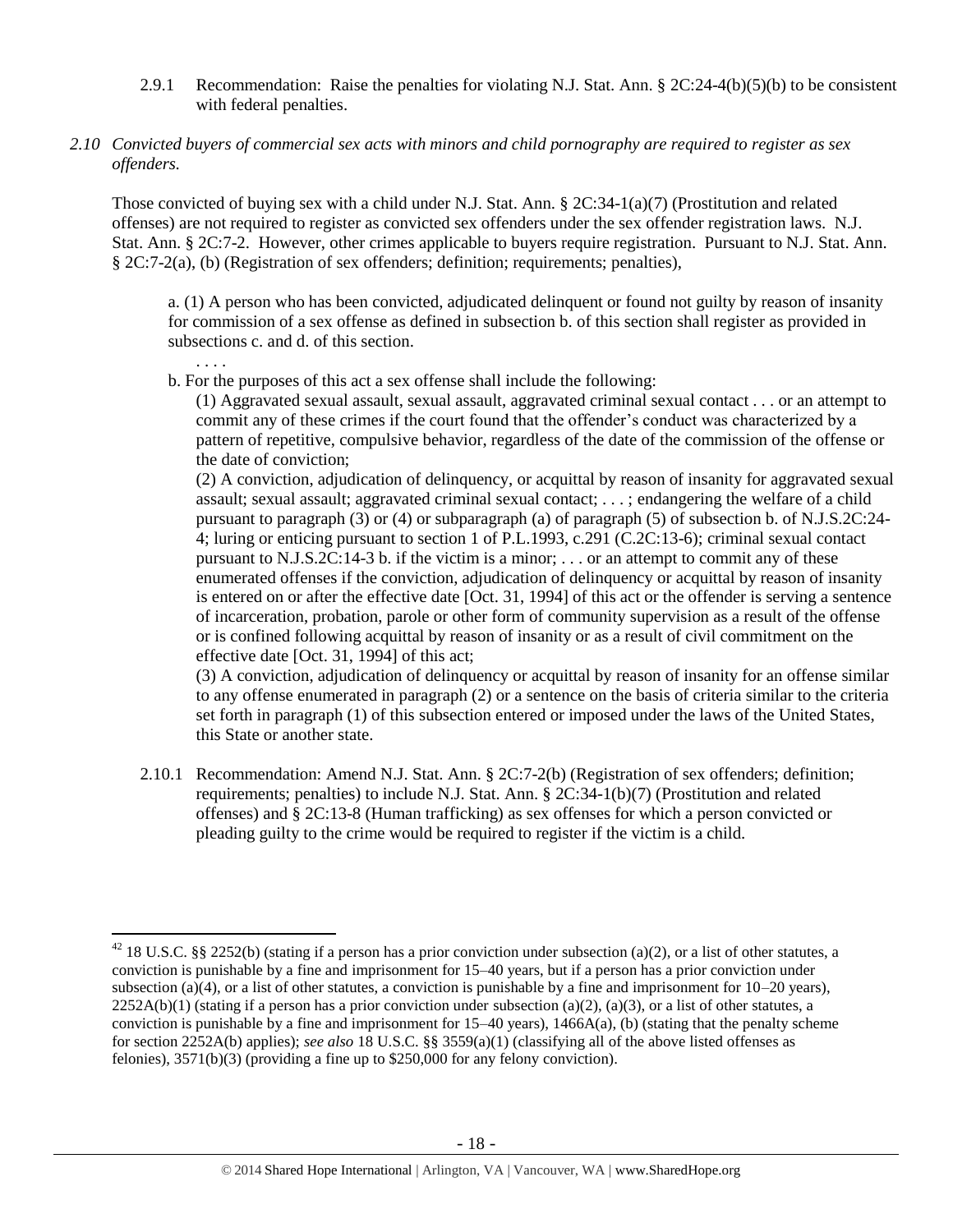2.9.1 Recommendation: Raise the penalties for violating N.J. Stat. Ann. § 2C:24-4(b)(5)(b) to be consistent with federal penalties.

*2.10 Convicted buyers of commercial sex acts with minors and child pornography are required to register as sex offenders.*

Those convicted of buying sex with a child under N.J. Stat. Ann. § 2C:34-1(a)(7) (Prostitution and related offenses) are not required to register as convicted sex offenders under the sex offender registration laws. N.J. Stat. Ann. § 2C:7-2. However, other crimes applicable to buyers require registration. Pursuant to N.J. Stat. Ann. § 2C:7-2(a), (b) (Registration of sex offenders; definition; requirements; penalties),

> a. (1) A person who has been convicted, adjudicated delinquent or found not guilty by reason of insanity for commission of a sex offense as defined in subsection b. of this section shall register as provided in subsections c. and d. of this section.
>
> . . . .
>
> b. For the purposes of this act a sex offense shall include the following:
>
> (1) Aggravated sexual assault, sexual assault, aggravated criminal sexual contact . . . or an attempt to commit any of these crimes if the court found that the offender's conduct was characterized by a pattern of repetitive, compulsive behavior, regardless of the date of the commission of the offense or the date of conviction;
>
> (2) A conviction, adjudication of delinquency, or acquittal by reason of insanity for aggravated sexual assault; sexual assault; aggravated criminal sexual contact; . . . ; endangering the welfare of a child pursuant to paragraph (3) or (4) or subparagraph (a) of paragraph (5) of subsection b. of N.J.S.2C:24-4; luring or enticing pursuant to section 1 of P.L.1993, c.291 (C.2C:13-6); criminal sexual contact pursuant to N.J.S.2C:14-3 b. if the victim is a minor; . . . or an attempt to commit any of these enumerated offenses if the conviction, adjudication of delinquency or acquittal by reason of insanity is entered on or after the effective date [Oct. 31, 1994] of this act or the offender is serving a sentence of incarceration, probation, parole or other form of community supervision as a result of the offense or is confined following acquittal by reason of insanity or as a result of civil commitment on the effective date [Oct. 31, 1994] of this act;
>
> (3) A conviction, adjudication of delinquency or acquittal by reason of insanity for an offense similar to any offense enumerated in paragraph (2) or a sentence on the basis of criteria similar to the criteria set forth in paragraph (1) of this subsection entered or imposed under the laws of the United States, this State or another state.

2.10.1 Recommendation: Amend N.J. Stat. Ann. § 2C:7-2(b) (Registration of sex offenders; definition; requirements; penalties) to include N.J. Stat. Ann. § 2C:34-1(b)(7) (Prostitution and related offenses) and § 2C:13-8 (Human trafficking) as sex offenses for which a person convicted or pleading guilty to the crime would be required to register if the victim is a child.

---

[42] 18 U.S.C. §§ 2252(b) (stating if a person has a prior conviction under subsection (a)(2), or a list of other statutes, a conviction is punishable by a fine and imprisonment for 15–40 years, but if a person has a prior conviction under subsection (a)(4), or a list of other statutes, a conviction is punishable by a fine and imprisonment for 10–20 years), 2252A(b)(1) (stating if a person has a prior conviction under subsection (a)(2), (a)(3), or a list of other statutes, a conviction is punishable by a fine and imprisonment for 15–40 years), 1466A(a), (b) (stating that the penalty scheme for section 2252A(b) applies); *see also* 18 U.S.C. §§ 3559(a)(1) (classifying all of the above listed offenses as felonies), 3571(b)(3) (providing a fine up to $250,000 for any felony conviction).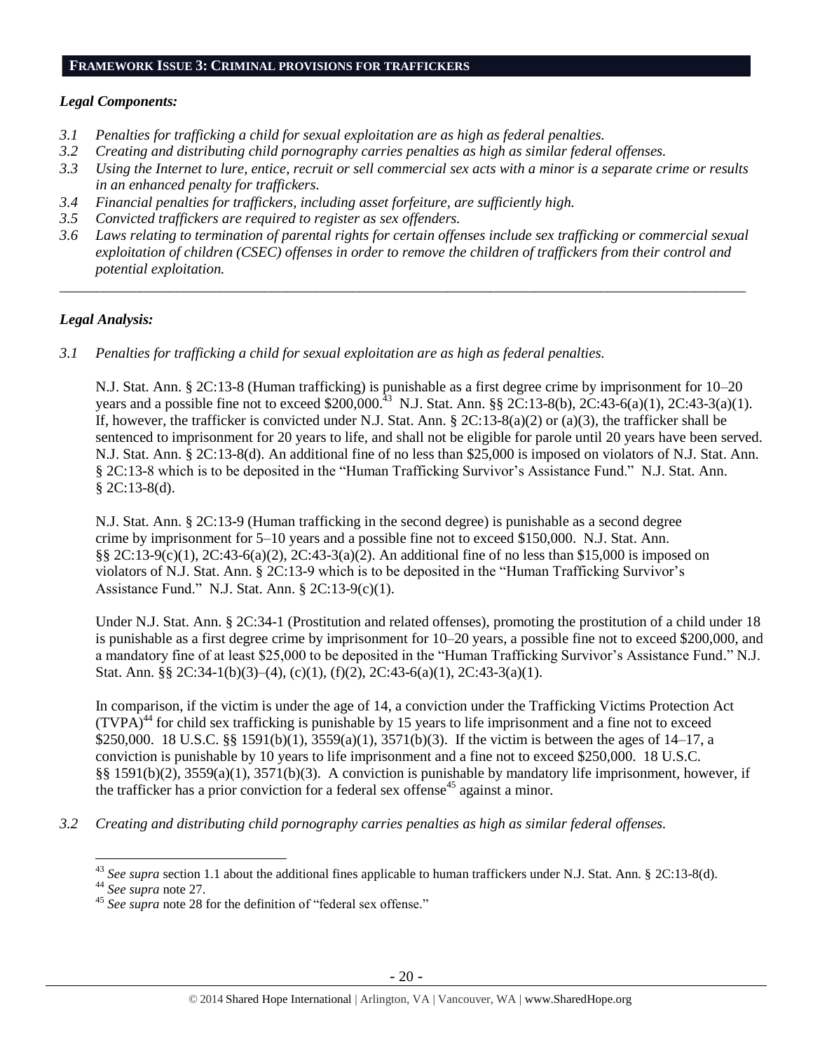## FRAMEWORK ISSUE 3: CRIMINAL PROVISIONS FOR TRAFFICKERS

### *Legal Components:*

*3.1 Penalties for trafficking a child for sexual exploitation are as high as federal penalties.*
*3.2 Creating and distributing child pornography carries penalties as high as similar federal offenses.*
*3.3 Using the Internet to lure, entice, recruit or sell commercial sex acts with a minor is a separate crime or results in an enhanced penalty for traffickers.*
*3.4 Financial penalties for traffickers, including asset forfeiture, are sufficiently high.*
*3.5 Convicted traffickers are required to register as sex offenders.*
*3.6 Laws relating to termination of parental rights for certain offenses include sex trafficking or commercial sexual exploitation of children (CSEC) offenses in order to remove the children of traffickers from their control and potential exploitation.*

---

### *Legal Analysis:*

*3.1 Penalties for trafficking a child for sexual exploitation are as high as federal penalties.*

N.J. Stat. Ann. § 2C:13-8 (Human trafficking) is punishable as a first degree crime by imprisonment for 10–20 years and a possible fine not to exceed $200,000.[43] N.J. Stat. Ann. §§ 2C:13-8(b), 2C:43-6(a)(1), 2C:43-3(a)(1). If, however, the trafficker is convicted under N.J. Stat. Ann. § 2C:13-8(a)(2) or (a)(3), the trafficker shall be sentenced to imprisonment for 20 years to life, and shall not be eligible for parole until 20 years have been served. N.J. Stat. Ann. § 2C:13-8(d). An additional fine of no less than $25,000 is imposed on violators of N.J. Stat. Ann. § 2C:13-8 which is to be deposited in the "Human Trafficking Survivor's Assistance Fund." N.J. Stat. Ann. § 2C:13-8(d).

N.J. Stat. Ann. § 2C:13-9 (Human trafficking in the second degree) is punishable as a second degree crime by imprisonment for 5–10 years and a possible fine not to exceed $150,000. N.J. Stat. Ann. §§ 2C:13-9(c)(1), 2C:43-6(a)(2), 2C:43-3(a)(2). An additional fine of no less than $15,000 is imposed on violators of N.J. Stat. Ann. § 2C:13-9 which is to be deposited in the "Human Trafficking Survivor's Assistance Fund." N.J. Stat. Ann. § 2C:13-9(c)(1).

Under N.J. Stat. Ann. § 2C:34-1 (Prostitution and related offenses), promoting the prostitution of a child under 18 is punishable as a first degree crime by imprisonment for 10–20 years, a possible fine not to exceed $200,000, and a mandatory fine of at least $25,000 to be deposited in the "Human Trafficking Survivor's Assistance Fund." N.J. Stat. Ann. §§ 2C:34-1(b)(3)–(4), (c)(1), (f)(2), 2C:43-6(a)(1), 2C:43-3(a)(1).

In comparison, if the victim is under the age of 14, a conviction under the Trafficking Victims Protection Act (TVPA)[44] for child sex trafficking is punishable by 15 years to life imprisonment and a fine not to exceed $250,000. 18 U.S.C. §§ 1591(b)(1), 3559(a)(1), 3571(b)(3). If the victim is between the ages of 14–17, a conviction is punishable by 10 years to life imprisonment and a fine not to exceed $250,000. 18 U.S.C. §§ 1591(b)(2), 3559(a)(1), 3571(b)(3). A conviction is punishable by mandatory life imprisonment, however, if the trafficker has a prior conviction for a federal sex offense[45] against a minor.

*3.2 Creating and distributing child pornography carries penalties as high as similar federal offenses.*

---

[43] *See supra* section 1.1 about the additional fines applicable to human traffickers under N.J. Stat. Ann. § 2C:13-8(d).
[44] *See supra* note 27.
[45] *See supra* note 28 for the definition of "federal sex offense."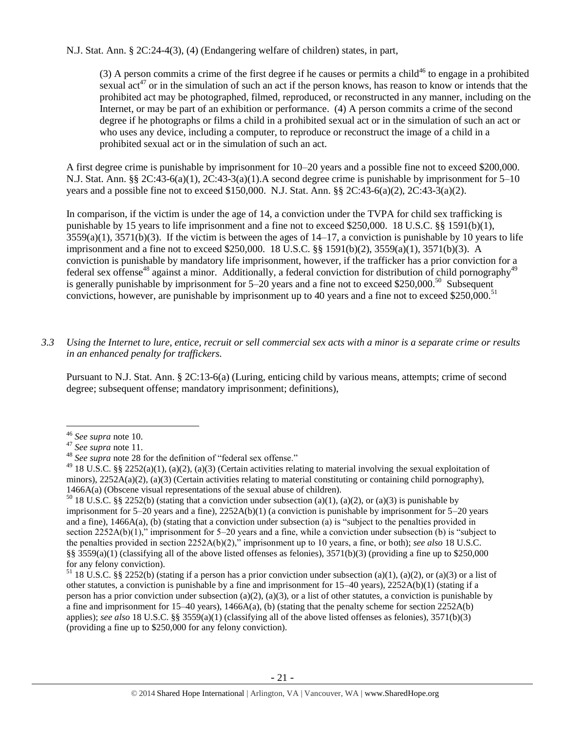N.J. Stat. Ann. § 2C:24-4(3), (4) (Endangering welfare of children) states, in part,

> (3) A person commits a crime of the first degree if he causes or permits a child[46] to engage in a prohibited sexual act[47] or in the simulation of such an act if the person knows, has reason to know or intends that the prohibited act may be photographed, filmed, reproduced, or reconstructed in any manner, including on the Internet, or may be part of an exhibition or performance. (4) A person commits a crime of the second degree if he photographs or films a child in a prohibited sexual act or in the simulation of such an act or who uses any device, including a computer, to reproduce or reconstruct the image of a child in a prohibited sexual act or in the simulation of such an act.

A first degree crime is punishable by imprisonment for 10–20 years and a possible fine not to exceed $200,000. N.J. Stat. Ann. §§ 2C:43-6(a)(1), 2C:43-3(a)(1).A second degree crime is punishable by imprisonment for 5–10 years and a possible fine not to exceed $150,000. N.J. Stat. Ann. §§ 2C:43-6(a)(2), 2C:43-3(a)(2).

In comparison, if the victim is under the age of 14, a conviction under the TVPA for child sex trafficking is punishable by 15 years to life imprisonment and a fine not to exceed $250,000. 18 U.S.C. §§ 1591(b)(1), 3559(a)(1), 3571(b)(3). If the victim is between the ages of 14–17, a conviction is punishable by 10 years to life imprisonment and a fine not to exceed $250,000. 18 U.S.C. §§ 1591(b)(2), 3559(a)(1), 3571(b)(3). A conviction is punishable by mandatory life imprisonment, however, if the trafficker has a prior conviction for a federal sex offense[48] against a minor. Additionally, a federal conviction for distribution of child pornography[49] is generally punishable by imprisonment for 5–20 years and a fine not to exceed $250,000.[50] Subsequent convictions, however, are punishable by imprisonment up to 40 years and a fine not to exceed $250,000.[51]

*3.3 Using the Internet to lure, entice, recruit or sell commercial sex acts with a minor is a separate crime or results in an enhanced penalty for traffickers.*

Pursuant to N.J. Stat. Ann. § 2C:13-6(a) (Luring, enticing child by various means, attempts; crime of second degree; subsequent offense; mandatory imprisonment; definitions),

---

[46] *See supra* note 10.

[47] *See supra* note 11.

[48] *See supra* note 28 for the definition of "federal sex offense."

[49] 18 U.S.C. §§ 2252(a)(1), (a)(2), (a)(3) (Certain activities relating to material involving the sexual exploitation of minors), 2252A(a)(2), (a)(3) (Certain activities relating to material constituting or containing child pornography), 1466A(a) (Obscene visual representations of the sexual abuse of children).

[50] 18 U.S.C. §§ 2252(b) (stating that a conviction under subsection (a)(1), (a)(2), or (a)(3) is punishable by imprisonment for 5–20 years and a fine), 2252A(b)(1) (a conviction is punishable by imprisonment for 5–20 years and a fine), 1466A(a), (b) (stating that a conviction under subsection (a) is "subject to the penalties provided in section 2252A(b)(1)," imprisonment for 5–20 years and a fine, while a conviction under subsection (b) is "subject to the penalties provided in section 2252A(b)(2)," imprisonment up to 10 years, a fine, or both); *see also* 18 U.S.C. §§ 3559(a)(1) (classifying all of the above listed offenses as felonies), 3571(b)(3) (providing a fine up to $250,000 for any felony conviction).

[51] 18 U.S.C. §§ 2252(b) (stating if a person has a prior conviction under subsection (a)(1), (a)(2), or (a)(3) or a list of other statutes, a conviction is punishable by a fine and imprisonment for 15–40 years), 2252A(b)(1) (stating if a person has a prior conviction under subsection (a)(2), (a)(3), or a list of other statutes, a conviction is punishable by a fine and imprisonment for 15–40 years), 1466A(a), (b) (stating that the penalty scheme for section 2252A(b) applies); *see also* 18 U.S.C. §§ 3559(a)(1) (classifying all of the above listed offenses as felonies), 3571(b)(3) (providing a fine up to $250,000 for any felony conviction).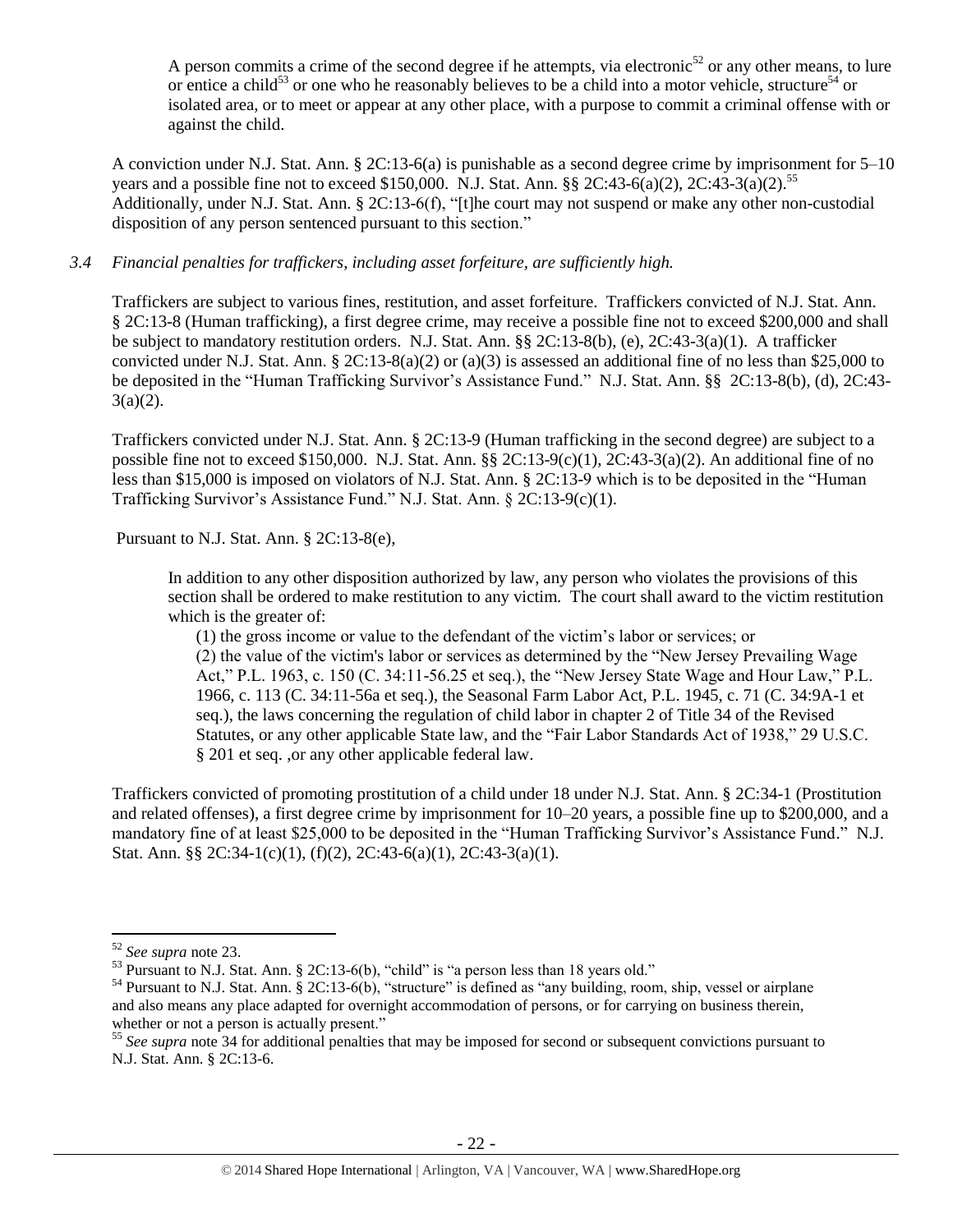> A person commits a crime of the second degree if he attempts, via electronic[52] or any other means, to lure or entice a child[53] or one who he reasonably believes to be a child into a motor vehicle, structure[54] or isolated area, or to meet or appear at any other place, with a purpose to commit a criminal offense with or against the child.

A conviction under N.J. Stat. Ann. § 2C:13-6(a) is punishable as a second degree crime by imprisonment for 5–10 years and a possible fine not to exceed $150,000. N.J. Stat. Ann. §§ 2C:43-6(a)(2), 2C:43-3(a)(2).[55] Additionally, under N.J. Stat. Ann. § 2C:13-6(f), "[t]he court may not suspend or make any other non-custodial disposition of any person sentenced pursuant to this section."

*3.4 Financial penalties for traffickers, including asset forfeiture, are sufficiently high.*

Traffickers are subject to various fines, restitution, and asset forfeiture. Traffickers convicted of N.J. Stat. Ann. § 2C:13-8 (Human trafficking), a first degree crime, may receive a possible fine not to exceed $200,000 and shall be subject to mandatory restitution orders. N.J. Stat. Ann. §§ 2C:13-8(b), (e), 2C:43-3(a)(1). A trafficker convicted under N.J. Stat. Ann. § 2C:13-8(a)(2) or (a)(3) is assessed an additional fine of no less than $25,000 to be deposited in the "Human Trafficking Survivor's Assistance Fund." N.J. Stat. Ann. §§ 2C:13-8(b), (d), 2C:43-3(a)(2).

Traffickers convicted under N.J. Stat. Ann. § 2C:13-9 (Human trafficking in the second degree) are subject to a possible fine not to exceed $150,000. N.J. Stat. Ann. §§ 2C:13-9(c)(1), 2C:43-3(a)(2). An additional fine of no less than $15,000 is imposed on violators of N.J. Stat. Ann. § 2C:13-9 which is to be deposited in the "Human Trafficking Survivor's Assistance Fund." N.J. Stat. Ann. § 2C:13-9(c)(1).

Pursuant to N.J. Stat. Ann. § 2C:13-8(e),

> In addition to any other disposition authorized by law, any person who violates the provisions of this section shall be ordered to make restitution to any victim. The court shall award to the victim restitution which is the greater of:
>
> (1) the gross income or value to the defendant of the victim's labor or services; or
>
> (2) the value of the victim's labor or services as determined by the "New Jersey Prevailing Wage Act," P.L. 1963, c. 150 (C. 34:11-56.25 et seq.), the "New Jersey State Wage and Hour Law," P.L. 1966, c. 113 (C. 34:11-56a et seq.), the Seasonal Farm Labor Act, P.L. 1945, c. 71 (C. 34:9A-1 et seq.), the laws concerning the regulation of child labor in chapter 2 of Title 34 of the Revised Statutes, or any other applicable State law, and the "Fair Labor Standards Act of 1938," 29 U.S.C. § 201 et seq. ,or any other applicable federal law.

Traffickers convicted of promoting prostitution of a child under 18 under N.J. Stat. Ann. § 2C:34-1 (Prostitution and related offenses), a first degree crime by imprisonment for 10–20 years, a possible fine up to $200,000, and a mandatory fine of at least $25,000 to be deposited in the "Human Trafficking Survivor's Assistance Fund." N.J. Stat. Ann. §§ 2C:34-1(c)(1), (f)(2), 2C:43-6(a)(1), 2C:43-3(a)(1).

---

[52] *See supra* note 23.

[53] Pursuant to N.J. Stat. Ann. § 2C:13-6(b), "child" is "a person less than 18 years old."

[54] Pursuant to N.J. Stat. Ann. § 2C:13-6(b), "structure" is defined as "any building, room, ship, vessel or airplane and also means any place adapted for overnight accommodation of persons, or for carrying on business therein, whether or not a person is actually present."

[55] *See supra* note 34 for additional penalties that may be imposed for second or subsequent convictions pursuant to N.J. Stat. Ann. § 2C:13-6.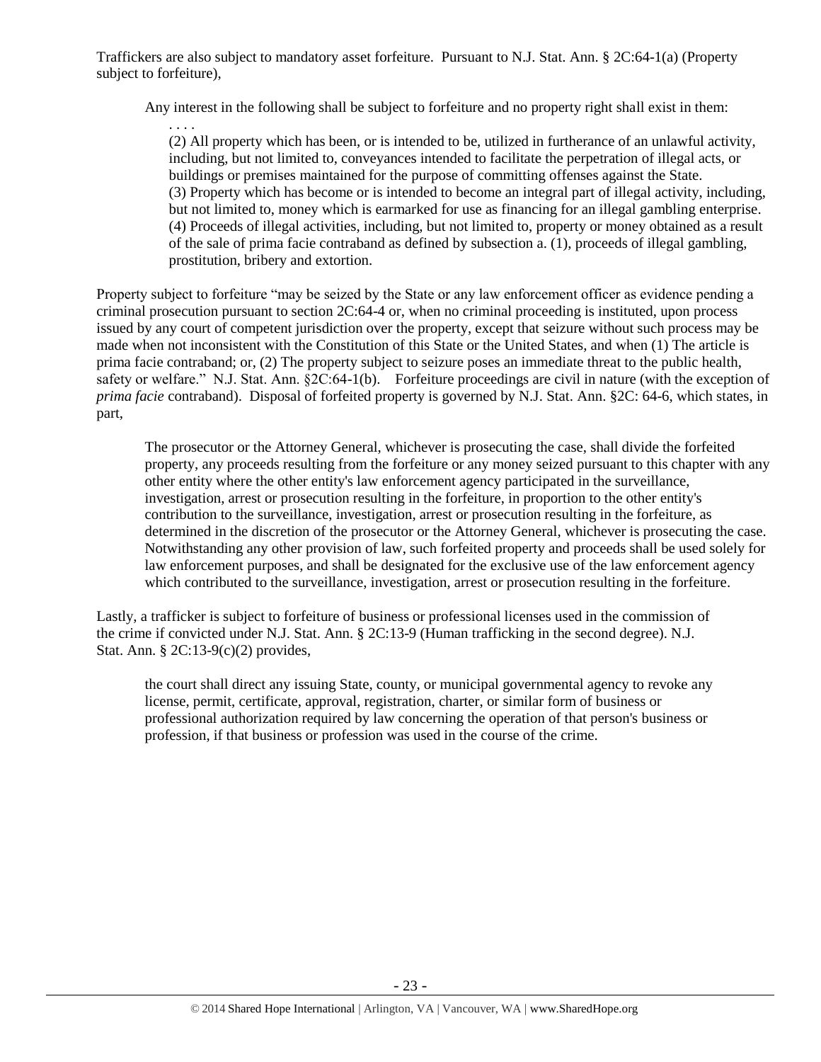Traffickers are also subject to mandatory asset forfeiture. Pursuant to N.J. Stat. Ann. § 2C:64-1(a) (Property subject to forfeiture),

> Any interest in the following shall be subject to forfeiture and no property right shall exist in them:
>
> . . . .
>
> (2) All property which has been, or is intended to be, utilized in furtherance of an unlawful activity, including, but not limited to, conveyances intended to facilitate the perpetration of illegal acts, or buildings or premises maintained for the purpose of committing offenses against the State.
> (3) Property which has become or is intended to become an integral part of illegal activity, including, but not limited to, money which is earmarked for use as financing for an illegal gambling enterprise.
> (4) Proceeds of illegal activities, including, but not limited to, property or money obtained as a result of the sale of prima facie contraband as defined by subsection a. (1), proceeds of illegal gambling, prostitution, bribery and extortion.

Property subject to forfeiture "may be seized by the State or any law enforcement officer as evidence pending a criminal prosecution pursuant to section 2C:64-4 or, when no criminal proceeding is instituted, upon process issued by any court of competent jurisdiction over the property, except that seizure without such process may be made when not inconsistent with the Constitution of this State or the United States, and when (1) The article is prima facie contraband; or, (2) The property subject to seizure poses an immediate threat to the public health, safety or welfare." N.J. Stat. Ann. §2C:64-1(b). Forfeiture proceedings are civil in nature (with the exception of *prima facie* contraband). Disposal of forfeited property is governed by N.J. Stat. Ann. §2C: 64-6, which states, in part,

> The prosecutor or the Attorney General, whichever is prosecuting the case, shall divide the forfeited property, any proceeds resulting from the forfeiture or any money seized pursuant to this chapter with any other entity where the other entity's law enforcement agency participated in the surveillance, investigation, arrest or prosecution resulting in the forfeiture, in proportion to the other entity's contribution to the surveillance, investigation, arrest or prosecution resulting in the forfeiture, as determined in the discretion of the prosecutor or the Attorney General, whichever is prosecuting the case. Notwithstanding any other provision of law, such forfeited property and proceeds shall be used solely for law enforcement purposes, and shall be designated for the exclusive use of the law enforcement agency which contributed to the surveillance, investigation, arrest or prosecution resulting in the forfeiture.

Lastly, a trafficker is subject to forfeiture of business or professional licenses used in the commission of the crime if convicted under N.J. Stat. Ann. § 2C:13-9 (Human trafficking in the second degree). N.J. Stat. Ann. § 2C:13-9(c)(2) provides,

> the court shall direct any issuing State, county, or municipal governmental agency to revoke any license, permit, certificate, approval, registration, charter, or similar form of business or professional authorization required by law concerning the operation of that person's business or profession, if that business or profession was used in the course of the crime.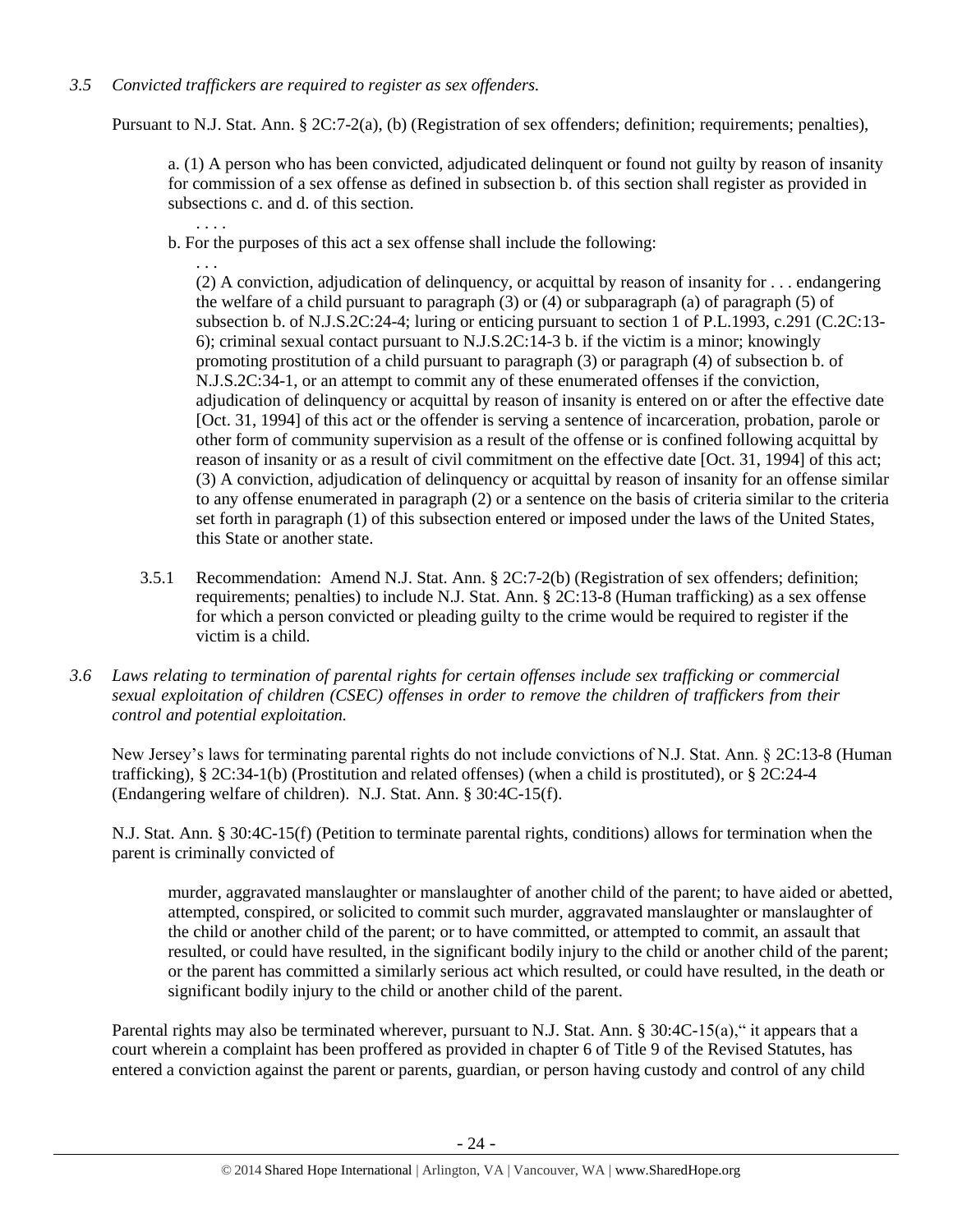*3.5 Convicted traffickers are required to register as sex offenders.*

Pursuant to N.J. Stat. Ann. § 2C:7-2(a), (b) (Registration of sex offenders; definition; requirements; penalties),

> a. (1) A person who has been convicted, adjudicated delinquent or found not guilty by reason of insanity for commission of a sex offense as defined in subsection b. of this section shall register as provided in subsections c. and d. of this section.
>
> . . . .
>
> b. For the purposes of this act a sex offense shall include the following:
>
> . . .
>
> (2) A conviction, adjudication of delinquency, or acquittal by reason of insanity for . . . endangering the welfare of a child pursuant to paragraph (3) or (4) or subparagraph (a) of paragraph (5) of subsection b. of N.J.S.2C:24-4; luring or enticing pursuant to section 1 of P.L.1993, c.291 (C.2C:13-6); criminal sexual contact pursuant to N.J.S.2C:14-3 b. if the victim is a minor; knowingly promoting prostitution of a child pursuant to paragraph (3) or paragraph (4) of subsection b. of N.J.S.2C:34-1, or an attempt to commit any of these enumerated offenses if the conviction, adjudication of delinquency or acquittal by reason of insanity is entered on or after the effective date [Oct. 31, 1994] of this act or the offender is serving a sentence of incarceration, probation, parole or other form of community supervision as a result of the offense or is confined following acquittal by reason of insanity or as a result of civil commitment on the effective date [Oct. 31, 1994] of this act;
> (3) A conviction, adjudication of delinquency or acquittal by reason of insanity for an offense similar to any offense enumerated in paragraph (2) or a sentence on the basis of criteria similar to the criteria set forth in paragraph (1) of this subsection entered or imposed under the laws of the United States, this State or another state.

3.5.1 Recommendation: Amend N.J. Stat. Ann. § 2C:7-2(b) (Registration of sex offenders; definition; requirements; penalties) to include N.J. Stat. Ann. § 2C:13-8 (Human trafficking) as a sex offense for which a person convicted or pleading guilty to the crime would be required to register if the victim is a child.

*3.6 Laws relating to termination of parental rights for certain offenses include sex trafficking or commercial sexual exploitation of children (CSEC) offenses in order to remove the children of traffickers from their control and potential exploitation.*

New Jersey's laws for terminating parental rights do not include convictions of N.J. Stat. Ann. § 2C:13-8 (Human trafficking), § 2C:34-1(b) (Prostitution and related offenses) (when a child is prostituted), or § 2C:24-4 (Endangering welfare of children). N.J. Stat. Ann. § 30:4C-15(f).

N.J. Stat. Ann. § 30:4C-15(f) (Petition to terminate parental rights, conditions) allows for termination when the parent is criminally convicted of

> murder, aggravated manslaughter or manslaughter of another child of the parent; to have aided or abetted, attempted, conspired, or solicited to commit such murder, aggravated manslaughter or manslaughter of the child or another child of the parent; or to have committed, or attempted to commit, an assault that resulted, or could have resulted, in the significant bodily injury to the child or another child of the parent; or the parent has committed a similarly serious act which resulted, or could have resulted, in the death or significant bodily injury to the child or another child of the parent.

Parental rights may also be terminated wherever, pursuant to N.J. Stat. Ann. § 30:4C-15(a)," it appears that a court wherein a complaint has been proffered as provided in chapter 6 of Title 9 of the Revised Statutes, has entered a conviction against the parent or parents, guardian, or person having custody and control of any child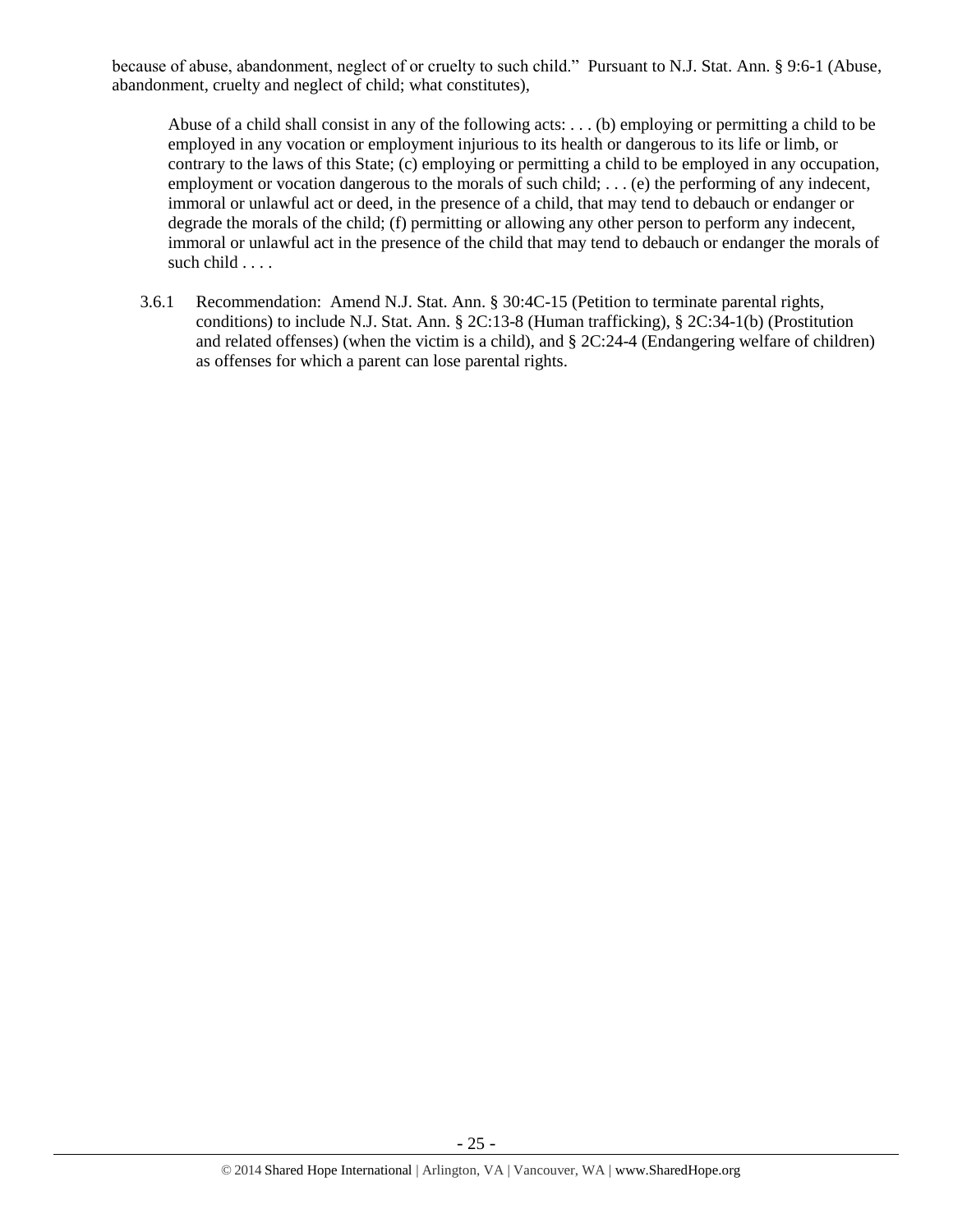because of abuse, abandonment, neglect of or cruelty to such child." Pursuant to N.J. Stat. Ann. § 9:6-1 (Abuse, abandonment, cruelty and neglect of child; what constitutes),

> Abuse of a child shall consist in any of the following acts: . . . (b) employing or permitting a child to be employed in any vocation or employment injurious to its health or dangerous to its life or limb, or contrary to the laws of this State; (c) employing or permitting a child to be employed in any occupation, employment or vocation dangerous to the morals of such child; . . . (e) the performing of any indecent, immoral or unlawful act or deed, in the presence of a child, that may tend to debauch or endanger or degrade the morals of the child; (f) permitting or allowing any other person to perform any indecent, immoral or unlawful act in the presence of the child that may tend to debauch or endanger the morals of such child . . . .

3.6.1 Recommendation: Amend N.J. Stat. Ann. § 30:4C-15 (Petition to terminate parental rights, conditions) to include N.J. Stat. Ann. § 2C:13-8 (Human trafficking), § 2C:34-1(b) (Prostitution and related offenses) (when the victim is a child), and § 2C:24-4 (Endangering welfare of children) as offenses for which a parent can lose parental rights.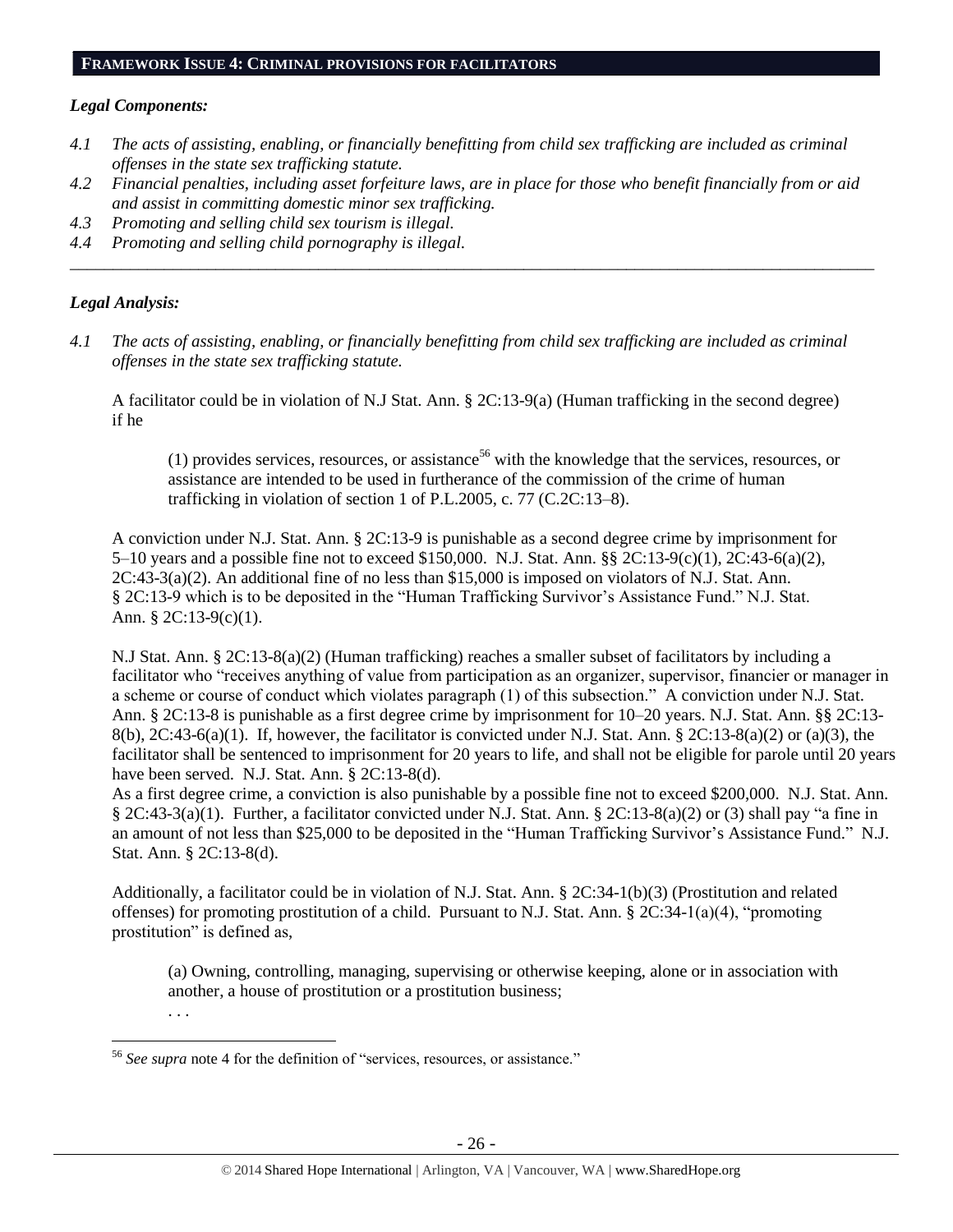## FRAMEWORK ISSUE 4: CRIMINAL PROVISIONS FOR FACILITATORS

### *Legal Components:*

*4.1 The acts of assisting, enabling, or financially benefitting from child sex trafficking are included as criminal offenses in the state sex trafficking statute.*

*4.2 Financial penalties, including asset forfeiture laws, are in place for those who benefit financially from or aid and assist in committing domestic minor sex trafficking.*

*4.3 Promoting and selling child sex tourism is illegal.*

*4.4 Promoting and selling child pornography is illegal.*

---

### *Legal Analysis:*

*4.1 The acts of assisting, enabling, or financially benefitting from child sex trafficking are included as criminal offenses in the state sex trafficking statute.*

A facilitator could be in violation of N.J Stat. Ann. § 2C:13-9(a) (Human trafficking in the second degree) if he

> (1) provides services, resources, or assistance[56] with the knowledge that the services, resources, or assistance are intended to be used in furtherance of the commission of the crime of human trafficking in violation of section 1 of P.L.2005, c. 77 (C.2C:13–8).

A conviction under N.J. Stat. Ann. § 2C:13-9 is punishable as a second degree crime by imprisonment for 5–10 years and a possible fine not to exceed $150,000. N.J. Stat. Ann. §§ 2C:13-9(c)(1), 2C:43-6(a)(2), 2C:43-3(a)(2). An additional fine of no less than $15,000 is imposed on violators of N.J. Stat. Ann. § 2C:13-9 which is to be deposited in the "Human Trafficking Survivor's Assistance Fund." N.J. Stat. Ann. § 2C:13-9(c)(1).

N.J Stat. Ann. § 2C:13-8(a)(2) (Human trafficking) reaches a smaller subset of facilitators by including a facilitator who "receives anything of value from participation as an organizer, supervisor, financier or manager in a scheme or course of conduct which violates paragraph (1) of this subsection." A conviction under N.J. Stat. Ann. § 2C:13-8 is punishable as a first degree crime by imprisonment for 10–20 years. N.J. Stat. Ann. §§ 2C:13-8(b), 2C:43-6(a)(1). If, however, the facilitator is convicted under N.J. Stat. Ann. § 2C:13-8(a)(2) or (a)(3), the facilitator shall be sentenced to imprisonment for 20 years to life, and shall not be eligible for parole until 20 years have been served. N.J. Stat. Ann. § 2C:13-8(d).

As a first degree crime, a conviction is also punishable by a possible fine not to exceed $200,000. N.J. Stat. Ann. § 2C:43-3(a)(1). Further, a facilitator convicted under N.J. Stat. Ann. § 2C:13-8(a)(2) or (3) shall pay "a fine in an amount of not less than $25,000 to be deposited in the "Human Trafficking Survivor's Assistance Fund." N.J. Stat. Ann. § 2C:13-8(d).

Additionally, a facilitator could be in violation of N.J. Stat. Ann. § 2C:34-1(b)(3) (Prostitution and related offenses) for promoting prostitution of a child. Pursuant to N.J. Stat. Ann. § 2C:34-1(a)(4), "promoting prostitution" is defined as,

> (a) Owning, controlling, managing, supervising or otherwise keeping, alone or in association with another, a house of prostitution or a prostitution business;
>
> . . .

---

[56] *See supra* note 4 for the definition of "services, resources, or assistance."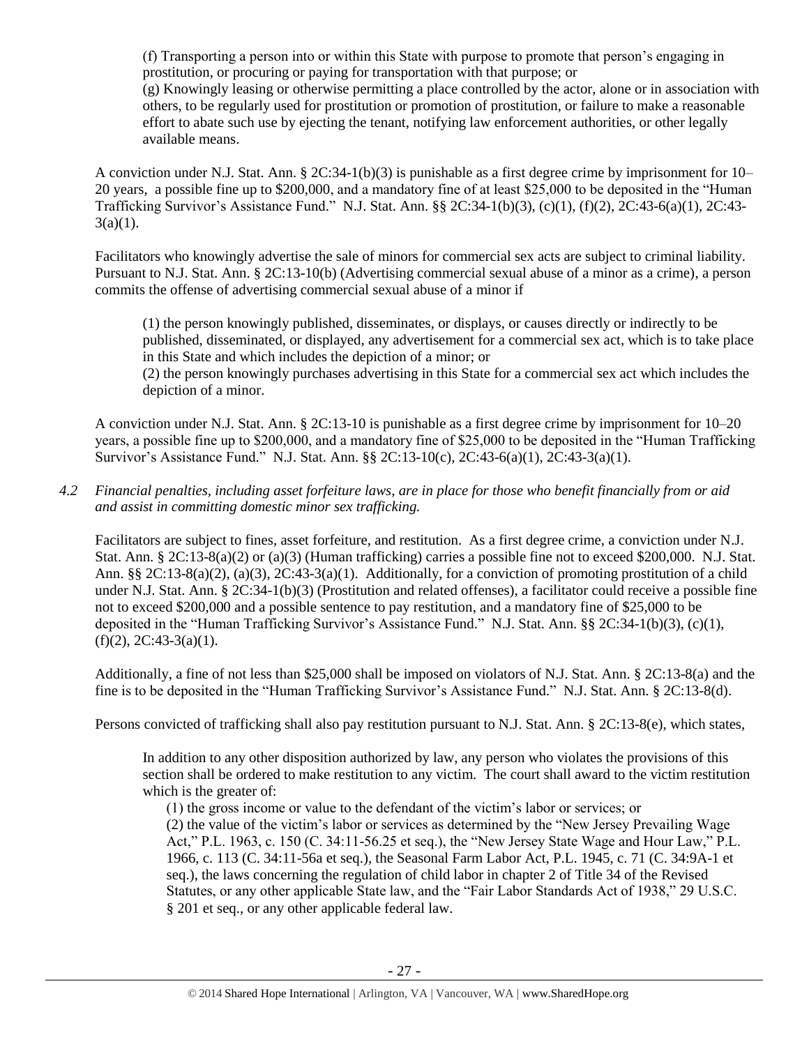(f) Transporting a person into or within this State with purpose to promote that person's engaging in prostitution, or procuring or paying for transportation with that purpose; or
(g) Knowingly leasing or otherwise permitting a place controlled by the actor, alone or in association with others, to be regularly used for prostitution or promotion of prostitution, or failure to make a reasonable effort to abate such use by ejecting the tenant, notifying law enforcement authorities, or other legally available means.

A conviction under N.J. Stat. Ann. § 2C:34-1(b)(3) is punishable as a first degree crime by imprisonment for 10–20 years, a possible fine up to $200,000, and a mandatory fine of at least $25,000 to be deposited in the "Human Trafficking Survivor's Assistance Fund." N.J. Stat. Ann. §§ 2C:34-1(b)(3), (c)(1), (f)(2), 2C:43-6(a)(1), 2C:43-3(a)(1).

Facilitators who knowingly advertise the sale of minors for commercial sex acts are subject to criminal liability. Pursuant to N.J. Stat. Ann. § 2C:13-10(b) (Advertising commercial sexual abuse of a minor as a crime), a person commits the offense of advertising commercial sexual abuse of a minor if

> (1) the person knowingly published, disseminates, or displays, or causes directly or indirectly to be published, disseminated, or displayed, any advertisement for a commercial sex act, which is to take place in this State and which includes the depiction of a minor; or
> (2) the person knowingly purchases advertising in this State for a commercial sex act which includes the depiction of a minor.

A conviction under N.J. Stat. Ann. § 2C:13-10 is punishable as a first degree crime by imprisonment for 10–20 years, a possible fine up to $200,000, and a mandatory fine of $25,000 to be deposited in the "Human Trafficking Survivor's Assistance Fund." N.J. Stat. Ann. §§ 2C:13-10(c), 2C:43-6(a)(1), 2C:43-3(a)(1).

*4.2 Financial penalties, including asset forfeiture laws, are in place for those who benefit financially from or aid and assist in committing domestic minor sex trafficking.*

Facilitators are subject to fines, asset forfeiture, and restitution. As a first degree crime, a conviction under N.J. Stat. Ann. § 2C:13-8(a)(2) or (a)(3) (Human trafficking) carries a possible fine not to exceed $200,000. N.J. Stat. Ann. §§ 2C:13-8(a)(2), (a)(3), 2C:43-3(a)(1). Additionally, for a conviction of promoting prostitution of a child under N.J. Stat. Ann. § 2C:34-1(b)(3) (Prostitution and related offenses), a facilitator could receive a possible fine not to exceed $200,000 and a possible sentence to pay restitution, and a mandatory fine of $25,000 to be deposited in the "Human Trafficking Survivor's Assistance Fund." N.J. Stat. Ann. §§ 2C:34-1(b)(3), (c)(1), (f)(2), 2C:43-3(a)(1).

Additionally, a fine of not less than $25,000 shall be imposed on violators of N.J. Stat. Ann. § 2C:13-8(a) and the fine is to be deposited in the "Human Trafficking Survivor's Assistance Fund." N.J. Stat. Ann. § 2C:13-8(d).

Persons convicted of trafficking shall also pay restitution pursuant to N.J. Stat. Ann. § 2C:13-8(e), which states,

> In addition to any other disposition authorized by law, any person who violates the provisions of this section shall be ordered to make restitution to any victim. The court shall award to the victim restitution which is the greater of:
>
> (1) the gross income or value to the defendant of the victim's labor or services; or
> (2) the value of the victim's labor or services as determined by the "New Jersey Prevailing Wage Act," P.L. 1963, c. 150 (C. 34:11-56.25 et seq.), the "New Jersey State Wage and Hour Law," P.L. 1966, c. 113 (C. 34:11-56a et seq.), the Seasonal Farm Labor Act, P.L. 1945, c. 71 (C. 34:9A-1 et seq.), the laws concerning the regulation of child labor in chapter 2 of Title 34 of the Revised Statutes, or any other applicable State law, and the "Fair Labor Standards Act of 1938," 29 U.S.C. § 201 et seq., or any other applicable federal law.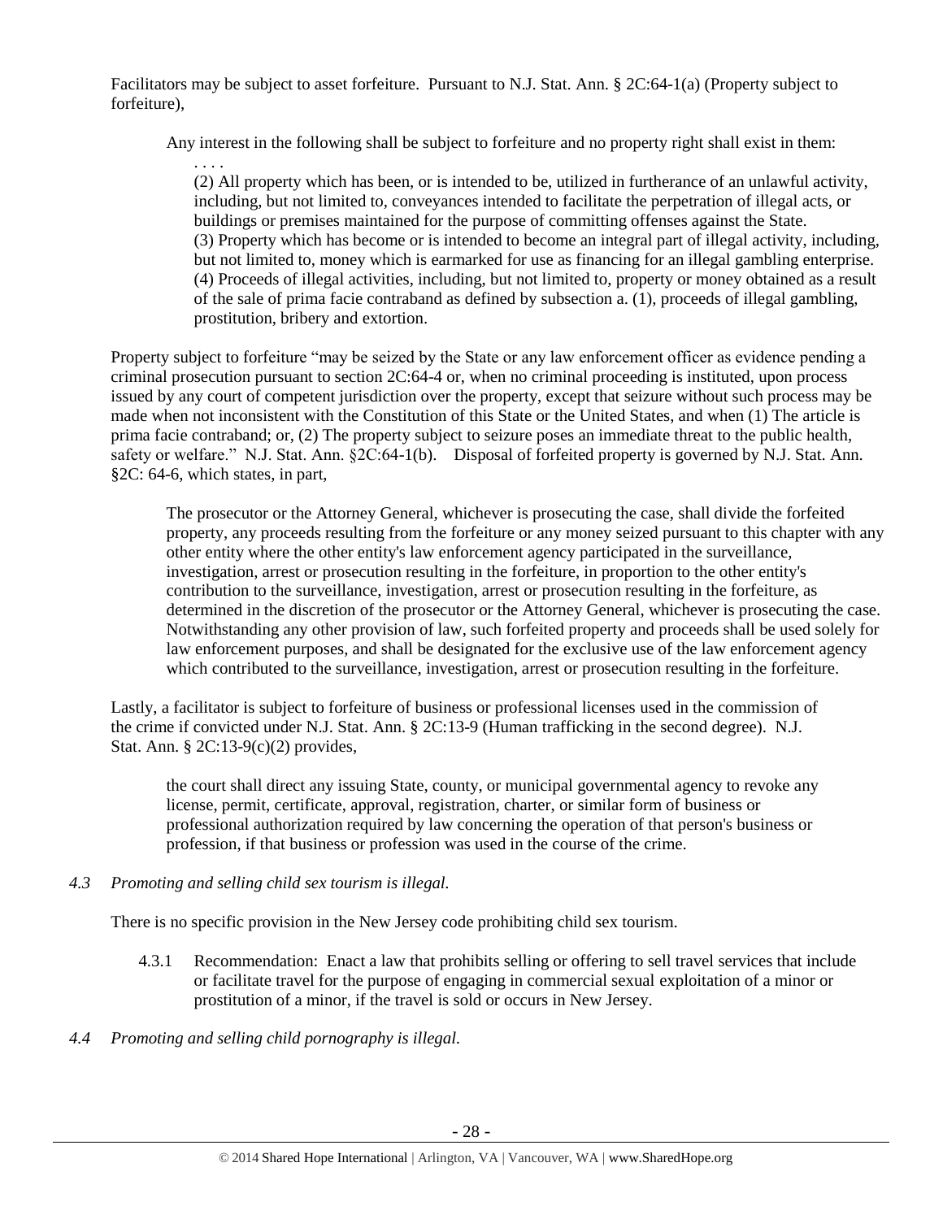Facilitators may be subject to asset forfeiture. Pursuant to N.J. Stat. Ann. § 2C:64-1(a) (Property subject to forfeiture),

> Any interest in the following shall be subject to forfeiture and no property right shall exist in them:
>
> . . . .
>
> (2) All property which has been, or is intended to be, utilized in furtherance of an unlawful activity, including, but not limited to, conveyances intended to facilitate the perpetration of illegal acts, or buildings or premises maintained for the purpose of committing offenses against the State.
> (3) Property which has become or is intended to become an integral part of illegal activity, including, but not limited to, money which is earmarked for use as financing for an illegal gambling enterprise.
> (4) Proceeds of illegal activities, including, but not limited to, property or money obtained as a result of the sale of prima facie contraband as defined by subsection a. (1), proceeds of illegal gambling, prostitution, bribery and extortion.

Property subject to forfeiture "may be seized by the State or any law enforcement officer as evidence pending a criminal prosecution pursuant to section 2C:64-4 or, when no criminal proceeding is instituted, upon process issued by any court of competent jurisdiction over the property, except that seizure without such process may be made when not inconsistent with the Constitution of this State or the United States, and when (1) The article is prima facie contraband; or, (2) The property subject to seizure poses an immediate threat to the public health, safety or welfare." N.J. Stat. Ann. §2C:64-1(b). Disposal of forfeited property is governed by N.J. Stat. Ann. §2C: 64-6, which states, in part,

> The prosecutor or the Attorney General, whichever is prosecuting the case, shall divide the forfeited property, any proceeds resulting from the forfeiture or any money seized pursuant to this chapter with any other entity where the other entity's law enforcement agency participated in the surveillance, investigation, arrest or prosecution resulting in the forfeiture, in proportion to the other entity's contribution to the surveillance, investigation, arrest or prosecution resulting in the forfeiture, as determined in the discretion of the prosecutor or the Attorney General, whichever is prosecuting the case. Notwithstanding any other provision of law, such forfeited property and proceeds shall be used solely for law enforcement purposes, and shall be designated for the exclusive use of the law enforcement agency which contributed to the surveillance, investigation, arrest or prosecution resulting in the forfeiture.

Lastly, a facilitator is subject to forfeiture of business or professional licenses used in the commission of the crime if convicted under N.J. Stat. Ann. § 2C:13-9 (Human trafficking in the second degree). N.J. Stat. Ann. § 2C:13-9(c)(2) provides,

> the court shall direct any issuing State, county, or municipal governmental agency to revoke any license, permit, certificate, approval, registration, charter, or similar form of business or professional authorization required by law concerning the operation of that person's business or profession, if that business or profession was used in the course of the crime.

*4.3 Promoting and selling child sex tourism is illegal.*

There is no specific provision in the New Jersey code prohibiting child sex tourism.

4.3.1 Recommendation: Enact a law that prohibits selling or offering to sell travel services that include or facilitate travel for the purpose of engaging in commercial sexual exploitation of a minor or prostitution of a minor, if the travel is sold or occurs in New Jersey.

*4.4 Promoting and selling child pornography is illegal.*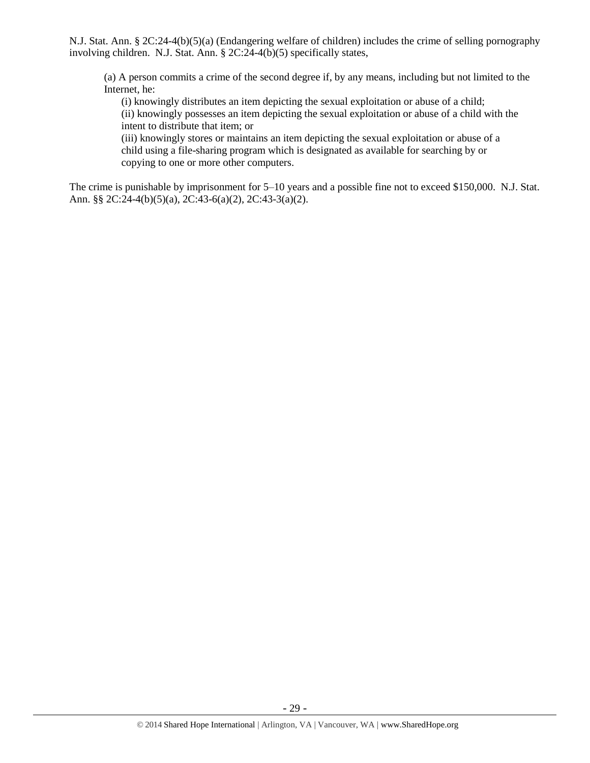N.J. Stat. Ann. § 2C:24-4(b)(5)(a) (Endangering welfare of children) includes the crime of selling pornography involving children. N.J. Stat. Ann. § 2C:24-4(b)(5) specifically states,

> (a) A person commits a crime of the second degree if, by any means, including but not limited to the Internet, he:
>
> (i) knowingly distributes an item depicting the sexual exploitation or abuse of a child;
>
> (ii) knowingly possesses an item depicting the sexual exploitation or abuse of a child with the intent to distribute that item; or
>
> (iii) knowingly stores or maintains an item depicting the sexual exploitation or abuse of a child using a file-sharing program which is designated as available for searching by or copying to one or more other computers.

The crime is punishable by imprisonment for 5–10 years and a possible fine not to exceed $150,000. N.J. Stat. Ann. §§ 2C:24-4(b)(5)(a), 2C:43-6(a)(2), 2C:43-3(a)(2).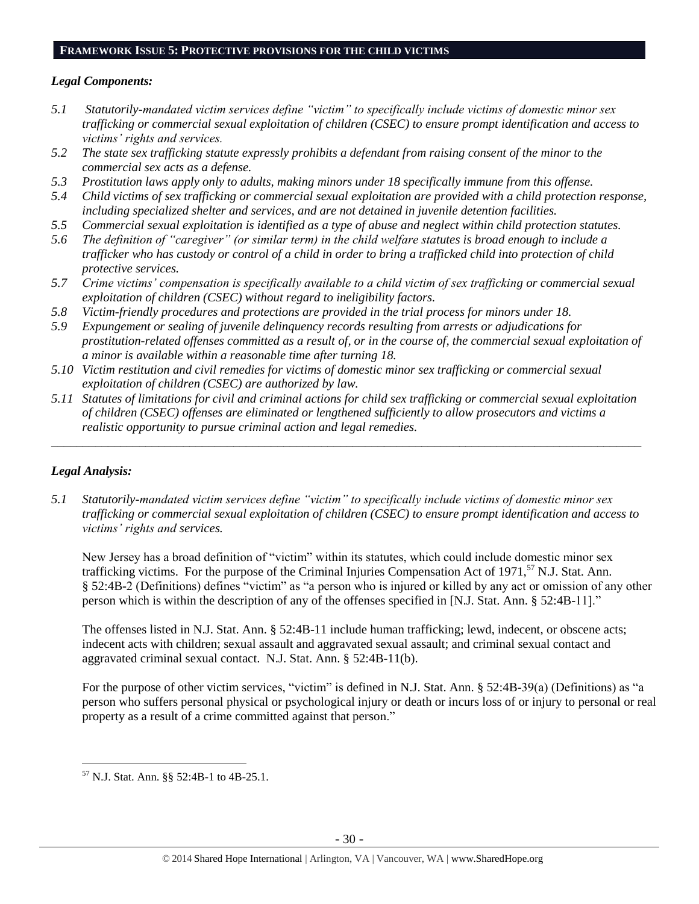## FRAMEWORK ISSUE 5: PROTECTIVE PROVISIONS FOR THE CHILD VICTIMS

### *Legal Components:*

*5.1 Statutorily-mandated victim services define "victim" to specifically include victims of domestic minor sex trafficking or commercial sexual exploitation of children (CSEC) to ensure prompt identification and access to victims' rights and services.*

*5.2 The state sex trafficking statute expressly prohibits a defendant from raising consent of the minor to the commercial sex acts as a defense.*

*5.3 Prostitution laws apply only to adults, making minors under 18 specifically immune from this offense.*

*5.4 Child victims of sex trafficking or commercial sexual exploitation are provided with a child protection response, including specialized shelter and services, and are not detained in juvenile detention facilities.*

*5.5 Commercial sexual exploitation is identified as a type of abuse and neglect within child protection statutes.*

*5.6 The definition of "caregiver" (or similar term) in the child welfare statutes is broad enough to include a trafficker who has custody or control of a child in order to bring a trafficked child into protection of child protective services.*

*5.7 Crime victims' compensation is specifically available to a child victim of sex trafficking or commercial sexual exploitation of children (CSEC) without regard to ineligibility factors.*

*5.8 Victim-friendly procedures and protections are provided in the trial process for minors under 18.*

*5.9 Expungement or sealing of juvenile delinquency records resulting from arrests or adjudications for prostitution-related offenses committed as a result of, or in the course of, the commercial sexual exploitation of a minor is available within a reasonable time after turning 18.*

*5.10 Victim restitution and civil remedies for victims of domestic minor sex trafficking or commercial sexual exploitation of children (CSEC) are authorized by law.*

*5.11 Statutes of limitations for civil and criminal actions for child sex trafficking or commercial sexual exploitation of children (CSEC) offenses are eliminated or lengthened sufficiently to allow prosecutors and victims a realistic opportunity to pursue criminal action and legal remedies.*

---

### *Legal Analysis:*

*5.1 Statutorily-mandated victim services define "victim" to specifically include victims of domestic minor sex trafficking or commercial sexual exploitation of children (CSEC) to ensure prompt identification and access to victims' rights and services.*

New Jersey has a broad definition of "victim" within its statutes, which could include domestic minor sex trafficking victims. For the purpose of the Criminal Injuries Compensation Act of 1971,[57] N.J. Stat. Ann. § 52:4B-2 (Definitions) defines "victim" as "a person who is injured or killed by any act or omission of any other person which is within the description of any of the offenses specified in [N.J. Stat. Ann. § 52:4B-11]."

The offenses listed in N.J. Stat. Ann. § 52:4B-11 include human trafficking; lewd, indecent, or obscene acts; indecent acts with children; sexual assault and aggravated sexual assault; and criminal sexual contact and aggravated criminal sexual contact. N.J. Stat. Ann. § 52:4B-11(b).

For the purpose of other victim services, "victim" is defined in N.J. Stat. Ann. § 52:4B-39(a) (Definitions) as "a person who suffers personal physical or psychological injury or death or incurs loss of or injury to personal or real property as a result of a crime committed against that person."

---

[57] N.J. Stat. Ann. §§ 52:4B-1 to 4B-25.1.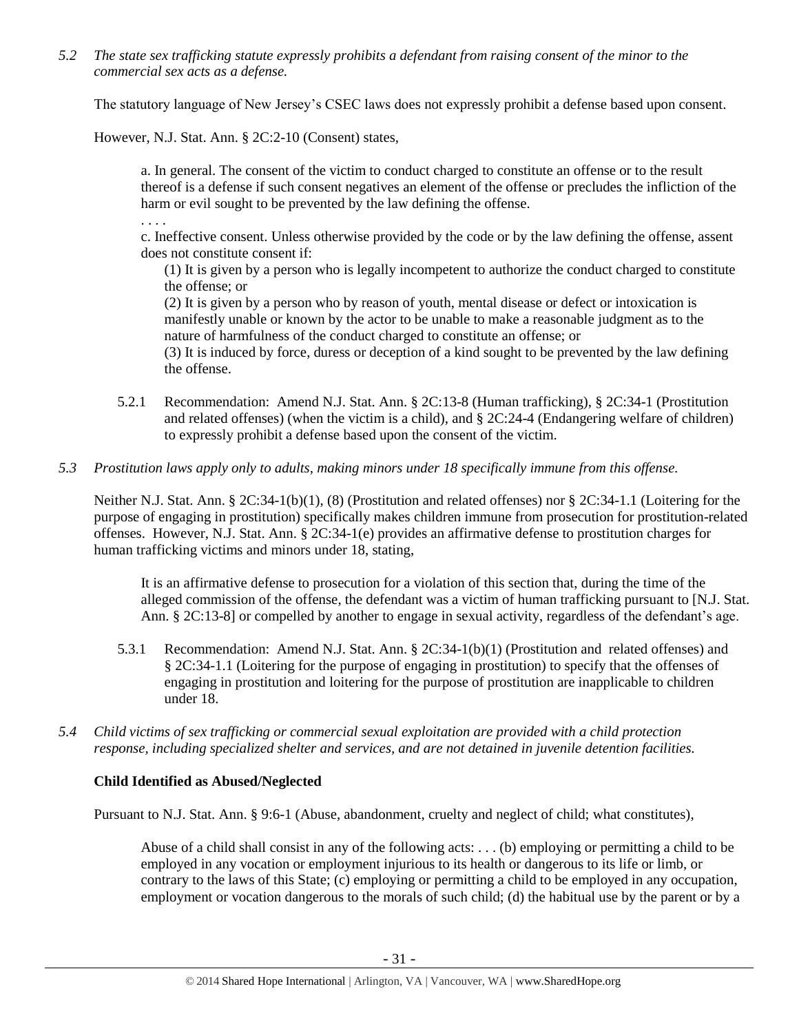*5.2 The state sex trafficking statute expressly prohibits a defendant from raising consent of the minor to the commercial sex acts as a defense.*

The statutory language of New Jersey's CSEC laws does not expressly prohibit a defense based upon consent.

However, N.J. Stat. Ann. § 2C:2-10 (Consent) states,

> a. In general. The consent of the victim to conduct charged to constitute an offense or to the result thereof is a defense if such consent negatives an element of the offense or precludes the infliction of the harm or evil sought to be prevented by the law defining the offense.
>
> . . . .
>
> c. Ineffective consent. Unless otherwise provided by the code or by the law defining the offense, assent does not constitute consent if:
>
> (1) It is given by a person who is legally incompetent to authorize the conduct charged to constitute the offense; or
>
> (2) It is given by a person who by reason of youth, mental disease or defect or intoxication is manifestly unable or known by the actor to be unable to make a reasonable judgment as to the nature of harmfulness of the conduct charged to constitute an offense; or
>
> (3) It is induced by force, duress or deception of a kind sought to be prevented by the law defining the offense.

5.2.1 Recommendation: Amend N.J. Stat. Ann. § 2C:13-8 (Human trafficking), § 2C:34-1 (Prostitution and related offenses) (when the victim is a child), and § 2C:24-4 (Endangering welfare of children) to expressly prohibit a defense based upon the consent of the victim.

*5.3 Prostitution laws apply only to adults, making minors under 18 specifically immune from this offense.*

Neither N.J. Stat. Ann. § 2C:34-1(b)(1), (8) (Prostitution and related offenses) nor § 2C:34-1.1 (Loitering for the purpose of engaging in prostitution) specifically makes children immune from prosecution for prostitution-related offenses. However, N.J. Stat. Ann. § 2C:34-1(e) provides an affirmative defense to prostitution charges for human trafficking victims and minors under 18, stating,

> It is an affirmative defense to prosecution for a violation of this section that, during the time of the alleged commission of the offense, the defendant was a victim of human trafficking pursuant to [N.J. Stat. Ann. § 2C:13-8] or compelled by another to engage in sexual activity, regardless of the defendant's age.

5.3.1 Recommendation: Amend N.J. Stat. Ann. § 2C:34-1(b)(1) (Prostitution and related offenses) and § 2C:34-1.1 (Loitering for the purpose of engaging in prostitution) to specify that the offenses of engaging in prostitution and loitering for the purpose of prostitution are inapplicable to children under 18.

*5.4 Child victims of sex trafficking or commercial sexual exploitation are provided with a child protection response, including specialized shelter and services, and are not detained in juvenile detention facilities.*

**Child Identified as Abused/Neglected**

Pursuant to N.J. Stat. Ann. § 9:6-1 (Abuse, abandonment, cruelty and neglect of child; what constitutes),

> Abuse of a child shall consist in any of the following acts: . . . (b) employing or permitting a child to be employed in any vocation or employment injurious to its health or dangerous to its life or limb, or contrary to the laws of this State; (c) employing or permitting a child to be employed in any occupation, employment or vocation dangerous to the morals of such child; (d) the habitual use by the parent or by a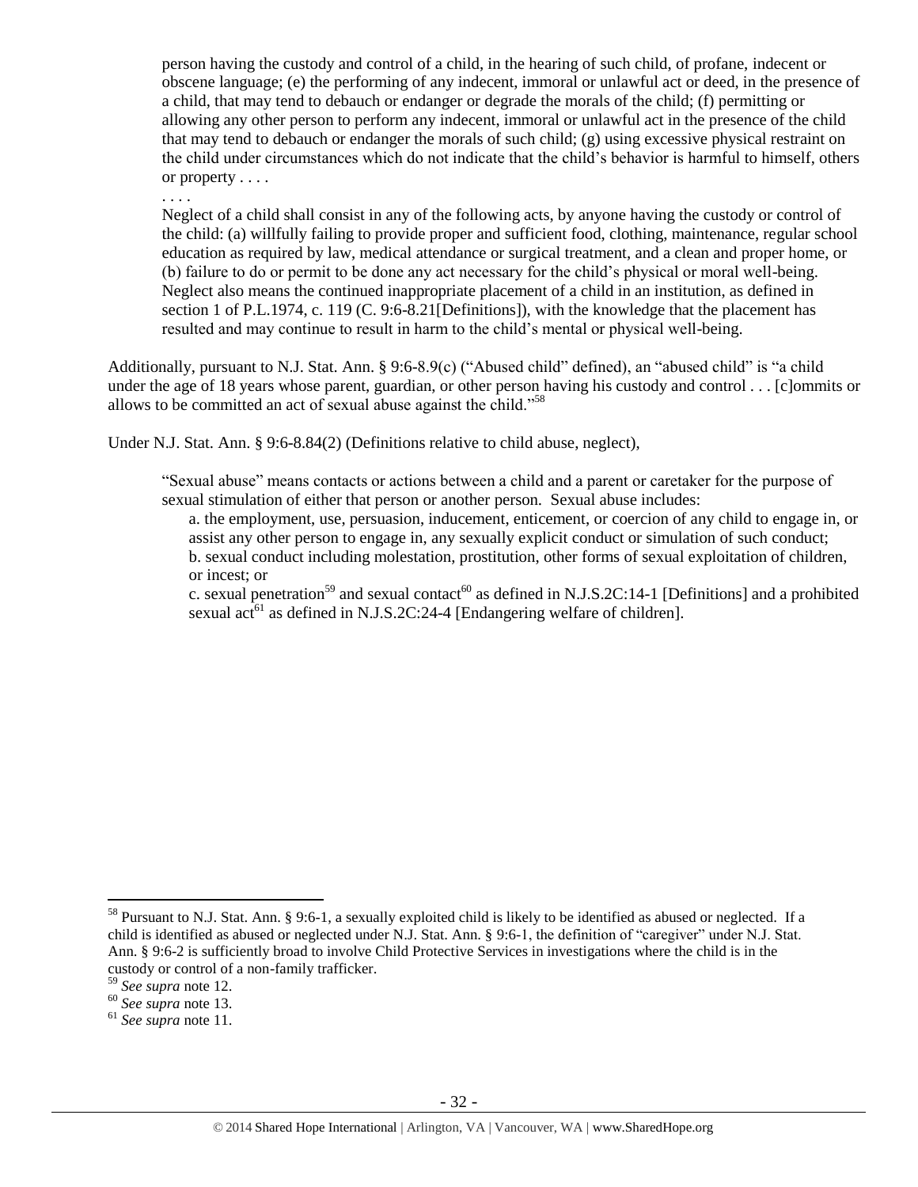> person having the custody and control of a child, in the hearing of such child, of profane, indecent or obscene language; (e) the performing of any indecent, immoral or unlawful act or deed, in the presence of a child, that may tend to debauch or endanger or degrade the morals of the child; (f) permitting or allowing any other person to perform any indecent, immoral or unlawful act in the presence of the child that may tend to debauch or endanger the morals of such child; (g) using excessive physical restraint on the child under circumstances which do not indicate that the child's behavior is harmful to himself, others or property . . . .
>
> . . . .
>
> Neglect of a child shall consist in any of the following acts, by anyone having the custody or control of the child: (a) willfully failing to provide proper and sufficient food, clothing, maintenance, regular school education as required by law, medical attendance or surgical treatment, and a clean and proper home, or (b) failure to do or permit to be done any act necessary for the child's physical or moral well-being. Neglect also means the continued inappropriate placement of a child in an institution, as defined in section 1 of P.L.1974, c. 119 (C. 9:6-8.21[Definitions]), with the knowledge that the placement has resulted and may continue to result in harm to the child's mental or physical well-being.

Additionally, pursuant to N.J. Stat. Ann. § 9:6-8.9(c) ("Abused child" defined), an "abused child" is "a child under the age of 18 years whose parent, guardian, or other person having his custody and control . . . [c]ommits or allows to be committed an act of sexual abuse against the child."[58]

Under N.J. Stat. Ann. § 9:6-8.84(2) (Definitions relative to child abuse, neglect),

> "Sexual abuse" means contacts or actions between a child and a parent or caretaker for the purpose of sexual stimulation of either that person or another person. Sexual abuse includes:
>
> a. the employment, use, persuasion, inducement, enticement, or coercion of any child to engage in, or assist any other person to engage in, any sexually explicit conduct or simulation of such conduct;
> b. sexual conduct including molestation, prostitution, other forms of sexual exploitation of children, or incest; or
> c. sexual penetration[59] and sexual contact[60] as defined in N.J.S.2C:14-1 [Definitions] and a prohibited sexual act[61] as defined in N.J.S.2C:24-4 [Endangering welfare of children].

---

[58] Pursuant to N.J. Stat. Ann. § 9:6-1, a sexually exploited child is likely to be identified as abused or neglected. If a child is identified as abused or neglected under N.J. Stat. Ann. § 9:6-1, the definition of "caregiver" under N.J. Stat. Ann. § 9:6-2 is sufficiently broad to involve Child Protective Services in investigations where the child is in the custody or control of a non-family trafficker.

[59] *See supra* note 12.

[60] *See supra* note 13.

[61] *See supra* note 11.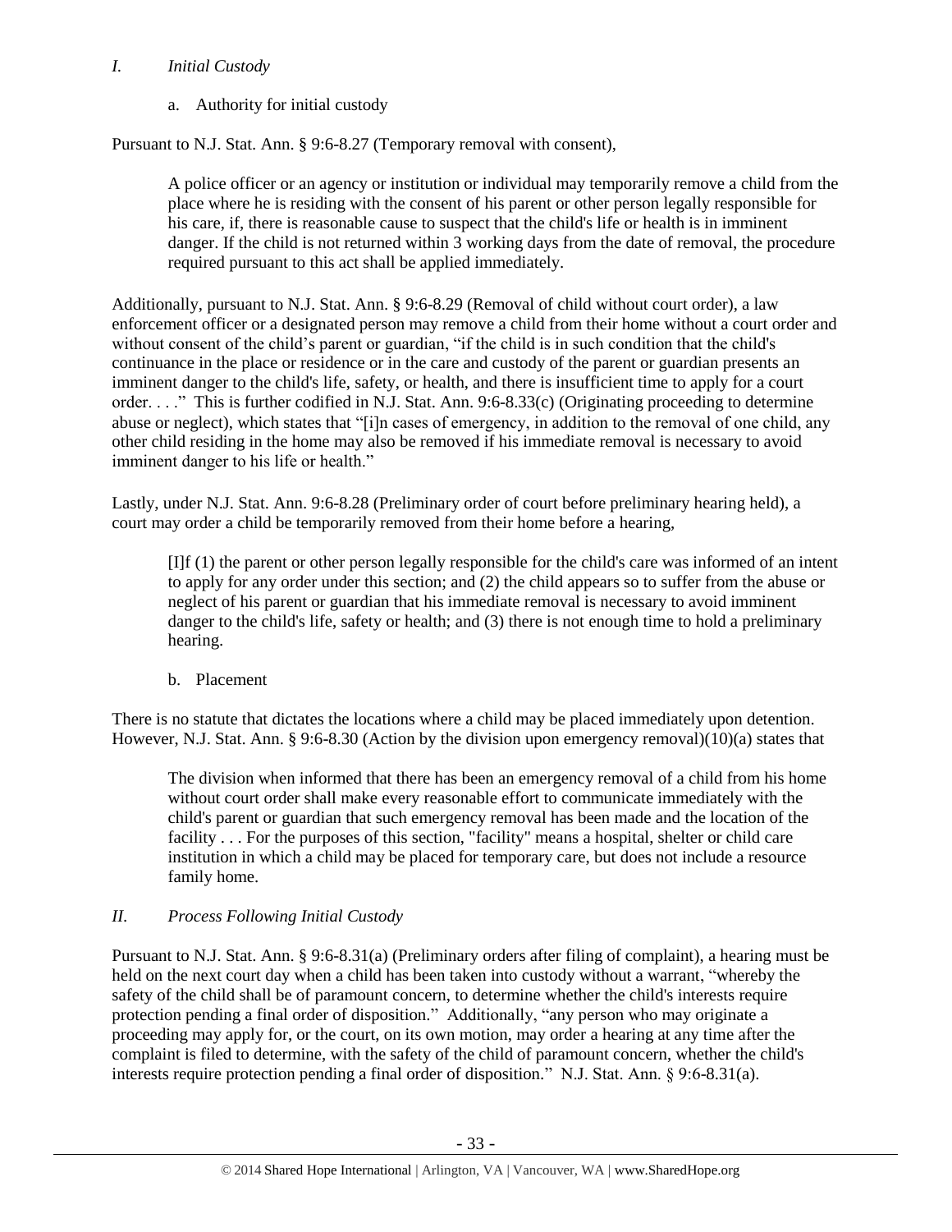*I. Initial Custody*

a. Authority for initial custody

Pursuant to N.J. Stat. Ann. § 9:6-8.27 (Temporary removal with consent),

> A police officer or an agency or institution or individual may temporarily remove a child from the place where he is residing with the consent of his parent or other person legally responsible for his care, if, there is reasonable cause to suspect that the child's life or health is in imminent danger. If the child is not returned within 3 working days from the date of removal, the procedure required pursuant to this act shall be applied immediately.

Additionally, pursuant to N.J. Stat. Ann. § 9:6-8.29 (Removal of child without court order), a law enforcement officer or a designated person may remove a child from their home without a court order and without consent of the child's parent or guardian, "if the child is in such condition that the child's continuance in the place or residence or in the care and custody of the parent or guardian presents an imminent danger to the child's life, safety, or health, and there is insufficient time to apply for a court order. . . ." This is further codified in N.J. Stat. Ann. 9:6-8.33(c) (Originating proceeding to determine abuse or neglect), which states that "[i]n cases of emergency, in addition to the removal of one child, any other child residing in the home may also be removed if his immediate removal is necessary to avoid imminent danger to his life or health."

Lastly, under N.J. Stat. Ann. 9:6-8.28 (Preliminary order of court before preliminary hearing held), a court may order a child be temporarily removed from their home before a hearing,

> [I]f (1) the parent or other person legally responsible for the child's care was informed of an intent to apply for any order under this section; and (2) the child appears so to suffer from the abuse or neglect of his parent or guardian that his immediate removal is necessary to avoid imminent danger to the child's life, safety or health; and (3) there is not enough time to hold a preliminary hearing.

b. Placement

There is no statute that dictates the locations where a child may be placed immediately upon detention. However, N.J. Stat. Ann. § 9:6-8.30 (Action by the division upon emergency removal)(10)(a) states that

> The division when informed that there has been an emergency removal of a child from his home without court order shall make every reasonable effort to communicate immediately with the child's parent or guardian that such emergency removal has been made and the location of the facility . . . For the purposes of this section, "facility" means a hospital, shelter or child care institution in which a child may be placed for temporary care, but does not include a resource family home.

*II. Process Following Initial Custody*

Pursuant to N.J. Stat. Ann. § 9:6-8.31(a) (Preliminary orders after filing of complaint), a hearing must be held on the next court day when a child has been taken into custody without a warrant, "whereby the safety of the child shall be of paramount concern, to determine whether the child's interests require protection pending a final order of disposition." Additionally, "any person who may originate a proceeding may apply for, or the court, on its own motion, may order a hearing at any time after the complaint is filed to determine, with the safety of the child of paramount concern, whether the child's interests require protection pending a final order of disposition." N.J. Stat. Ann. § 9:6-8.31(a).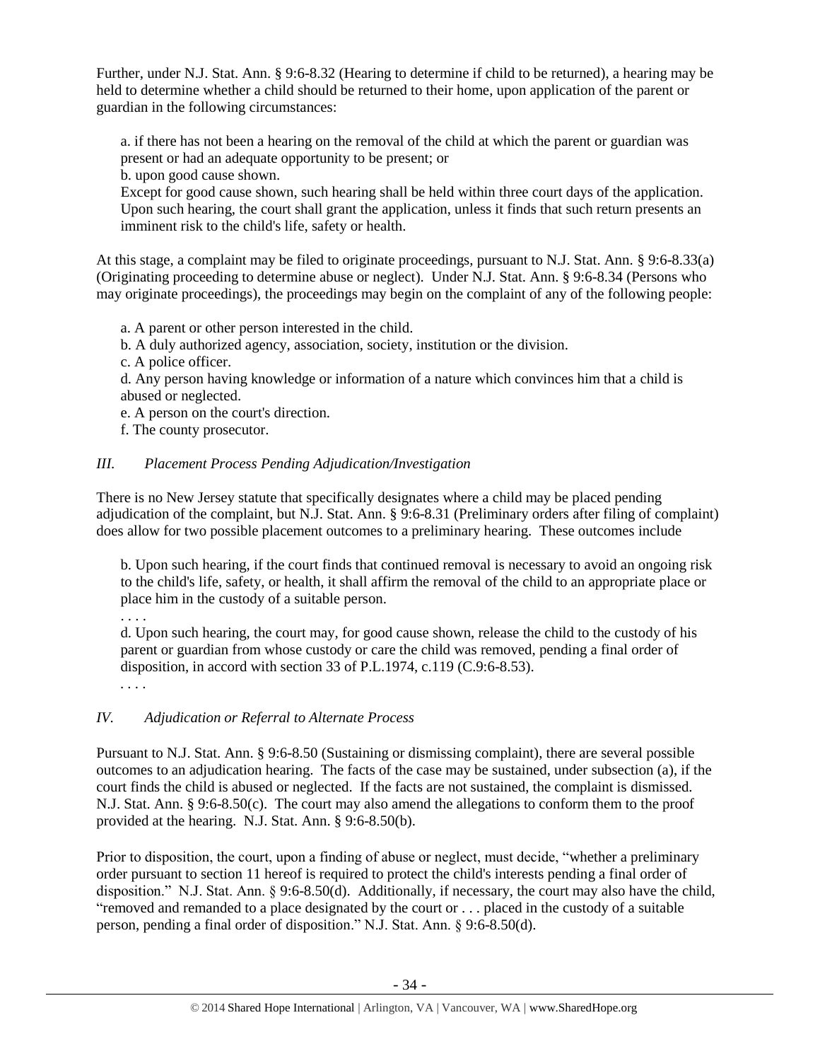Further, under N.J. Stat. Ann. § 9:6-8.32 (Hearing to determine if child to be returned), a hearing may be held to determine whether a child should be returned to their home, upon application of the parent or guardian in the following circumstances:

> a. if there has not been a hearing on the removal of the child at which the parent or guardian was present or had an adequate opportunity to be present; or
> b. upon good cause shown.
> Except for good cause shown, such hearing shall be held within three court days of the application. Upon such hearing, the court shall grant the application, unless it finds that such return presents an imminent risk to the child's life, safety or health.

At this stage, a complaint may be filed to originate proceedings, pursuant to N.J. Stat. Ann. § 9:6-8.33(a) (Originating proceeding to determine abuse or neglect). Under N.J. Stat. Ann. § 9:6-8.34 (Persons who may originate proceedings), the proceedings may begin on the complaint of any of the following people:

> a. A parent or other person interested in the child.
> b. A duly authorized agency, association, society, institution or the division.
> c. A police officer.
> d. Any person having knowledge or information of a nature which convinces him that a child is abused or neglected.
> e. A person on the court's direction.
> f. The county prosecutor.

### *III. Placement Process Pending Adjudication/Investigation*

There is no New Jersey statute that specifically designates where a child may be placed pending adjudication of the complaint, but N.J. Stat. Ann. § 9:6-8.31 (Preliminary orders after filing of complaint) does allow for two possible placement outcomes to a preliminary hearing. These outcomes include

> b. Upon such hearing, if the court finds that continued removal is necessary to avoid an ongoing risk to the child's life, safety, or health, it shall affirm the removal of the child to an appropriate place or place him in the custody of a suitable person.
> . . . .
> d. Upon such hearing, the court may, for good cause shown, release the child to the custody of his parent or guardian from whose custody or care the child was removed, pending a final order of disposition, in accord with section 33 of P.L.1974, c.119 (C.9:6-8.53).
> . . . .

### *IV. Adjudication or Referral to Alternate Process*

Pursuant to N.J. Stat. Ann. § 9:6-8.50 (Sustaining or dismissing complaint), there are several possible outcomes to an adjudication hearing. The facts of the case may be sustained, under subsection (a), if the court finds the child is abused or neglected. If the facts are not sustained, the complaint is dismissed. N.J. Stat. Ann. § 9:6-8.50(c). The court may also amend the allegations to conform them to the proof provided at the hearing. N.J. Stat. Ann. § 9:6-8.50(b).

Prior to disposition, the court, upon a finding of abuse or neglect, must decide, "whether a preliminary order pursuant to section 11 hereof is required to protect the child's interests pending a final order of disposition." N.J. Stat. Ann. § 9:6-8.50(d). Additionally, if necessary, the court may also have the child, "removed and remanded to a place designated by the court or . . . placed in the custody of a suitable person, pending a final order of disposition." N.J. Stat. Ann. § 9:6-8.50(d).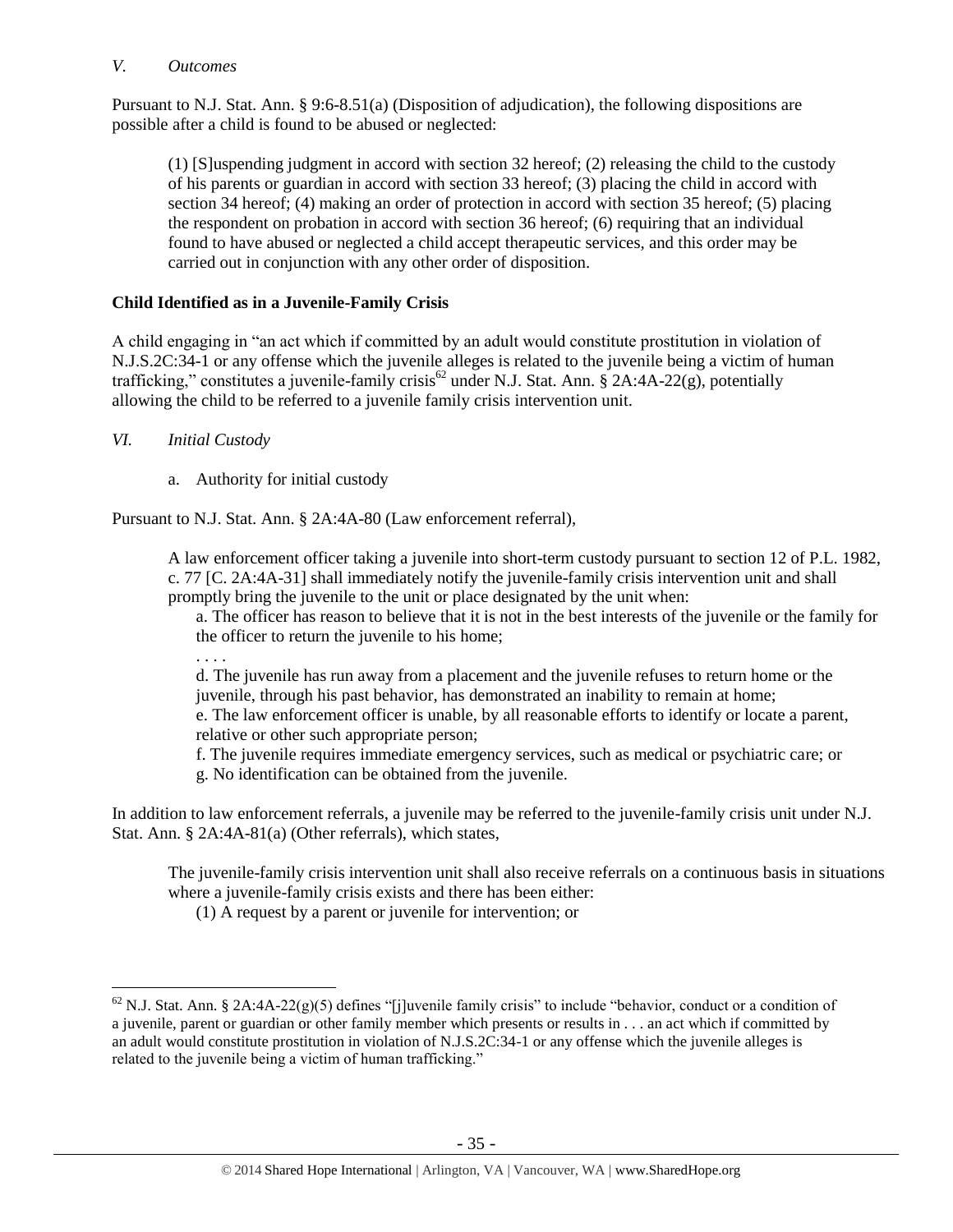*V. Outcomes*

Pursuant to N.J. Stat. Ann. § 9:6-8.51(a) (Disposition of adjudication), the following dispositions are possible after a child is found to be abused or neglected:

> (1) [S]uspending judgment in accord with section 32 hereof; (2) releasing the child to the custody of his parents or guardian in accord with section 33 hereof; (3) placing the child in accord with section 34 hereof; (4) making an order of protection in accord with section 35 hereof; (5) placing the respondent on probation in accord with section 36 hereof; (6) requiring that an individual found to have abused or neglected a child accept therapeutic services, and this order may be carried out in conjunction with any other order of disposition.

**Child Identified as in a Juvenile-Family Crisis**

A child engaging in "an act which if committed by an adult would constitute prostitution in violation of N.J.S.2C:34-1 or any offense which the juvenile alleges is related to the juvenile being a victim of human trafficking," constitutes a juvenile-family crisis[62] under N.J. Stat. Ann. § 2A:4A-22(g), potentially allowing the child to be referred to a juvenile family crisis intervention unit.

*VI. Initial Custody*

a. Authority for initial custody

Pursuant to N.J. Stat. Ann. § 2A:4A-80 (Law enforcement referral),

> A law enforcement officer taking a juvenile into short-term custody pursuant to section 12 of P.L. 1982, c. 77 [C. 2A:4A-31] shall immediately notify the juvenile-family crisis intervention unit and shall promptly bring the juvenile to the unit or place designated by the unit when:
>
> a. The officer has reason to believe that it is not in the best interests of the juvenile or the family for the officer to return the juvenile to his home;
>
> . . . .
>
> d. The juvenile has run away from a placement and the juvenile refuses to return home or the juvenile, through his past behavior, has demonstrated an inability to remain at home;
>
> e. The law enforcement officer is unable, by all reasonable efforts to identify or locate a parent, relative or other such appropriate person;
>
> f. The juvenile requires immediate emergency services, such as medical or psychiatric care; or
>
> g. No identification can be obtained from the juvenile.

In addition to law enforcement referrals, a juvenile may be referred to the juvenile-family crisis unit under N.J. Stat. Ann. § 2A:4A-81(a) (Other referrals), which states,

> The juvenile-family crisis intervention unit shall also receive referrals on a continuous basis in situations where a juvenile-family crisis exists and there has been either:
>
> (1) A request by a parent or juvenile for intervention; or

---

[62] N.J. Stat. Ann. § 2A:4A-22(g)(5) defines "[j]uvenile family crisis" to include "behavior, conduct or a condition of a juvenile, parent or guardian or other family member which presents or results in . . . an act which if committed by an adult would constitute prostitution in violation of N.J.S.2C:34-1 or any offense which the juvenile alleges is related to the juvenile being a victim of human trafficking."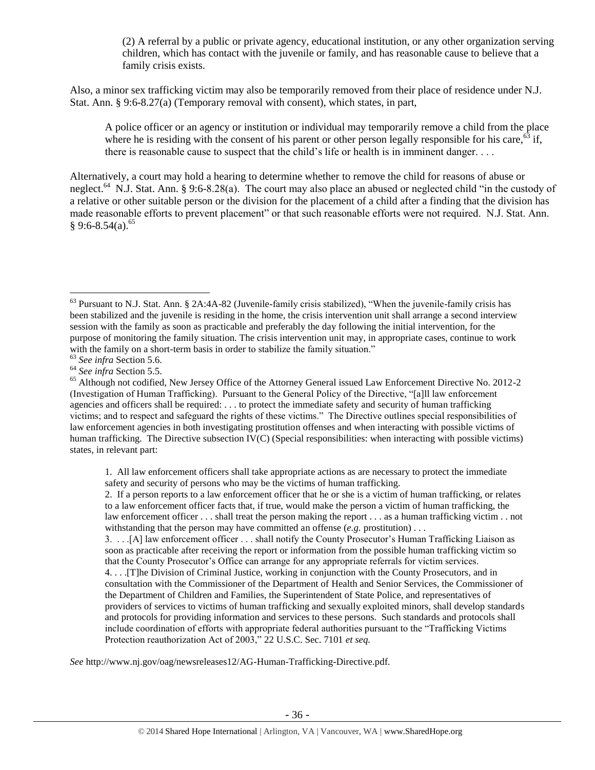(2) A referral by a public or private agency, educational institution, or any other organization serving children, which has contact with the juvenile or family, and has reasonable cause to believe that a family crisis exists.

Also, a minor sex trafficking victim may also be temporarily removed from their place of residence under N.J. Stat. Ann. § 9:6-8.27(a) (Temporary removal with consent), which states, in part,

> A police officer or an agency or institution or individual may temporarily remove a child from the place where he is residing with the consent of his parent or other person legally responsible for his care,[63] if, there is reasonable cause to suspect that the child's life or health is in imminent danger. . . .

Alternatively, a court may hold a hearing to determine whether to remove the child for reasons of abuse or neglect.[64] N.J. Stat. Ann. § 9:6-8.28(a). The court may also place an abused or neglected child "in the custody of a relative or other suitable person or the division for the placement of a child after a finding that the division has made reasonable efforts to prevent placement" or that such reasonable efforts were not required. N.J. Stat. Ann. § 9:6-8.54(a).[65]

---

[63] Pursuant to N.J. Stat. Ann. § 2A:4A-82 (Juvenile-family crisis stabilized), "When the juvenile-family crisis has been stabilized and the juvenile is residing in the home, the crisis intervention unit shall arrange a second interview session with the family as soon as practicable and preferably the day following the initial intervention, for the purpose of monitoring the family situation. The crisis intervention unit may, in appropriate cases, continue to work with the family on a short-term basis in order to stabilize the family situation."

[63] *See infra* Section 5.6.

[64] *See infra* Section 5.5.

[65] Although not codified, New Jersey Office of the Attorney General issued Law Enforcement Directive No. 2012-2 (Investigation of Human Trafficking). Pursuant to the General Policy of the Directive, "[a]ll law enforcement agencies and officers shall be required: . . . to protect the immediate safety and security of human trafficking victims; and to respect and safeguard the rights of these victims." The Directive outlines special responsibilities of law enforcement agencies in both investigating prostitution offenses and when interacting with possible victims of human trafficking. The Directive subsection IV(C) (Special responsibilities: when interacting with possible victims) states, in relevant part:

> 1. All law enforcement officers shall take appropriate actions as are necessary to protect the immediate safety and security of persons who may be the victims of human trafficking.
>
> 2. If a person reports to a law enforcement officer that he or she is a victim of human trafficking, or relates to a law enforcement officer facts that, if true, would make the person a victim of human trafficking, the law enforcement officer . . . shall treat the person making the report . . . as a human trafficking victim . . not withstanding that the person may have committed an offense (*e.g.* prostitution) . . .
>
> 3. . . .[A] law enforcement officer . . . shall notify the County Prosecutor's Human Trafficking Liaison as soon as practicable after receiving the report or information from the possible human trafficking victim so that the County Prosecutor's Office can arrange for any appropriate referrals for victim services.
>
> 4. . . .[T]he Division of Criminal Justice, working in conjunction with the County Prosecutors, and in consultation with the Commissioner of the Department of Health and Senior Services, the Commissioner of the Department of Children and Families, the Superintendent of State Police, and representatives of providers of services to victims of human trafficking and sexually exploited minors, shall develop standards and protocols for providing information and services to these persons. Such standards and protocols shall include coordination of efforts with appropriate federal authorities pursuant to the "Trafficking Victims Protection reauthorization Act of 2003," 22 U.S.C. Sec. 7101 *et seq.*

*See* http://www.nj.gov/oag/newsreleases12/AG-Human-Trafficking-Directive.pdf.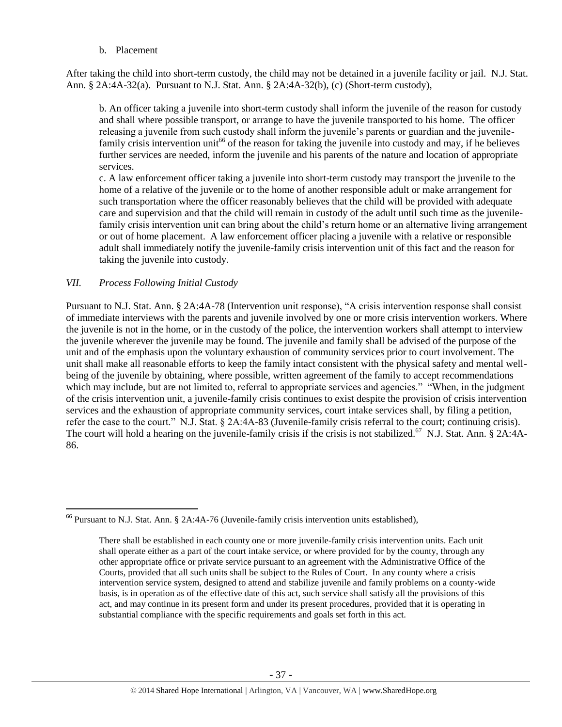b. Placement

After taking the child into short-term custody, the child may not be detained in a juvenile facility or jail. N.J. Stat. Ann. § 2A:4A-32(a). Pursuant to N.J. Stat. Ann. § 2A:4A-32(b), (c) (Short-term custody),

> b. An officer taking a juvenile into short-term custody shall inform the juvenile of the reason for custody and shall where possible transport, or arrange to have the juvenile transported to his home. The officer releasing a juvenile from such custody shall inform the juvenile's parents or guardian and the juvenile-family crisis intervention unit[66] of the reason for taking the juvenile into custody and may, if he believes further services are needed, inform the juvenile and his parents of the nature and location of appropriate services.
>
> c. A law enforcement officer taking a juvenile into short-term custody may transport the juvenile to the home of a relative of the juvenile or to the home of another responsible adult or make arrangement for such transportation where the officer reasonably believes that the child will be provided with adequate care and supervision and that the child will remain in custody of the adult until such time as the juvenile-family crisis intervention unit can bring about the child's return home or an alternative living arrangement or out of home placement. A law enforcement officer placing a juvenile with a relative or responsible adult shall immediately notify the juvenile-family crisis intervention unit of this fact and the reason for taking the juvenile into custody.

*VII. Process Following Initial Custody*

Pursuant to N.J. Stat. Ann. § 2A:4A-78 (Intervention unit response), "A crisis intervention response shall consist of immediate interviews with the parents and juvenile involved by one or more crisis intervention workers. Where the juvenile is not in the home, or in the custody of the police, the intervention workers shall attempt to interview the juvenile wherever the juvenile may be found. The juvenile and family shall be advised of the purpose of the unit and of the emphasis upon the voluntary exhaustion of community services prior to court involvement. The unit shall make all reasonable efforts to keep the family intact consistent with the physical safety and mental well-being of the juvenile by obtaining, where possible, written agreement of the family to accept recommendations which may include, but are not limited to, referral to appropriate services and agencies." "When, in the judgment of the crisis intervention unit, a juvenile-family crisis continues to exist despite the provision of crisis intervention services and the exhaustion of appropriate community services, court intake services shall, by filing a petition, refer the case to the court." N.J. Stat. § 2A:4A-83 (Juvenile-family crisis referral to the court; continuing crisis). The court will hold a hearing on the juvenile-family crisis if the crisis is not stabilized.[67] N.J. Stat. Ann. § 2A:4A-86.

---

[66] Pursuant to N.J. Stat. Ann. § 2A:4A-76 (Juvenile-family crisis intervention units established),

> There shall be established in each county one or more juvenile-family crisis intervention units. Each unit shall operate either as a part of the court intake service, or where provided for by the county, through any other appropriate office or private service pursuant to an agreement with the Administrative Office of the Courts, provided that all such units shall be subject to the Rules of Court. In any county where a crisis intervention service system, designed to attend and stabilize juvenile and family problems on a county-wide basis, is in operation as of the effective date of this act, such service shall satisfy all the provisions of this act, and may continue in its present form and under its present procedures, provided that it is operating in substantial compliance with the specific requirements and goals set forth in this act.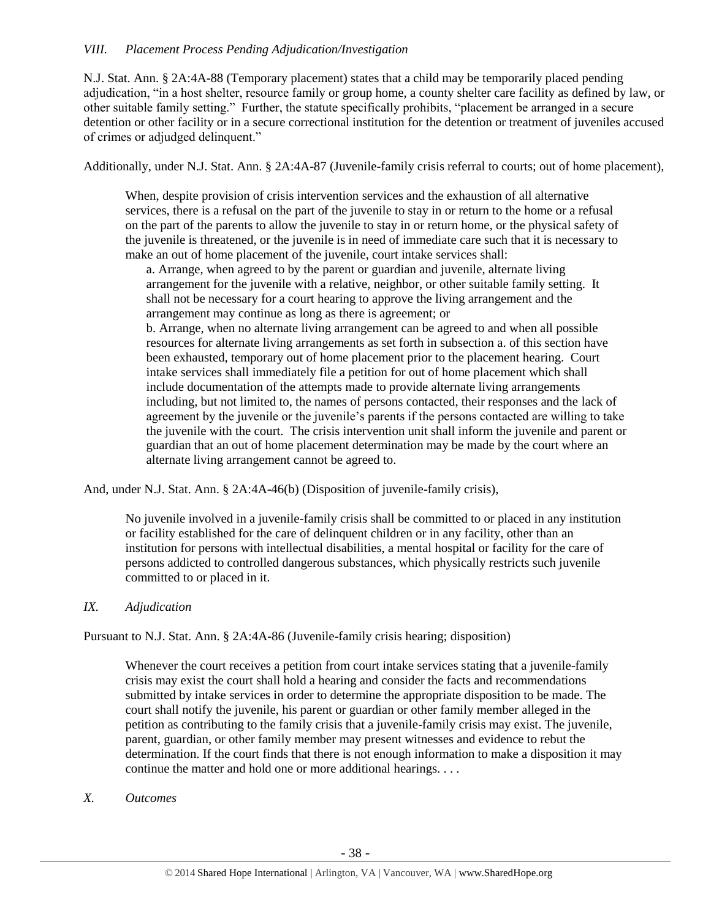*VIII. Placement Process Pending Adjudication/Investigation*

N.J. Stat. Ann. § 2A:4A-88 (Temporary placement) states that a child may be temporarily placed pending adjudication, "in a host shelter, resource family or group home, a county shelter care facility as defined by law, or other suitable family setting." Further, the statute specifically prohibits, "placement be arranged in a secure detention or other facility or in a secure correctional institution for the detention or treatment of juveniles accused of crimes or adjudged delinquent."

Additionally, under N.J. Stat. Ann. § 2A:4A-87 (Juvenile-family crisis referral to courts; out of home placement),

> When, despite provision of crisis intervention services and the exhaustion of all alternative services, there is a refusal on the part of the juvenile to stay in or return to the home or a refusal on the part of the parents to allow the juvenile to stay in or return home, or the physical safety of the juvenile is threatened, or the juvenile is in need of immediate care such that it is necessary to make an out of home placement of the juvenile, court intake services shall:
>
> a. Arrange, when agreed to by the parent or guardian and juvenile, alternate living arrangement for the juvenile with a relative, neighbor, or other suitable family setting. It shall not be necessary for a court hearing to approve the living arrangement and the arrangement may continue as long as there is agreement; or
>
> b. Arrange, when no alternate living arrangement can be agreed to and when all possible resources for alternate living arrangements as set forth in subsection a. of this section have been exhausted, temporary out of home placement prior to the placement hearing. Court intake services shall immediately file a petition for out of home placement which shall include documentation of the attempts made to provide alternate living arrangements including, but not limited to, the names of persons contacted, their responses and the lack of agreement by the juvenile or the juvenile's parents if the persons contacted are willing to take the juvenile with the court. The crisis intervention unit shall inform the juvenile and parent or guardian that an out of home placement determination may be made by the court where an alternate living arrangement cannot be agreed to.

And, under N.J. Stat. Ann. § 2A:4A-46(b) (Disposition of juvenile-family crisis),

> No juvenile involved in a juvenile-family crisis shall be committed to or placed in any institution or facility established for the care of delinquent children or in any facility, other than an institution for persons with intellectual disabilities, a mental hospital or facility for the care of persons addicted to controlled dangerous substances, which physically restricts such juvenile committed to or placed in it.

*IX. Adjudication*

Pursuant to N.J. Stat. Ann. § 2A:4A-86 (Juvenile-family crisis hearing; disposition)

> Whenever the court receives a petition from court intake services stating that a juvenile-family crisis may exist the court shall hold a hearing and consider the facts and recommendations submitted by intake services in order to determine the appropriate disposition to be made. The court shall notify the juvenile, his parent or guardian or other family member alleged in the petition as contributing to the family crisis that a juvenile-family crisis may exist. The juvenile, parent, guardian, or other family member may present witnesses and evidence to rebut the determination. If the court finds that there is not enough information to make a disposition it may continue the matter and hold one or more additional hearings. . . .

*X. Outcomes*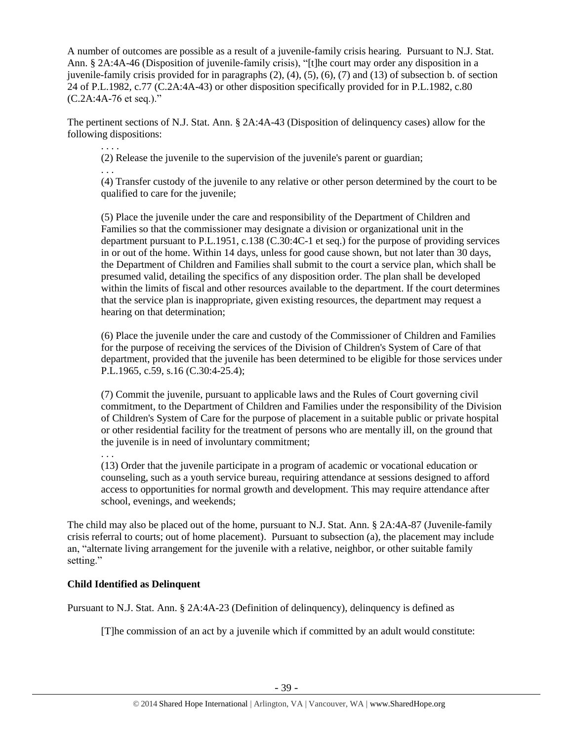A number of outcomes are possible as a result of a juvenile-family crisis hearing. Pursuant to N.J. Stat. Ann. § 2A:4A-46 (Disposition of juvenile-family crisis), "[t]he court may order any disposition in a juvenile-family crisis provided for in paragraphs (2), (4), (5), (6), (7) and (13) of subsection b. of section 24 of P.L.1982, c.77 (C.2A:4A-43) or other disposition specifically provided for in P.L.1982, c.80 (C.2A:4A-76 et seq.)."

The pertinent sections of N.J. Stat. Ann. § 2A:4A-43 (Disposition of delinquency cases) allow for the following dispositions:

> . . . .
>
> (2) Release the juvenile to the supervision of the juvenile's parent or guardian;
>
> . . .
>
> (4) Transfer custody of the juvenile to any relative or other person determined by the court to be qualified to care for the juvenile;
>
> (5) Place the juvenile under the care and responsibility of the Department of Children and Families so that the commissioner may designate a division or organizational unit in the department pursuant to P.L.1951, c.138 (C.30:4C-1 et seq.) for the purpose of providing services in or out of the home. Within 14 days, unless for good cause shown, but not later than 30 days, the Department of Children and Families shall submit to the court a service plan, which shall be presumed valid, detailing the specifics of any disposition order. The plan shall be developed within the limits of fiscal and other resources available to the department. If the court determines that the service plan is inappropriate, given existing resources, the department may request a hearing on that determination;
>
> (6) Place the juvenile under the care and custody of the Commissioner of Children and Families for the purpose of receiving the services of the Division of Children's System of Care of that department, provided that the juvenile has been determined to be eligible for those services under P.L.1965, c.59, s.16 (C.30:4-25.4);
>
> (7) Commit the juvenile, pursuant to applicable laws and the Rules of Court governing civil commitment, to the Department of Children and Families under the responsibility of the Division of Children's System of Care for the purpose of placement in a suitable public or private hospital or other residential facility for the treatment of persons who are mentally ill, on the ground that the juvenile is in need of involuntary commitment;
>
> . . .
>
> (13) Order that the juvenile participate in a program of academic or vocational education or counseling, such as a youth service bureau, requiring attendance at sessions designed to afford access to opportunities for normal growth and development. This may require attendance after school, evenings, and weekends;

The child may also be placed out of the home, pursuant to N.J. Stat. Ann. § 2A:4A-87 (Juvenile-family crisis referral to courts; out of home placement). Pursuant to subsection (a), the placement may include an, "alternate living arrangement for the juvenile with a relative, neighbor, or other suitable family setting."

**Child Identified as Delinquent**

Pursuant to N.J. Stat. Ann. § 2A:4A-23 (Definition of delinquency), delinquency is defined as

> [T]he commission of an act by a juvenile which if committed by an adult would constitute: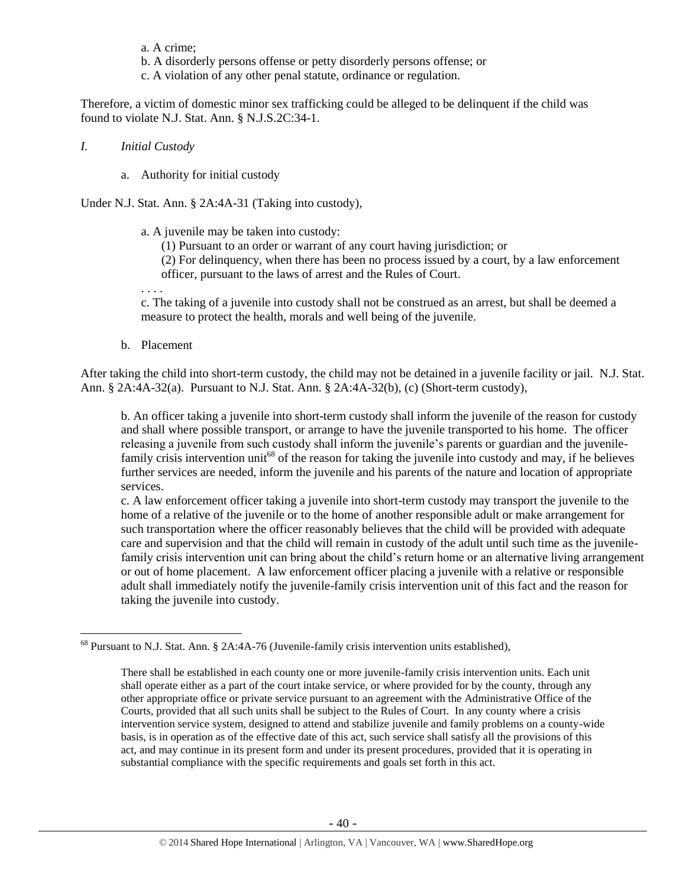a. A crime;
b. A disorderly persons offense or petty disorderly persons offense; or
c. A violation of any other penal statute, ordinance or regulation.

Therefore, a victim of domestic minor sex trafficking could be alleged to be delinquent if the child was found to violate N.J. Stat. Ann. § N.J.S.2C:34-1.

*I. Initial Custody*

a. Authority for initial custody

Under N.J. Stat. Ann. § 2A:4A-31 (Taking into custody),

> a. A juvenile may be taken into custody:
> (1) Pursuant to an order or warrant of any court having jurisdiction; or
> (2) For delinquency, when there has been no process issued by a court, by a law enforcement officer, pursuant to the laws of arrest and the Rules of Court.
> . . . .
> c. The taking of a juvenile into custody shall not be construed as an arrest, but shall be deemed a measure to protect the health, morals and well being of the juvenile.

b. Placement

After taking the child into short-term custody, the child may not be detained in a juvenile facility or jail. N.J. Stat. Ann. § 2A:4A-32(a). Pursuant to N.J. Stat. Ann. § 2A:4A-32(b), (c) (Short-term custody),

> b. An officer taking a juvenile into short-term custody shall inform the juvenile of the reason for custody and shall where possible transport, or arrange to have the juvenile transported to his home. The officer releasing a juvenile from such custody shall inform the juvenile's parents or guardian and the juvenile-family crisis intervention unit[68] of the reason for taking the juvenile into custody and may, if he believes further services are needed, inform the juvenile and his parents of the nature and location of appropriate services.
> c. A law enforcement officer taking a juvenile into short-term custody may transport the juvenile to the home of a relative of the juvenile or to the home of another responsible adult or make arrangement for such transportation where the officer reasonably believes that the child will be provided with adequate care and supervision and that the child will remain in custody of the adult until such time as the juvenile-family crisis intervention unit can bring about the child's return home or an alternative living arrangement or out of home placement. A law enforcement officer placing a juvenile with a relative or responsible adult shall immediately notify the juvenile-family crisis intervention unit of this fact and the reason for taking the juvenile into custody.

---

[68] Pursuant to N.J. Stat. Ann. § 2A:4A-76 (Juvenile-family crisis intervention units established),

> There shall be established in each county one or more juvenile-family crisis intervention units. Each unit shall operate either as a part of the court intake service, or where provided for by the county, through any other appropriate office or private service pursuant to an agreement with the Administrative Office of the Courts, provided that all such units shall be subject to the Rules of Court. In any county where a crisis intervention service system, designed to attend and stabilize juvenile and family problems on a county-wide basis, is in operation as of the effective date of this act, such service shall satisfy all the provisions of this act, and may continue in its present form and under its present procedures, provided that it is operating in substantial compliance with the specific requirements and goals set forth in this act.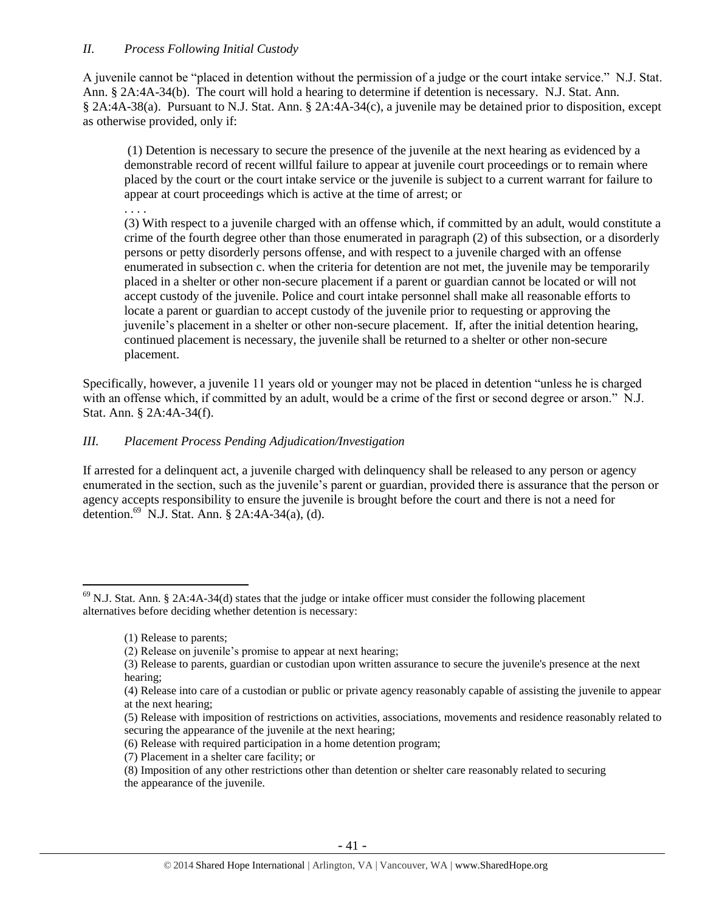### *II. Process Following Initial Custody*

A juvenile cannot be "placed in detention without the permission of a judge or the court intake service." N.J. Stat. Ann. § 2A:4A-34(b). The court will hold a hearing to determine if detention is necessary. N.J. Stat. Ann. § 2A:4A-38(a). Pursuant to N.J. Stat. Ann. § 2A:4A-34(c), a juvenile may be detained prior to disposition, except as otherwise provided, only if:

> (1) Detention is necessary to secure the presence of the juvenile at the next hearing as evidenced by a demonstrable record of recent willful failure to appear at juvenile court proceedings or to remain where placed by the court or the court intake service or the juvenile is subject to a current warrant for failure to appear at court proceedings which is active at the time of arrest; or
>
> . . . .
>
> (3) With respect to a juvenile charged with an offense which, if committed by an adult, would constitute a crime of the fourth degree other than those enumerated in paragraph (2) of this subsection, or a disorderly persons or petty disorderly persons offense, and with respect to a juvenile charged with an offense enumerated in subsection c. when the criteria for detention are not met, the juvenile may be temporarily placed in a shelter or other non-secure placement if a parent or guardian cannot be located or will not accept custody of the juvenile. Police and court intake personnel shall make all reasonable efforts to locate a parent or guardian to accept custody of the juvenile prior to requesting or approving the juvenile's placement in a shelter or other non-secure placement. If, after the initial detention hearing, continued placement is necessary, the juvenile shall be returned to a shelter or other non-secure placement.

Specifically, however, a juvenile 11 years old or younger may not be placed in detention "unless he is charged with an offense which, if committed by an adult, would be a crime of the first or second degree or arson." N.J. Stat. Ann. § 2A:4A-34(f).

### *III. Placement Process Pending Adjudication/Investigation*

If arrested for a delinquent act, a juvenile charged with delinquency shall be released to any person or agency enumerated in the section, such as the juvenile's parent or guardian, provided there is assurance that the person or agency accepts responsibility to ensure the juvenile is brought before the court and there is not a need for detention.[69] N.J. Stat. Ann. § 2A:4A-34(a), (d).

---

[69] N.J. Stat. Ann. § 2A:4A-34(d) states that the judge or intake officer must consider the following placement alternatives before deciding whether detention is necessary:

> (1) Release to parents;
> (2) Release on juvenile's promise to appear at next hearing;
> (3) Release to parents, guardian or custodian upon written assurance to secure the juvenile's presence at the next hearing;
> (4) Release into care of a custodian or public or private agency reasonably capable of assisting the juvenile to appear at the next hearing;
> (5) Release with imposition of restrictions on activities, associations, movements and residence reasonably related to securing the appearance of the juvenile at the next hearing;
> (6) Release with required participation in a home detention program;
> (7) Placement in a shelter care facility; or
> (8) Imposition of any other restrictions other than detention or shelter care reasonably related to securing the appearance of the juvenile.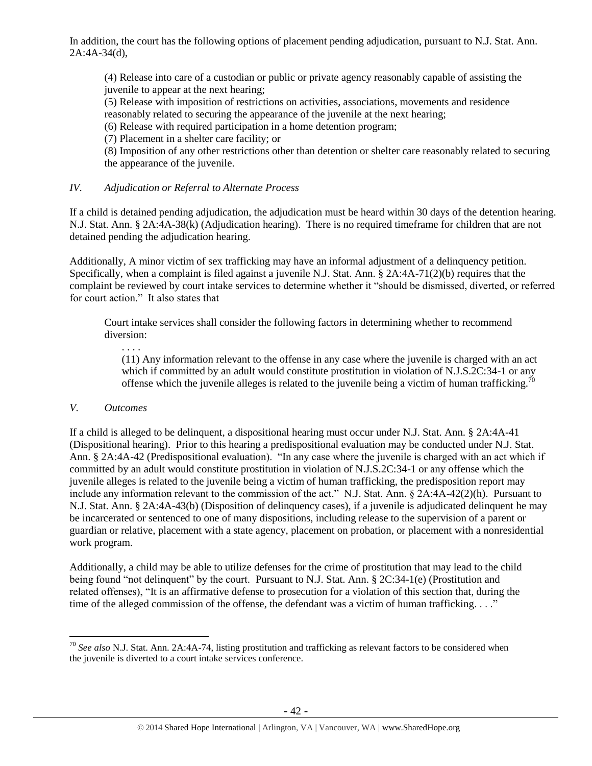In addition, the court has the following options of placement pending adjudication, pursuant to N.J. Stat. Ann. 2A:4A-34(d),

> (4) Release into care of a custodian or public or private agency reasonably capable of assisting the juvenile to appear at the next hearing;
> (5) Release with imposition of restrictions on activities, associations, movements and residence reasonably related to securing the appearance of the juvenile at the next hearing;
> (6) Release with required participation in a home detention program;
> (7) Placement in a shelter care facility; or
> (8) Imposition of any other restrictions other than detention or shelter care reasonably related to securing the appearance of the juvenile.

### *IV. Adjudication or Referral to Alternate Process*

If a child is detained pending adjudication, the adjudication must be heard within 30 days of the detention hearing. N.J. Stat. Ann. § 2A:4A-38(k) (Adjudication hearing). There is no required timeframe for children that are not detained pending the adjudication hearing.

Additionally, A minor victim of sex trafficking may have an informal adjustment of a delinquency petition. Specifically, when a complaint is filed against a juvenile N.J. Stat. Ann. § 2A:4A-71(2)(b) requires that the complaint be reviewed by court intake services to determine whether it "should be dismissed, diverted, or referred for court action." It also states that

> Court intake services shall consider the following factors in determining whether to recommend diversion:
>
> . . . .
>
> (11) Any information relevant to the offense in any case where the juvenile is charged with an act which if committed by an adult would constitute prostitution in violation of N.J.S.2C:34-1 or any offense which the juvenile alleges is related to the juvenile being a victim of human trafficking.[70]

### *V. Outcomes*

If a child is alleged to be delinquent, a dispositional hearing must occur under N.J. Stat. Ann. § 2A:4A-41 (Dispositional hearing). Prior to this hearing a predispositional evaluation may be conducted under N.J. Stat. Ann. § 2A:4A-42 (Predispositional evaluation). "In any case where the juvenile is charged with an act which if committed by an adult would constitute prostitution in violation of N.J.S.2C:34-1 or any offense which the juvenile alleges is related to the juvenile being a victim of human trafficking, the predisposition report may include any information relevant to the commission of the act." N.J. Stat. Ann. § 2A:4A-42(2)(h). Pursuant to N.J. Stat. Ann. § 2A:4A-43(b) (Disposition of delinquency cases), if a juvenile is adjudicated delinquent he may be incarcerated or sentenced to one of many dispositions, including release to the supervision of a parent or guardian or relative, placement with a state agency, placement on probation, or placement with a nonresidential work program.

Additionally, a child may be able to utilize defenses for the crime of prostitution that may lead to the child being found "not delinquent" by the court. Pursuant to N.J. Stat. Ann. § 2C:34-1(e) (Prostitution and related offenses), "It is an affirmative defense to prosecution for a violation of this section that, during the time of the alleged commission of the offense, the defendant was a victim of human trafficking. . . ."

---

[70] *See also* N.J. Stat. Ann. 2A:4A-74, listing prostitution and trafficking as relevant factors to be considered when the juvenile is diverted to a court intake services conference.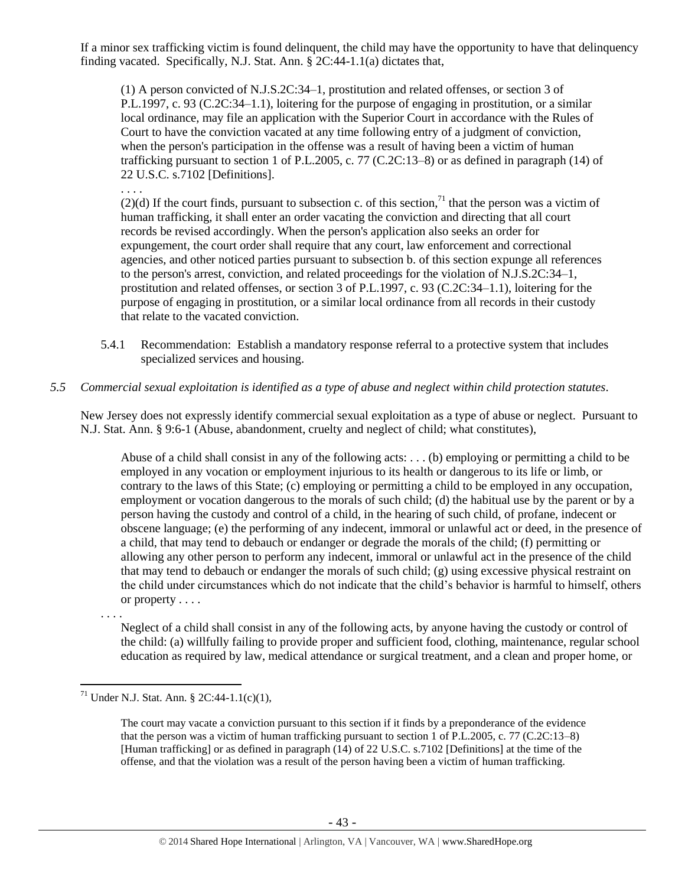If a minor sex trafficking victim is found delinquent, the child may have the opportunity to have that delinquency finding vacated. Specifically, N.J. Stat. Ann. § 2C:44-1.1(a) dictates that,

> (1) A person convicted of N.J.S.2C:34–1, prostitution and related offenses, or section 3 of P.L.1997, c. 93 (C.2C:34–1.1), loitering for the purpose of engaging in prostitution, or a similar local ordinance, may file an application with the Superior Court in accordance with the Rules of Court to have the conviction vacated at any time following entry of a judgment of conviction, when the person's participation in the offense was a result of having been a victim of human trafficking pursuant to section 1 of P.L.2005, c. 77 (C.2C:13–8) or as defined in paragraph (14) of 22 U.S.C. s.7102 [Definitions].
>
> . . . .
>
> (2)(d) If the court finds, pursuant to subsection c. of this section,[71] that the person was a victim of human trafficking, it shall enter an order vacating the conviction and directing that all court records be revised accordingly. When the person's application also seeks an order for expungement, the court order shall require that any court, law enforcement and correctional agencies, and other noticed parties pursuant to subsection b. of this section expunge all references to the person's arrest, conviction, and related proceedings for the violation of N.J.S.2C:34–1, prostitution and related offenses, or section 3 of P.L.1997, c. 93 (C.2C:34–1.1), loitering for the purpose of engaging in prostitution, or a similar local ordinance from all records in their custody that relate to the vacated conviction.

5.4.1 Recommendation: Establish a mandatory response referral to a protective system that includes specialized services and housing.

*5.5 Commercial sexual exploitation is identified as a type of abuse and neglect within child protection statutes.*

New Jersey does not expressly identify commercial sexual exploitation as a type of abuse or neglect. Pursuant to N.J. Stat. Ann. § 9:6-1 (Abuse, abandonment, cruelty and neglect of child; what constitutes),

> Abuse of a child shall consist in any of the following acts: . . . (b) employing or permitting a child to be employed in any vocation or employment injurious to its health or dangerous to its life or limb, or contrary to the laws of this State; (c) employing or permitting a child to be employed in any occupation, employment or vocation dangerous to the morals of such child; (d) the habitual use by the parent or by a person having the custody and control of a child, in the hearing of such child, of profane, indecent or obscene language; (e) the performing of any indecent, immoral or unlawful act or deed, in the presence of a child, that may tend to debauch or endanger or degrade the morals of the child; (f) permitting or allowing any other person to perform any indecent, immoral or unlawful act in the presence of the child that may tend to debauch or endanger the morals of such child; (g) using excessive physical restraint on the child under circumstances which do not indicate that the child's behavior is harmful to himself, others or property . . . .
>
> . . . .
>
> Neglect of a child shall consist in any of the following acts, by anyone having the custody or control of the child: (a) willfully failing to provide proper and sufficient food, clothing, maintenance, regular school education as required by law, medical attendance or surgical treatment, and a clean and proper home, or

---

[71] Under N.J. Stat. Ann. § 2C:44-1.1(c)(1),

> The court may vacate a conviction pursuant to this section if it finds by a preponderance of the evidence that the person was a victim of human trafficking pursuant to section 1 of P.L.2005, c. 77 (C.2C:13–8) [Human trafficking] or as defined in paragraph (14) of 22 U.S.C. s.7102 [Definitions] at the time of the offense, and that the violation was a result of the person having been a victim of human trafficking.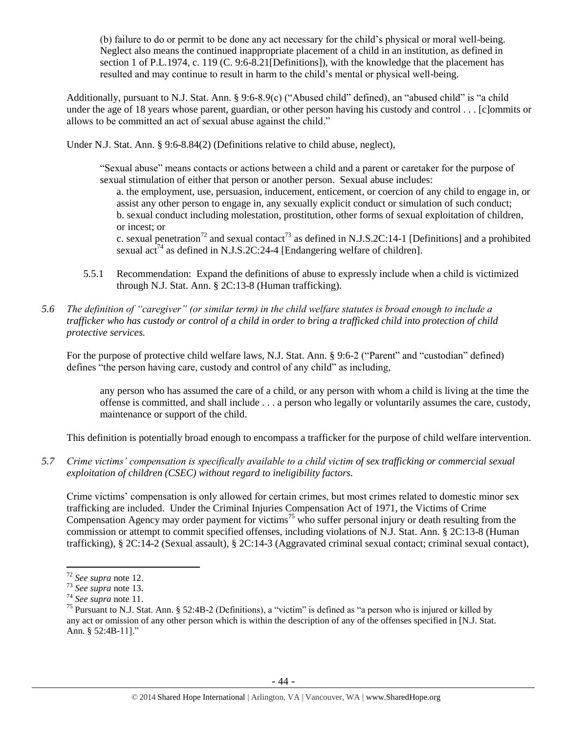(b) failure to do or permit to be done any act necessary for the child's physical or moral well-being. Neglect also means the continued inappropriate placement of a child in an institution, as defined in section 1 of P.L.1974, c. 119 (C. 9:6-8.21[Definitions]), with the knowledge that the placement has resulted and may continue to result in harm to the child's mental or physical well-being.

Additionally, pursuant to N.J. Stat. Ann. § 9:6-8.9(c) ("Abused child" defined), an "abused child" is "a child under the age of 18 years whose parent, guardian, or other person having his custody and control . . . [c]ommits or allows to be committed an act of sexual abuse against the child."

Under N.J. Stat. Ann. § 9:6-8.84(2) (Definitions relative to child abuse, neglect),

> "Sexual abuse" means contacts or actions between a child and a parent or caretaker for the purpose of sexual stimulation of either that person or another person. Sexual abuse includes:
>
> a. the employment, use, persuasion, inducement, enticement, or coercion of any child to engage in, or assist any other person to engage in, any sexually explicit conduct or simulation of such conduct;
>
> b. sexual conduct including molestation, prostitution, other forms of sexual exploitation of children, or incest; or
>
> c. sexual penetration[72] and sexual contact[73] as defined in N.J.S.2C:14-1 [Definitions] and a prohibited sexual act[74] as defined in N.J.S.2C:24-4 [Endangering welfare of children].

5.5.1 Recommendation: Expand the definitions of abuse to expressly include when a child is victimized through N.J. Stat. Ann. § 2C:13-8 (Human trafficking).

*5.6 The definition of "caregiver" (or similar term) in the child welfare statutes is broad enough to include a trafficker who has custody or control of a child in order to bring a trafficked child into protection of child protective services.*

For the purpose of protective child welfare laws, N.J. Stat. Ann. § 9:6-2 ("Parent" and "custodian" defined) defines "the person having care, custody and control of any child" as including,

> any person who has assumed the care of a child, or any person with whom a child is living at the time the offense is committed, and shall include . . . a person who legally or voluntarily assumes the care, custody, maintenance or support of the child.

This definition is potentially broad enough to encompass a trafficker for the purpose of child welfare intervention.

*5.7 Crime victims' compensation is specifically available to a child victim of sex trafficking or commercial sexual exploitation of children (CSEC) without regard to ineligibility factors.*

Crime victims' compensation is only allowed for certain crimes, but most crimes related to domestic minor sex trafficking are included. Under the Criminal Injuries Compensation Act of 1971, the Victims of Crime Compensation Agency may order payment for victims[75] who suffer personal injury or death resulting from the commission or attempt to commit specified offenses, including violations of N.J. Stat. Ann. § 2C:13-8 (Human trafficking), § 2C:14-2 (Sexual assault), § 2C:14-3 (Aggravated criminal sexual contact; criminal sexual contact),

---

[72] *See supra* note 12.

[73] *See supra* note 13.

[74] *See supra* note 11.

[75] Pursuant to N.J. Stat. Ann. § 52:4B-2 (Definitions), a "victim" is defined as "a person who is injured or killed by any act or omission of any other person which is within the description of any of the offenses specified in [N.J. Stat. Ann. § 52:4B-11]."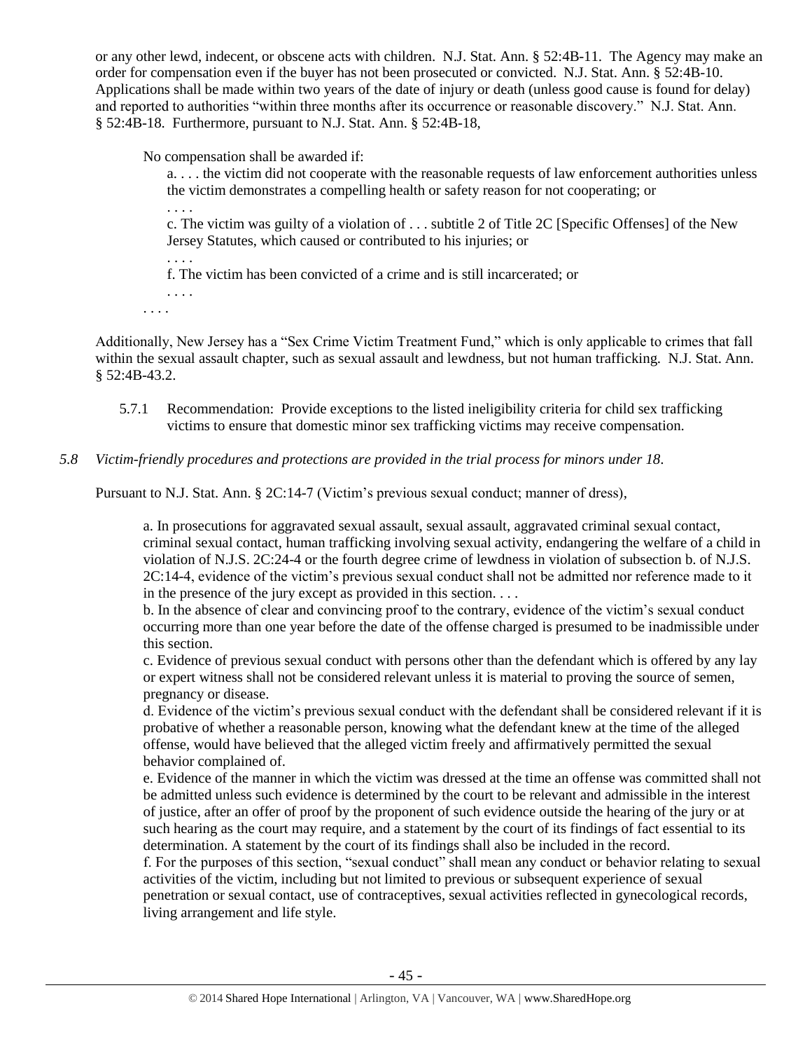or any other lewd, indecent, or obscene acts with children. N.J. Stat. Ann. § 52:4B-11. The Agency may make an order for compensation even if the buyer has not been prosecuted or convicted. N.J. Stat. Ann. § 52:4B-10. Applications shall be made within two years of the date of injury or death (unless good cause is found for delay) and reported to authorities "within three months after its occurrence or reasonable discovery." N.J. Stat. Ann. § 52:4B-18. Furthermore, pursuant to N.J. Stat. Ann. § 52:4B-18,

> No compensation shall be awarded if:
>
> a. . . . the victim did not cooperate with the reasonable requests of law enforcement authorities unless the victim demonstrates a compelling health or safety reason for not cooperating; or
>
> . . . .
>
> c. The victim was guilty of a violation of . . . subtitle 2 of Title 2C [Specific Offenses] of the New Jersey Statutes, which caused or contributed to his injuries; or
>
> . . . .
>
> f. The victim has been convicted of a crime and is still incarcerated; or
>
> . . . .
>
> . . . .

Additionally, New Jersey has a "Sex Crime Victim Treatment Fund," which is only applicable to crimes that fall within the sexual assault chapter, such as sexual assault and lewdness, but not human trafficking. N.J. Stat. Ann. § 52:4B-43.2.

5.7.1 Recommendation: Provide exceptions to the listed ineligibility criteria for child sex trafficking victims to ensure that domestic minor sex trafficking victims may receive compensation.

*5.8 Victim-friendly procedures and protections are provided in the trial process for minors under 18.*

Pursuant to N.J. Stat. Ann. § 2C:14-7 (Victim's previous sexual conduct; manner of dress),

> a. In prosecutions for aggravated sexual assault, sexual assault, aggravated criminal sexual contact, criminal sexual contact, human trafficking involving sexual activity, endangering the welfare of a child in violation of N.J.S. 2C:24-4 or the fourth degree crime of lewdness in violation of subsection b. of N.J.S. 2C:14-4, evidence of the victim's previous sexual conduct shall not be admitted nor reference made to it in the presence of the jury except as provided in this section. . . .
>
> b. In the absence of clear and convincing proof to the contrary, evidence of the victim's sexual conduct occurring more than one year before the date of the offense charged is presumed to be inadmissible under this section.
>
> c. Evidence of previous sexual conduct with persons other than the defendant which is offered by any lay or expert witness shall not be considered relevant unless it is material to proving the source of semen, pregnancy or disease.
>
> d. Evidence of the victim's previous sexual conduct with the defendant shall be considered relevant if it is probative of whether a reasonable person, knowing what the defendant knew at the time of the alleged offense, would have believed that the alleged victim freely and affirmatively permitted the sexual behavior complained of.
>
> e. Evidence of the manner in which the victim was dressed at the time an offense was committed shall not be admitted unless such evidence is determined by the court to be relevant and admissible in the interest of justice, after an offer of proof by the proponent of such evidence outside the hearing of the jury or at such hearing as the court may require, and a statement by the court of its findings of fact essential to its determination. A statement by the court of its findings shall also be included in the record.
>
> f. For the purposes of this section, "sexual conduct" shall mean any conduct or behavior relating to sexual activities of the victim, including but not limited to previous or subsequent experience of sexual penetration or sexual contact, use of contraceptives, sexual activities reflected in gynecological records, living arrangement and life style.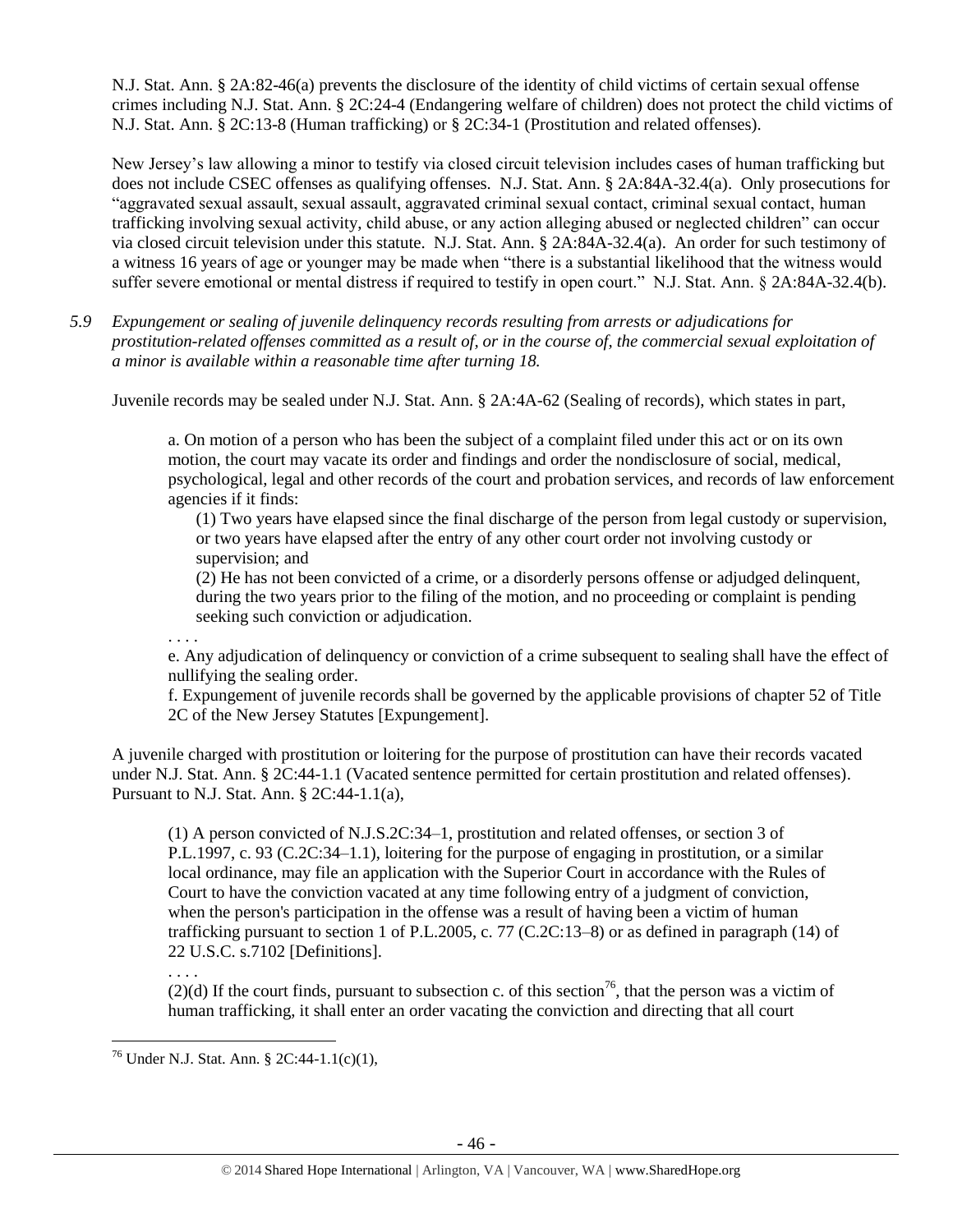N.J. Stat. Ann. § 2A:82-46(a) prevents the disclosure of the identity of child victims of certain sexual offense crimes including N.J. Stat. Ann. § 2C:24-4 (Endangering welfare of children) does not protect the child victims of N.J. Stat. Ann. § 2C:13-8 (Human trafficking) or § 2C:34-1 (Prostitution and related offenses).

New Jersey's law allowing a minor to testify via closed circuit television includes cases of human trafficking but does not include CSEC offenses as qualifying offenses. N.J. Stat. Ann. § 2A:84A-32.4(a). Only prosecutions for "aggravated sexual assault, sexual assault, aggravated criminal sexual contact, criminal sexual contact, human trafficking involving sexual activity, child abuse, or any action alleging abused or neglected children" can occur via closed circuit television under this statute. N.J. Stat. Ann. § 2A:84A-32.4(a). An order for such testimony of a witness 16 years of age or younger may be made when "there is a substantial likelihood that the witness would suffer severe emotional or mental distress if required to testify in open court." N.J. Stat. Ann. § 2A:84A-32.4(b).

*5.9 Expungement or sealing of juvenile delinquency records resulting from arrests or adjudications for prostitution-related offenses committed as a result of, or in the course of, the commercial sexual exploitation of a minor is available within a reasonable time after turning 18.*

Juvenile records may be sealed under N.J. Stat. Ann. § 2A:4A-62 (Sealing of records), which states in part,

> a. On motion of a person who has been the subject of a complaint filed under this act or on its own motion, the court may vacate its order and findings and order the nondisclosure of social, medical, psychological, legal and other records of the court and probation services, and records of law enforcement agencies if it finds:
>
> (1) Two years have elapsed since the final discharge of the person from legal custody or supervision, or two years have elapsed after the entry of any other court order not involving custody or supervision; and
>
> (2) He has not been convicted of a crime, or a disorderly persons offense or adjudged delinquent, during the two years prior to the filing of the motion, and no proceeding or complaint is pending seeking such conviction or adjudication.
>
> . . . .
>
> e. Any adjudication of delinquency or conviction of a crime subsequent to sealing shall have the effect of nullifying the sealing order.
>
> f. Expungement of juvenile records shall be governed by the applicable provisions of chapter 52 of Title 2C of the New Jersey Statutes [Expungement].

A juvenile charged with prostitution or loitering for the purpose of prostitution can have their records vacated under N.J. Stat. Ann. § 2C:44-1.1 (Vacated sentence permitted for certain prostitution and related offenses). Pursuant to N.J. Stat. Ann. § 2C:44-1.1(a),

> (1) A person convicted of N.J.S.2C:34–1, prostitution and related offenses, or section 3 of P.L.1997, c. 93 (C.2C:34–1.1), loitering for the purpose of engaging in prostitution, or a similar local ordinance, may file an application with the Superior Court in accordance with the Rules of Court to have the conviction vacated at any time following entry of a judgment of conviction, when the person's participation in the offense was a result of having been a victim of human trafficking pursuant to section 1 of P.L.2005, c. 77 (C.2C:13–8) or as defined in paragraph (14) of 22 U.S.C. s.7102 [Definitions].
>
> . . . .
>
> (2)(d) If the court finds, pursuant to subsection c. of this section[76], that the person was a victim of human trafficking, it shall enter an order vacating the conviction and directing that all court

[76] Under N.J. Stat. Ann. § 2C:44-1.1(c)(1),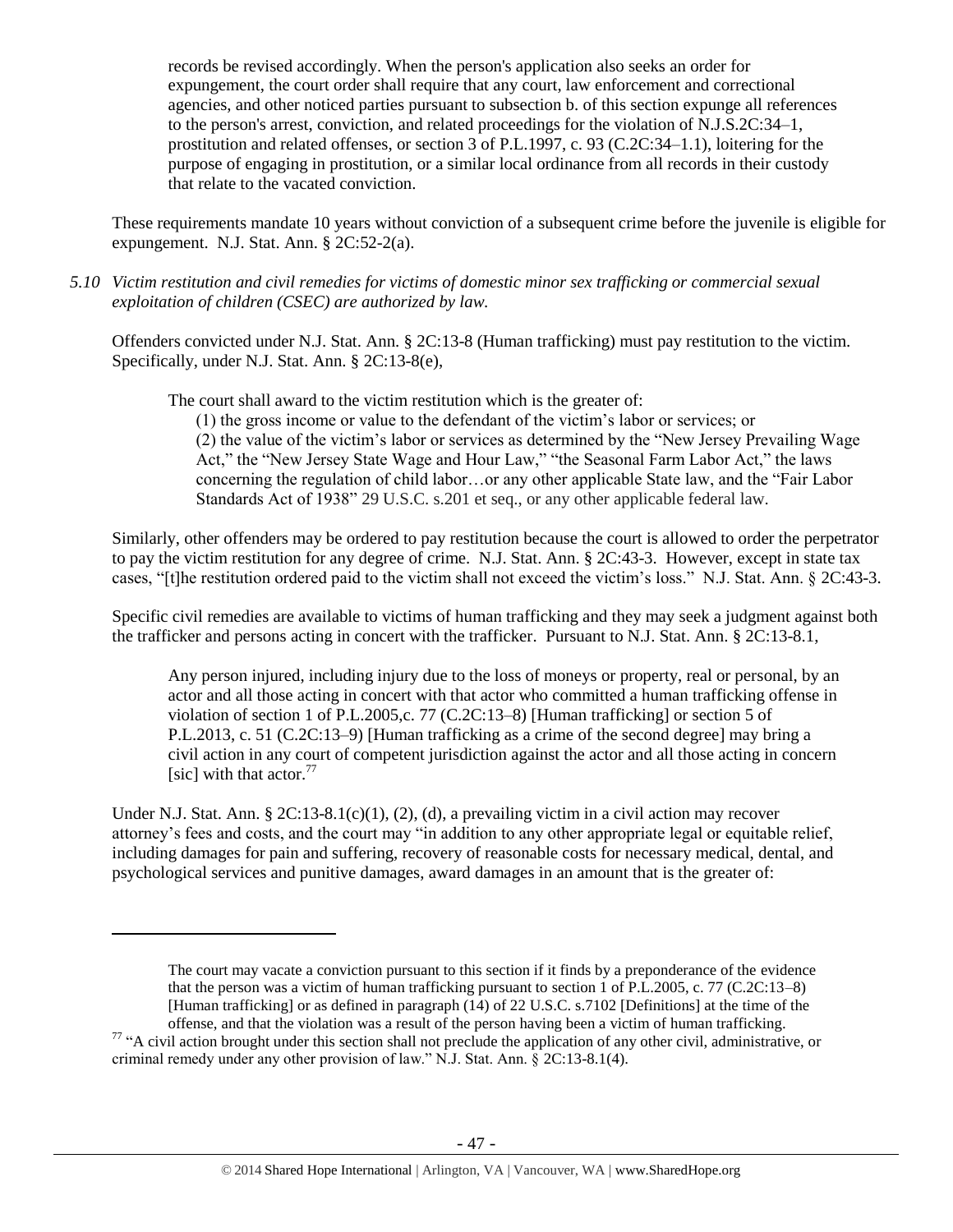> records be revised accordingly. When the person's application also seeks an order for expungement, the court order shall require that any court, law enforcement and correctional agencies, and other noticed parties pursuant to subsection b. of this section expunge all references to the person's arrest, conviction, and related proceedings for the violation of N.J.S.2C:34–1, prostitution and related offenses, or section 3 of P.L.1997, c. 93 (C.2C:34–1.1), loitering for the purpose of engaging in prostitution, or a similar local ordinance from all records in their custody that relate to the vacated conviction.

These requirements mandate 10 years without conviction of a subsequent crime before the juvenile is eligible for expungement. N.J. Stat. Ann. § 2C:52-2(a).

*5.10 Victim restitution and civil remedies for victims of domestic minor sex trafficking or commercial sexual exploitation of children (CSEC) are authorized by law.*

Offenders convicted under N.J. Stat. Ann. § 2C:13-8 (Human trafficking) must pay restitution to the victim. Specifically, under N.J. Stat. Ann. § 2C:13-8(e),

> The court shall award to the victim restitution which is the greater of:
>
> (1) the gross income or value to the defendant of the victim's labor or services; or
>
> (2) the value of the victim's labor or services as determined by the "New Jersey Prevailing Wage Act," the "New Jersey State Wage and Hour Law," "the Seasonal Farm Labor Act," the laws concerning the regulation of child labor…or any other applicable State law, and the "Fair Labor Standards Act of 1938" 29 U.S.C. s.201 et seq., or any other applicable federal law.

Similarly, other offenders may be ordered to pay restitution because the court is allowed to order the perpetrator to pay the victim restitution for any degree of crime. N.J. Stat. Ann. § 2C:43-3. However, except in state tax cases, "[t]he restitution ordered paid to the victim shall not exceed the victim's loss." N.J. Stat. Ann. § 2C:43-3.

Specific civil remedies are available to victims of human trafficking and they may seek a judgment against both the trafficker and persons acting in concert with the trafficker. Pursuant to N.J. Stat. Ann. § 2C:13-8.1,

> Any person injured, including injury due to the loss of moneys or property, real or personal, by an actor and all those acting in concert with that actor who committed a human trafficking offense in violation of section 1 of P.L.2005,c. 77 (C.2C:13–8) [Human trafficking] or section 5 of P.L.2013, c. 51 (C.2C:13–9) [Human trafficking as a crime of the second degree] may bring a civil action in any court of competent jurisdiction against the actor and all those acting in concern [sic] with that actor.[77]

Under N.J. Stat. Ann. § 2C:13-8.1(c)(1), (2), (d), a prevailing victim in a civil action may recover attorney's fees and costs, and the court may "in addition to any other appropriate legal or equitable relief, including damages for pain and suffering, recovery of reasonable costs for necessary medical, dental, and psychological services and punitive damages, award damages in an amount that is the greater of:

---

> The court may vacate a conviction pursuant to this section if it finds by a preponderance of the evidence that the person was a victim of human trafficking pursuant to section 1 of P.L.2005, c. 77 (C.2C:13–8) [Human trafficking] or as defined in paragraph (14) of 22 U.S.C. s.7102 [Definitions] at the time of the offense, and that the violation was a result of the person having been a victim of human trafficking.

[77] "A civil action brought under this section shall not preclude the application of any other civil, administrative, or criminal remedy under any other provision of law." N.J. Stat. Ann. § 2C:13-8.1(4).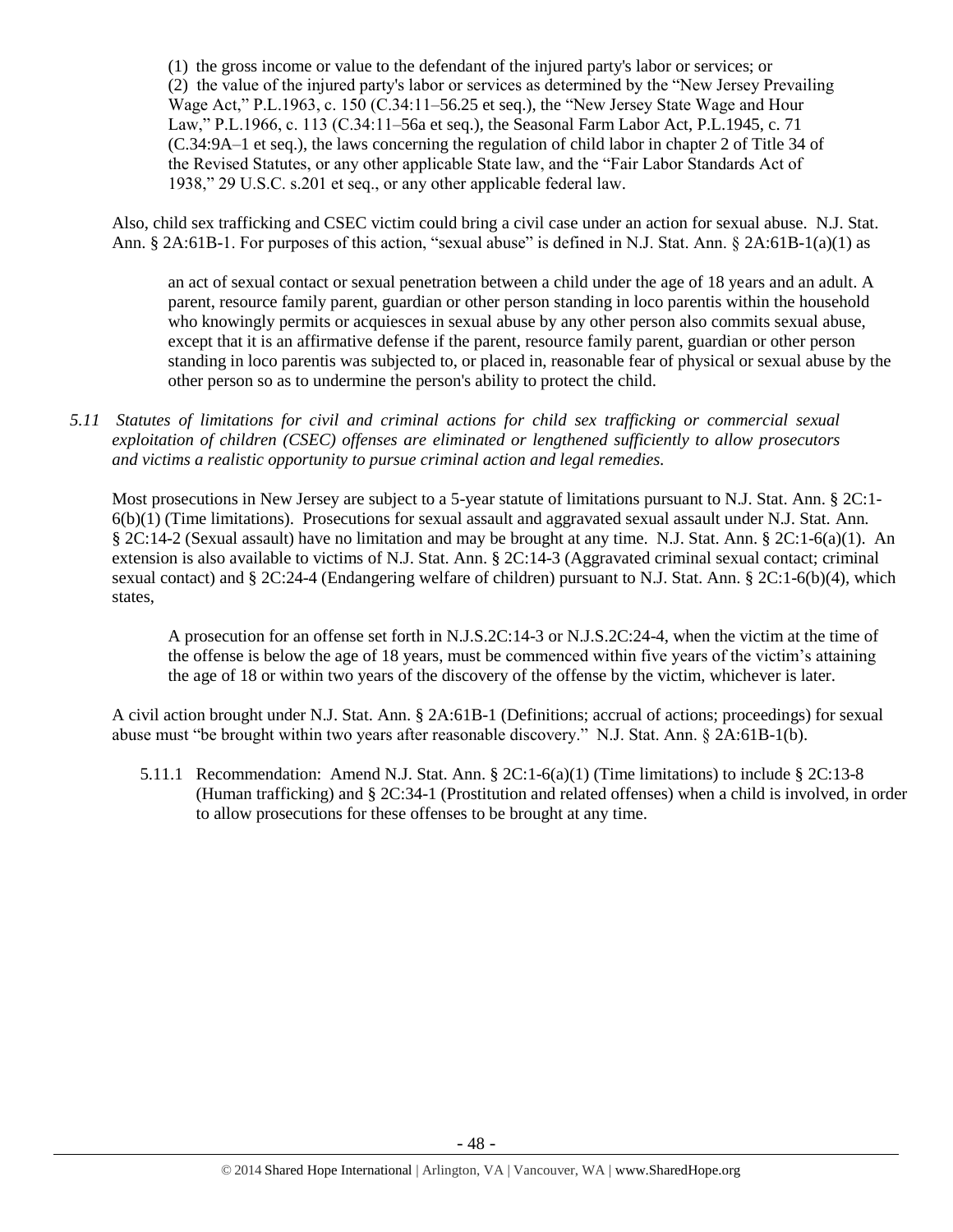(1) the gross income or value to the defendant of the injured party's labor or services; or
(2) the value of the injured party's labor or services as determined by the "New Jersey Prevailing Wage Act," P.L.1963, c. 150 (C.34:11–56.25 et seq.), the "New Jersey State Wage and Hour Law," P.L.1966, c. 113 (C.34:11–56a et seq.), the Seasonal Farm Labor Act, P.L.1945, c. 71 (C.34:9A–1 et seq.), the laws concerning the regulation of child labor in chapter 2 of Title 34 of the Revised Statutes, or any other applicable State law, and the "Fair Labor Standards Act of 1938," 29 U.S.C. s.201 et seq., or any other applicable federal law.

Also, child sex trafficking and CSEC victim could bring a civil case under an action for sexual abuse. N.J. Stat. Ann. § 2A:61B-1. For purposes of this action, "sexual abuse" is defined in N.J. Stat. Ann. § 2A:61B-1(a)(1) as

> an act of sexual contact or sexual penetration between a child under the age of 18 years and an adult. A parent, resource family parent, guardian or other person standing in loco parentis within the household who knowingly permits or acquiesces in sexual abuse by any other person also commits sexual abuse, except that it is an affirmative defense if the parent, resource family parent, guardian or other person standing in loco parentis was subjected to, or placed in, reasonable fear of physical or sexual abuse by the other person so as to undermine the person's ability to protect the child.

*5.11 Statutes of limitations for civil and criminal actions for child sex trafficking or commercial sexual exploitation of children (CSEC) offenses are eliminated or lengthened sufficiently to allow prosecutors and victims a realistic opportunity to pursue criminal action and legal remedies.*

Most prosecutions in New Jersey are subject to a 5-year statute of limitations pursuant to N.J. Stat. Ann. § 2C:1-6(b)(1) (Time limitations). Prosecutions for sexual assault and aggravated sexual assault under N.J. Stat. Ann. § 2C:14-2 (Sexual assault) have no limitation and may be brought at any time. N.J. Stat. Ann. § 2C:1-6(a)(1). An extension is also available to victims of N.J. Stat. Ann. § 2C:14-3 (Aggravated criminal sexual contact; criminal sexual contact) and § 2C:24-4 (Endangering welfare of children) pursuant to N.J. Stat. Ann. § 2C:1-6(b)(4), which states,

> A prosecution for an offense set forth in N.J.S.2C:14-3 or N.J.S.2C:24-4, when the victim at the time of the offense is below the age of 18 years, must be commenced within five years of the victim's attaining the age of 18 or within two years of the discovery of the offense by the victim, whichever is later.

A civil action brought under N.J. Stat. Ann. § 2A:61B-1 (Definitions; accrual of actions; proceedings) for sexual abuse must "be brought within two years after reasonable discovery." N.J. Stat. Ann. § 2A:61B-1(b).

5.11.1 Recommendation: Amend N.J. Stat. Ann. § 2C:1-6(a)(1) (Time limitations) to include § 2C:13-8 (Human trafficking) and § 2C:34-1 (Prostitution and related offenses) when a child is involved, in order to allow prosecutions for these offenses to be brought at any time.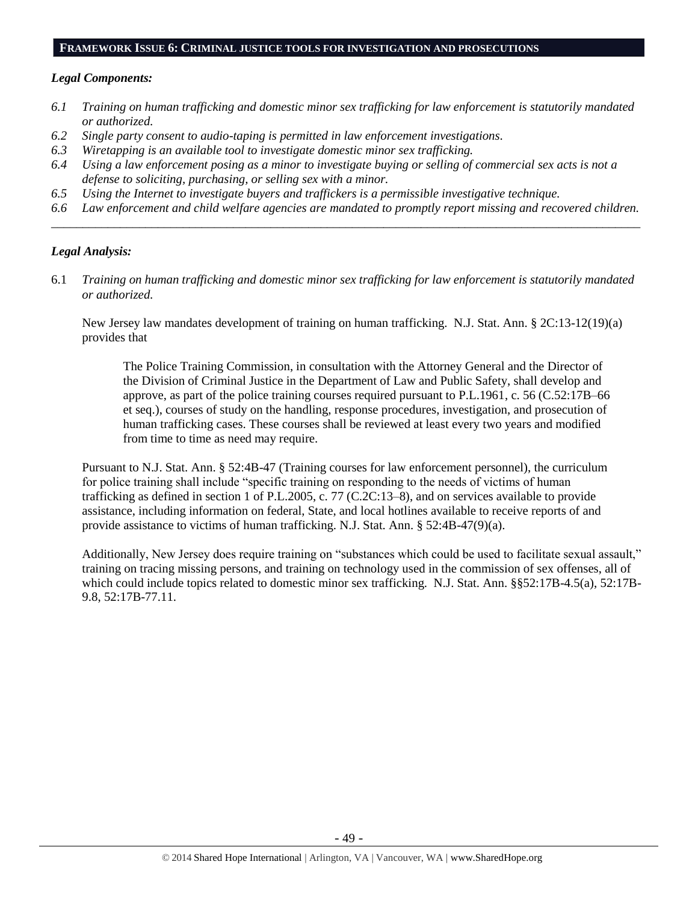## FRAMEWORK ISSUE 6: CRIMINAL JUSTICE TOOLS FOR INVESTIGATION AND PROSECUTIONS

### *Legal Components:*

*6.1 Training on human trafficking and domestic minor sex trafficking for law enforcement is statutorily mandated or authorized.*

*6.2 Single party consent to audio-taping is permitted in law enforcement investigations.*

*6.3 Wiretapping is an available tool to investigate domestic minor sex trafficking.*

*6.4 Using a law enforcement posing as a minor to investigate buying or selling of commercial sex acts is not a defense to soliciting, purchasing, or selling sex with a minor.*

*6.5 Using the Internet to investigate buyers and traffickers is a permissible investigative technique.*

*6.6 Law enforcement and child welfare agencies are mandated to promptly report missing and recovered children.*

---

### *Legal Analysis:*

6.1 *Training on human trafficking and domestic minor sex trafficking for law enforcement is statutorily mandated or authorized.*

New Jersey law mandates development of training on human trafficking. N.J. Stat. Ann. § 2C:13-12(19)(a) provides that

> The Police Training Commission, in consultation with the Attorney General and the Director of the Division of Criminal Justice in the Department of Law and Public Safety, shall develop and approve, as part of the police training courses required pursuant to P.L.1961, c. 56 (C.52:17B–66 et seq.), courses of study on the handling, response procedures, investigation, and prosecution of human trafficking cases. These courses shall be reviewed at least every two years and modified from time to time as need may require.

Pursuant to N.J. Stat. Ann. § 52:4B-47 (Training courses for law enforcement personnel), the curriculum for police training shall include "specific training on responding to the needs of victims of human trafficking as defined in section 1 of P.L.2005, c. 77 (C.2C:13–8), and on services available to provide assistance, including information on federal, State, and local hotlines available to receive reports of and provide assistance to victims of human trafficking. N.J. Stat. Ann. § 52:4B-47(9)(a).

Additionally, New Jersey does require training on "substances which could be used to facilitate sexual assault," training on tracing missing persons, and training on technology used in the commission of sex offenses, all of which could include topics related to domestic minor sex trafficking. N.J. Stat. Ann. §§52:17B-4.5(a), 52:17B-9.8, 52:17B-77.11.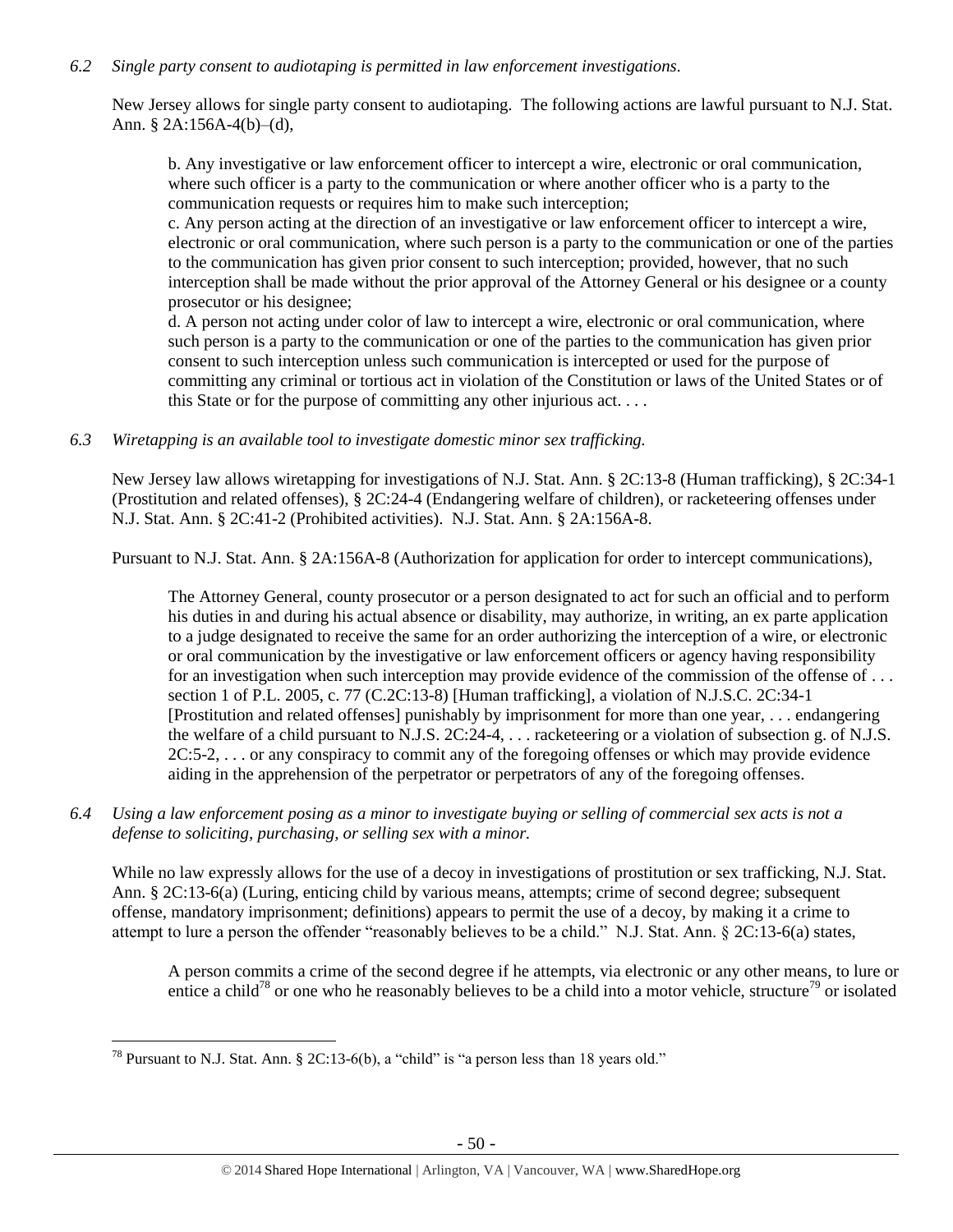*6.2 Single party consent to audiotaping is permitted in law enforcement investigations.*

New Jersey allows for single party consent to audiotaping. The following actions are lawful pursuant to N.J. Stat. Ann. § 2A:156A-4(b)–(d),

> b. Any investigative or law enforcement officer to intercept a wire, electronic or oral communication, where such officer is a party to the communication or where another officer who is a party to the communication requests or requires him to make such interception;
> c. Any person acting at the direction of an investigative or law enforcement officer to intercept a wire, electronic or oral communication, where such person is a party to the communication or one of the parties to the communication has given prior consent to such interception; provided, however, that no such interception shall be made without the prior approval of the Attorney General or his designee or a county prosecutor or his designee;
> d. A person not acting under color of law to intercept a wire, electronic or oral communication, where such person is a party to the communication or one of the parties to the communication has given prior consent to such interception unless such communication is intercepted or used for the purpose of committing any criminal or tortious act in violation of the Constitution or laws of the United States or of this State or for the purpose of committing any other injurious act. . . .

*6.3 Wiretapping is an available tool to investigate domestic minor sex trafficking.*

New Jersey law allows wiretapping for investigations of N.J. Stat. Ann. § 2C:13-8 (Human trafficking), § 2C:34-1 (Prostitution and related offenses), § 2C:24-4 (Endangering welfare of children), or racketeering offenses under N.J. Stat. Ann. § 2C:41-2 (Prohibited activities). N.J. Stat. Ann. § 2A:156A-8.

Pursuant to N.J. Stat. Ann. § 2A:156A-8 (Authorization for application for order to intercept communications),

> The Attorney General, county prosecutor or a person designated to act for such an official and to perform his duties in and during his actual absence or disability, may authorize, in writing, an ex parte application to a judge designated to receive the same for an order authorizing the interception of a wire, or electronic or oral communication by the investigative or law enforcement officers or agency having responsibility for an investigation when such interception may provide evidence of the commission of the offense of . . . section 1 of P.L. 2005, c. 77 (C.2C:13-8) [Human trafficking], a violation of N.J.S.C. 2C:34-1 [Prostitution and related offenses] punishably by imprisonment for more than one year, . . . endangering the welfare of a child pursuant to N.J.S. 2C:24-4, . . . racketeering or a violation of subsection g. of N.J.S. 2C:5-2, . . . or any conspiracy to commit any of the foregoing offenses or which may provide evidence aiding in the apprehension of the perpetrator or perpetrators of any of the foregoing offenses.

*6.4 Using a law enforcement posing as a minor to investigate buying or selling of commercial sex acts is not a defense to soliciting, purchasing, or selling sex with a minor.*

While no law expressly allows for the use of a decoy in investigations of prostitution or sex trafficking, N.J. Stat. Ann. § 2C:13-6(a) (Luring, enticing child by various means, attempts; crime of second degree; subsequent offense, mandatory imprisonment; definitions) appears to permit the use of a decoy, by making it a crime to attempt to lure a person the offender "reasonably believes to be a child." N.J. Stat. Ann. § 2C:13-6(a) states,

> A person commits a crime of the second degree if he attempts, via electronic or any other means, to lure or entice a child[78] or one who he reasonably believes to be a child into a motor vehicle, structure[79] or isolated

[78] Pursuant to N.J. Stat. Ann. § 2C:13-6(b), a "child" is "a person less than 18 years old."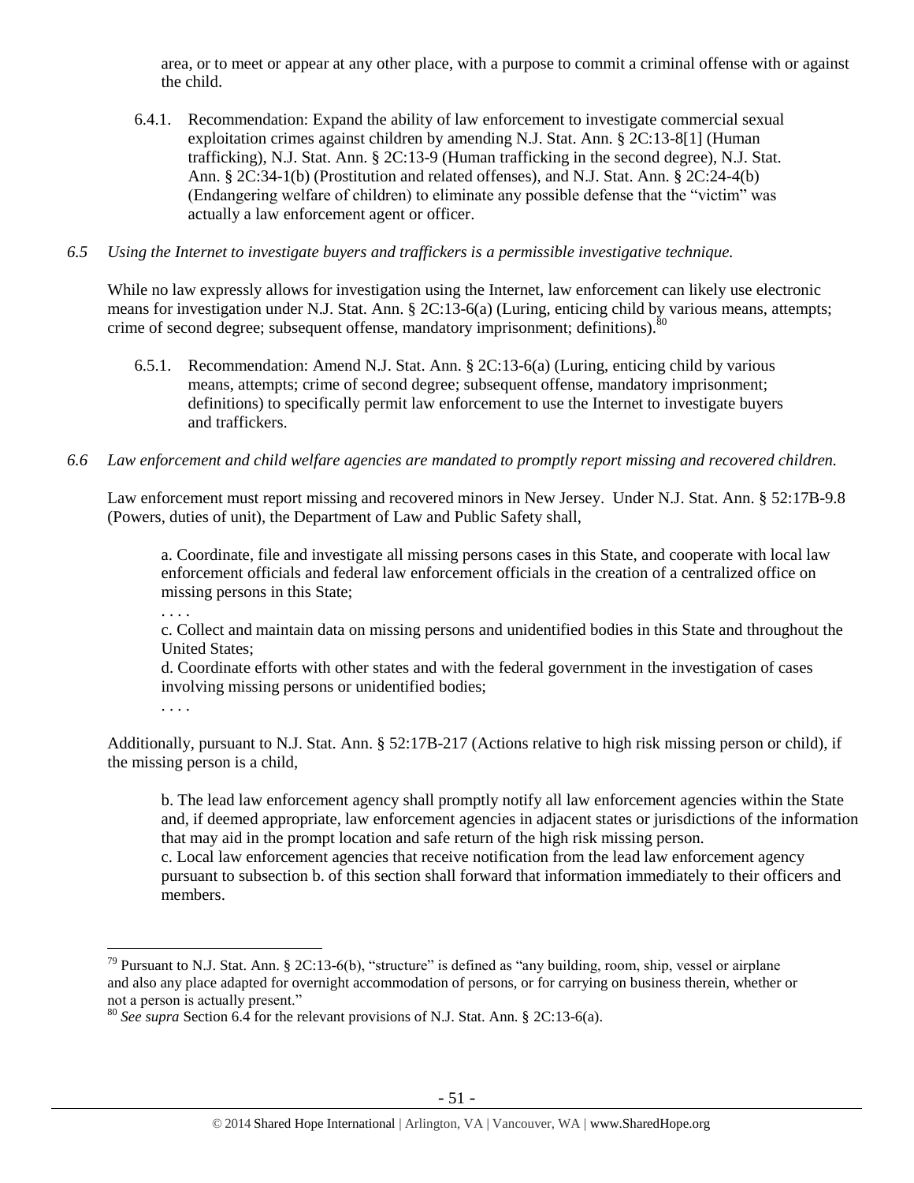area, or to meet or appear at any other place, with a purpose to commit a criminal offense with or against the child.

6.4.1. Recommendation: Expand the ability of law enforcement to investigate commercial sexual exploitation crimes against children by amending N.J. Stat. Ann. § 2C:13-8[1] (Human trafficking), N.J. Stat. Ann. § 2C:13-9 (Human trafficking in the second degree), N.J. Stat. Ann. § 2C:34-1(b) (Prostitution and related offenses), and N.J. Stat. Ann. § 2C:24-4(b) (Endangering welfare of children) to eliminate any possible defense that the "victim" was actually a law enforcement agent or officer.

*6.5 Using the Internet to investigate buyers and traffickers is a permissible investigative technique.*

While no law expressly allows for investigation using the Internet, law enforcement can likely use electronic means for investigation under N.J. Stat. Ann. § 2C:13-6(a) (Luring, enticing child by various means, attempts; crime of second degree; subsequent offense, mandatory imprisonment; definitions).[80]

6.5.1. Recommendation: Amend N.J. Stat. Ann. § 2C:13-6(a) (Luring, enticing child by various means, attempts; crime of second degree; subsequent offense, mandatory imprisonment; definitions) to specifically permit law enforcement to use the Internet to investigate buyers and traffickers.

*6.6 Law enforcement and child welfare agencies are mandated to promptly report missing and recovered children.*

Law enforcement must report missing and recovered minors in New Jersey. Under N.J. Stat. Ann. § 52:17B-9.8 (Powers, duties of unit), the Department of Law and Public Safety shall,

> a. Coordinate, file and investigate all missing persons cases in this State, and cooperate with local law enforcement officials and federal law enforcement officials in the creation of a centralized office on missing persons in this State;
>
> . . . .
>
> c. Collect and maintain data on missing persons and unidentified bodies in this State and throughout the United States;
>
> d. Coordinate efforts with other states and with the federal government in the investigation of cases involving missing persons or unidentified bodies;
>
> . . . .

Additionally, pursuant to N.J. Stat. Ann. § 52:17B-217 (Actions relative to high risk missing person or child), if the missing person is a child,

> b. The lead law enforcement agency shall promptly notify all law enforcement agencies within the State and, if deemed appropriate, law enforcement agencies in adjacent states or jurisdictions of the information that may aid in the prompt location and safe return of the high risk missing person.
>
> c. Local law enforcement agencies that receive notification from the lead law enforcement agency pursuant to subsection b. of this section shall forward that information immediately to their officers and members.

---

[79] Pursuant to N.J. Stat. Ann. § 2C:13-6(b), "structure" is defined as "any building, room, ship, vessel or airplane and also any place adapted for overnight accommodation of persons, or for carrying on business therein, whether or not a person is actually present."

[80] *See supra* Section 6.4 for the relevant provisions of N.J. Stat. Ann. § 2C:13-6(a).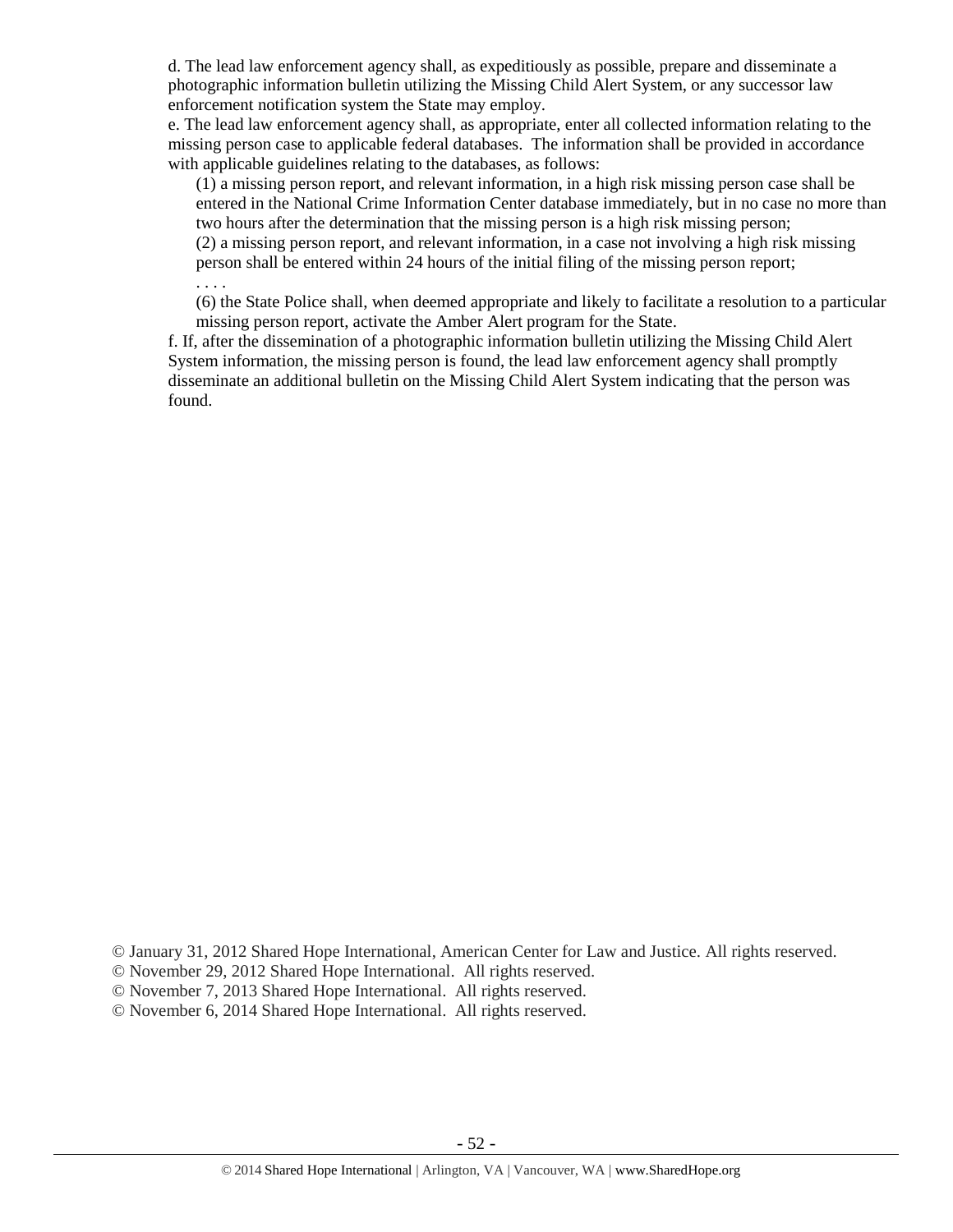d. The lead law enforcement agency shall, as expeditiously as possible, prepare and disseminate a photographic information bulletin utilizing the Missing Child Alert System, or any successor law enforcement notification system the State may employ.

e. The lead law enforcement agency shall, as appropriate, enter all collected information relating to the missing person case to applicable federal databases. The information shall be provided in accordance with applicable guidelines relating to the databases, as follows:

(1) a missing person report, and relevant information, in a high risk missing person case shall be entered in the National Crime Information Center database immediately, but in no case no more than two hours after the determination that the missing person is a high risk missing person;

(2) a missing person report, and relevant information, in a case not involving a high risk missing person shall be entered within 24 hours of the initial filing of the missing person report;

. . . .

(6) the State Police shall, when deemed appropriate and likely to facilitate a resolution to a particular missing person report, activate the Amber Alert program for the State.

f. If, after the dissemination of a photographic information bulletin utilizing the Missing Child Alert System information, the missing person is found, the lead law enforcement agency shall promptly disseminate an additional bulletin on the Missing Child Alert System indicating that the person was found.

© January 31, 2012 Shared Hope International, American Center for Law and Justice. All rights reserved.
© November 29, 2012 Shared Hope International. All rights reserved.
© November 7, 2013 Shared Hope International. All rights reserved.
© November 6, 2014 Shared Hope International. All rights reserved.